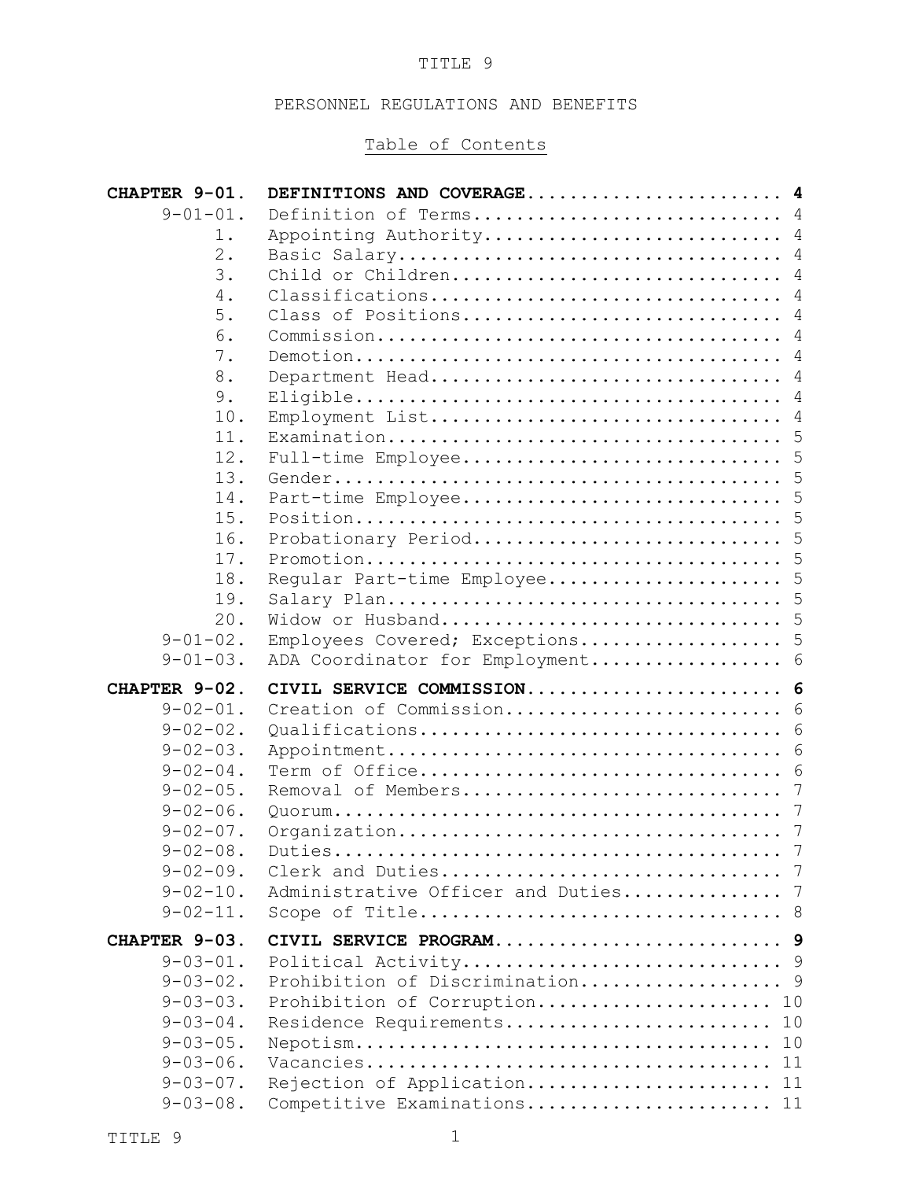# TITLE 9

## PERSONNEL REGULATIONS AND BENEFITS

### Table of Contents

| | | |
|---|---|---|
| **CHAPTER 9-01.** | **DEFINITIONS AND COVERAGE** | **4** |
| 9-01-01. | Definition of Terms | 4 |
| 1. | Appointing Authority | 4 |
| 2. | Basic Salary | 4 |
| 3. | Child or Children | 4 |
| 4. | Classifications | 4 |
| 5. | Class of Positions | 4 |
| 6. | Commission | 4 |
| 7. | Demotion | 4 |
| 8. | Department Head | 4 |
| 9. | Eligible | 4 |
| 10. | Employment List | 4 |
| 11. | Examination | 5 |
| 12. | Full-time Employee | 5 |
| 13. | Gender | 5 |
| 14. | Part-time Employee | 5 |
| 15. | Position | 5 |
| 16. | Probationary Period | 5 |
| 17. | Promotion | 5 |
| 18. | Regular Part-time Employee | 5 |
| 19. | Salary Plan | 5 |
| 20. | Widow or Husband | 5 |
| 9-01-02. | Employees Covered; Exceptions | 5 |
| 9-01-03. | ADA Coordinator for Employment | 6 |
| **CHAPTER 9-02.** | **CIVIL SERVICE COMMISSION** | **6** |
| 9-02-01. | Creation of Commission | 6 |
| 9-02-02. | Qualifications | 6 |
| 9-02-03. | Appointment | 6 |
| 9-02-04. | Term of Office | 6 |
| 9-02-05. | Removal of Members | 7 |
| 9-02-06. | Quorum | 7 |
| 9-02-07. | Organization | 7 |
| 9-02-08. | Duties | 7 |
| 9-02-09. | Clerk and Duties | 7 |
| 9-02-10. | Administrative Officer and Duties | 7 |
| 9-02-11. | Scope of Title | 8 |
| **CHAPTER 9-03.** | **CIVIL SERVICE PROGRAM** | **9** |
| 9-03-01. | Political Activity | 9 |
| 9-03-02. | Prohibition of Discrimination | 9 |
| 9-03-03. | Prohibition of Corruption | 10 |
| 9-03-04. | Residence Requirements | 10 |
| 9-03-05. | Nepotism | 10 |
| 9-03-06. | Vacancies | 11 |
| 9-03-07. | Rejection of Application | 11 |
| 9-03-08. | Competitive Examinations | 11 |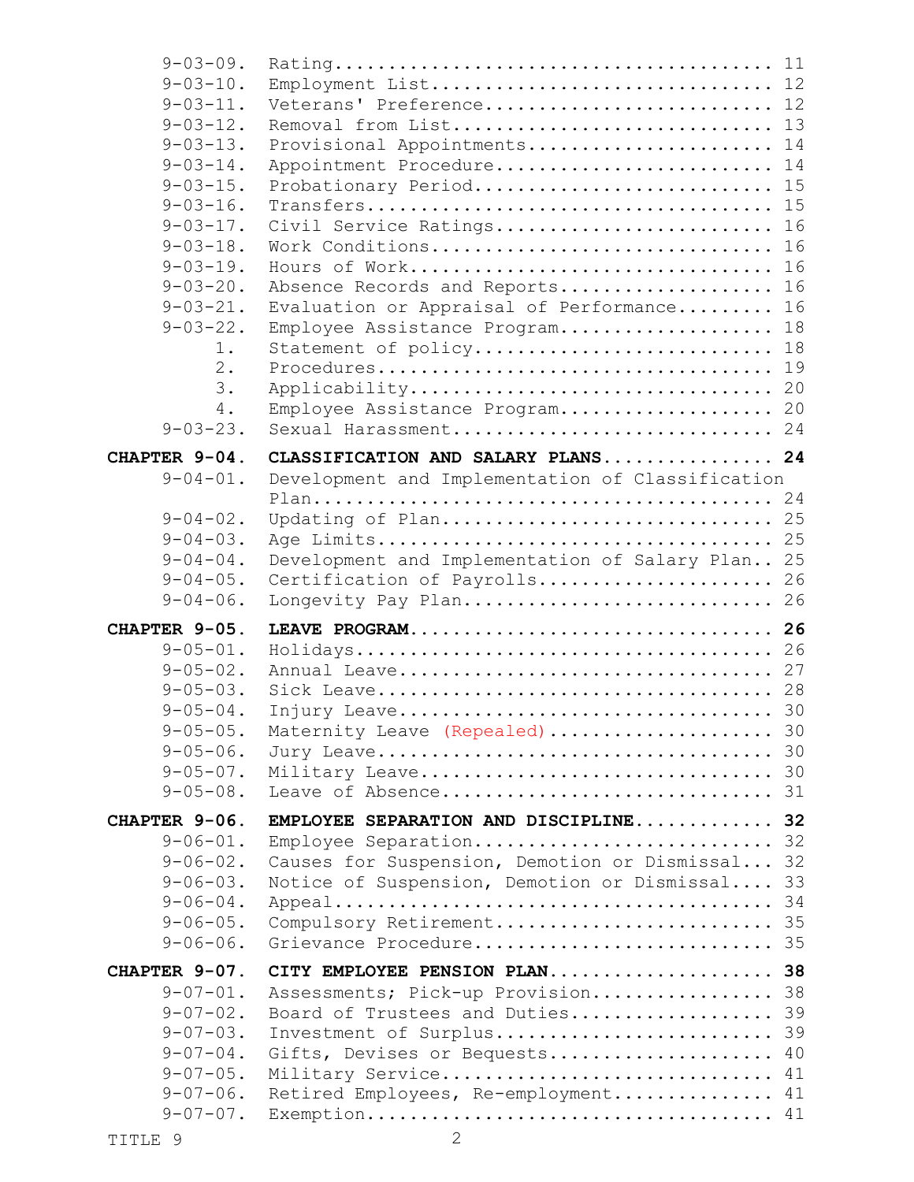| | | |
|---|---|---|
| 9-03-09. | Rating | 11 |
| 9-03-10. | Employment List | 12 |
| 9-03-11. | Veterans' Preference | 12 |
| 9-03-12. | Removal from List | 13 |
| 9-03-13. | Provisional Appointments | 14 |
| 9-03-14. | Appointment Procedure | 14 |
| 9-03-15. | Probationary Period | 15 |
| 9-03-16. | Transfers | 15 |
| 9-03-17. | Civil Service Ratings | 16 |
| 9-03-18. | Work Conditions | 16 |
| 9-03-19. | Hours of Work | 16 |
| 9-03-20. | Absence Records and Reports | 16 |
| 9-03-21. | Evaluation or Appraisal of Performance | 16 |
| 9-03-22. | Employee Assistance Program | 18 |
| 1. | Statement of policy | 18 |
| 2. | Procedures | 19 |
| 3. | Applicability | 20 |
| 4. | Employee Assistance Program | 20 |
| 9-03-23. | Sexual Harassment | 24 |
| **CHAPTER 9-04.** | **CLASSIFICATION AND SALARY PLANS** | **24** |
| 9-04-01. | Development and Implementation of Classification Plan | 24 |
| 9-04-02. | Updating of Plan | 25 |
| 9-04-03. | Age Limits | 25 |
| 9-04-04. | Development and Implementation of Salary Plan | 25 |
| 9-04-05. | Certification of Payrolls | 26 |
| 9-04-06. | Longevity Pay Plan | 26 |
| **CHAPTER 9-05.** | **LEAVE PROGRAM** | **26** |
| 9-05-01. | Holidays | 26 |
| 9-05-02. | Annual Leave | 27 |
| 9-05-03. | Sick Leave | 28 |
| 9-05-04. | Injury Leave | 30 |
| 9-05-05. | Maternity Leave (Repealed) | 30 |
| 9-05-06. | Jury Leave | 30 |
| 9-05-07. | Military Leave | 30 |
| 9-05-08. | Leave of Absence | 31 |
| **CHAPTER 9-06.** | **EMPLOYEE SEPARATION AND DISCIPLINE** | **32** |
| 9-06-01. | Employee Separation | 32 |
| 9-06-02. | Causes for Suspension, Demotion or Dismissal | 32 |
| 9-06-03. | Notice of Suspension, Demotion or Dismissal | 33 |
| 9-06-04. | Appeal | 34 |
| 9-06-05. | Compulsory Retirement | 35 |
| 9-06-06. | Grievance Procedure | 35 |
| **CHAPTER 9-07.** | **CITY EMPLOYEE PENSION PLAN** | **38** |
| 9-07-01. | Assessments; Pick-up Provision | 38 |
| 9-07-02. | Board of Trustees and Duties | 39 |
| 9-07-03. | Investment of Surplus | 39 |
| 9-07-04. | Gifts, Devises or Bequests | 40 |
| 9-07-05. | Military Service | 41 |
| 9-07-06. | Retired Employees, Re-employment | 41 |
| 9-07-07. | Exemption | 41 |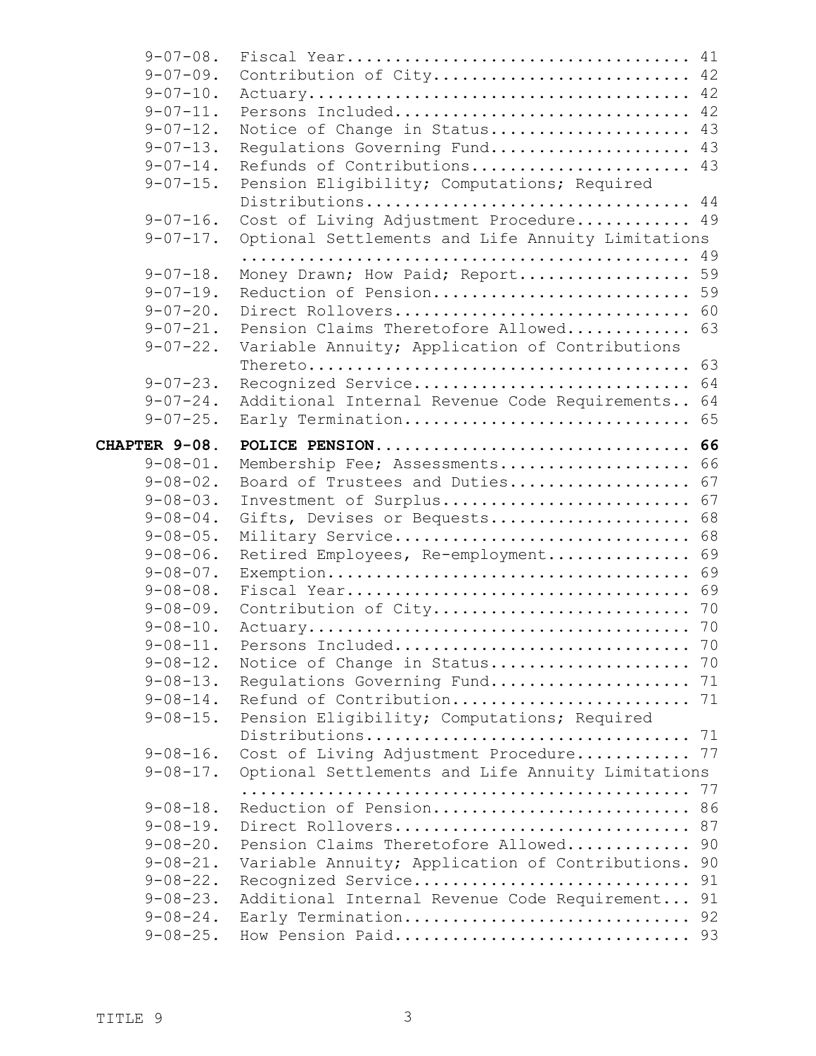| | | |
|---|---|---|
| 9-07-08. | Fiscal Year | 41 |
| 9-07-09. | Contribution of City | 42 |
| 9-07-10. | Actuary | 42 |
| 9-07-11. | Persons Included | 42 |
| 9-07-12. | Notice of Change in Status | 43 |
| 9-07-13. | Regulations Governing Fund | 43 |
| 9-07-14. | Refunds of Contributions | 43 |
| 9-07-15. | Pension Eligibility; Computations; Required Distributions | 44 |
| 9-07-16. | Cost of Living Adjustment Procedure | 49 |
| 9-07-17. | Optional Settlements and Life Annuity Limitations | 49 |
| 9-07-18. | Money Drawn; How Paid; Report | 59 |
| 9-07-19. | Reduction of Pension | 59 |
| 9-07-20. | Direct Rollovers | 60 |
| 9-07-21. | Pension Claims Theretofore Allowed | 63 |
| 9-07-22. | Variable Annuity; Application of Contributions Thereto | 63 |
| 9-07-23. | Recognized Service | 64 |
| 9-07-24. | Additional Internal Revenue Code Requirements | 64 |
| 9-07-25. | Early Termination | 65 |
| **CHAPTER 9-08.** | **POLICE PENSION** | **66** |
| 9-08-01. | Membership Fee; Assessments | 66 |
| 9-08-02. | Board of Trustees and Duties | 67 |
| 9-08-03. | Investment of Surplus | 67 |
| 9-08-04. | Gifts, Devises or Bequests | 68 |
| 9-08-05. | Military Service | 68 |
| 9-08-06. | Retired Employees, Re-employment | 69 |
| 9-08-07. | Exemption | 69 |
| 9-08-08. | Fiscal Year | 69 |
| 9-08-09. | Contribution of City | 70 |
| 9-08-10. | Actuary | 70 |
| 9-08-11. | Persons Included | 70 |
| 9-08-12. | Notice of Change in Status | 70 |
| 9-08-13. | Regulations Governing Fund | 71 |
| 9-08-14. | Refund of Contribution | 71 |
| 9-08-15. | Pension Eligibility; Computations; Required Distributions | 71 |
| 9-08-16. | Cost of Living Adjustment Procedure | 77 |
| 9-08-17. | Optional Settlements and Life Annuity Limitations | 77 |
| 9-08-18. | Reduction of Pension | 86 |
| 9-08-19. | Direct Rollovers | 87 |
| 9-08-20. | Pension Claims Theretofore Allowed | 90 |
| 9-08-21. | Variable Annuity; Application of Contributions | 90 |
| 9-08-22. | Recognized Service | 91 |
| 9-08-23. | Additional Internal Revenue Code Requirement | 91 |
| 9-08-24. | Early Termination | 92 |
| 9-08-25. | How Pension Paid | 93 |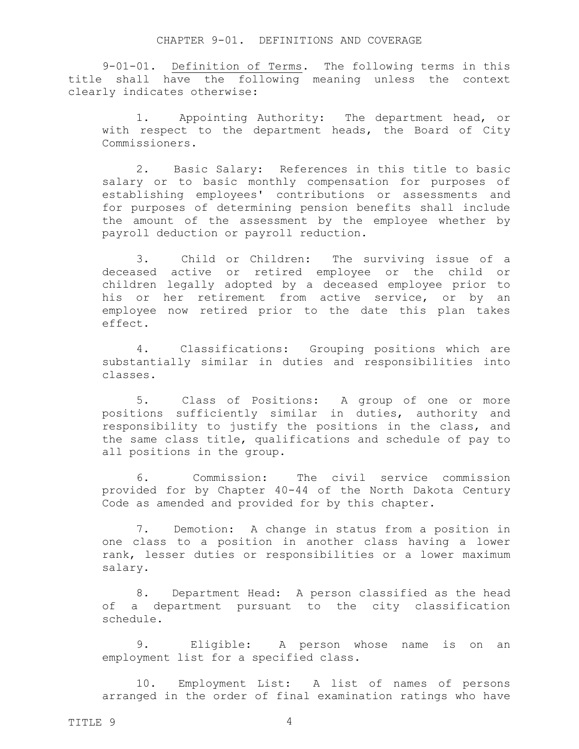# CHAPTER 9-01. DEFINITIONS AND COVERAGE

9-01-01. Definition of Terms. The following terms in this title shall have the following meaning unless the context clearly indicates otherwise:

1. Appointing Authority: The department head, or with respect to the department heads, the Board of City Commissioners.

2. Basic Salary: References in this title to basic salary or to basic monthly compensation for purposes of establishing employees' contributions or assessments and for purposes of determining pension benefits shall include the amount of the assessment by the employee whether by payroll deduction or payroll reduction.

3. Child or Children: The surviving issue of a deceased active or retired employee or the child or children legally adopted by a deceased employee prior to his or her retirement from active service, or by an employee now retired prior to the date this plan takes effect.

4. Classifications: Grouping positions which are substantially similar in duties and responsibilities into classes.

5. Class of Positions: A group of one or more positions sufficiently similar in duties, authority and responsibility to justify the positions in the class, and the same class title, qualifications and schedule of pay to all positions in the group.

6. Commission: The civil service commission provided for by Chapter 40-44 of the North Dakota Century Code as amended and provided for by this chapter.

7. Demotion: A change in status from a position in one class to a position in another class having a lower rank, lesser duties or responsibilities or a lower maximum salary.

8. Department Head: A person classified as the head of a department pursuant to the city classification schedule.

9. Eligible: A person whose name is on an employment list for a specified class.

10. Employment List: A list of names of persons arranged in the order of final examination ratings who have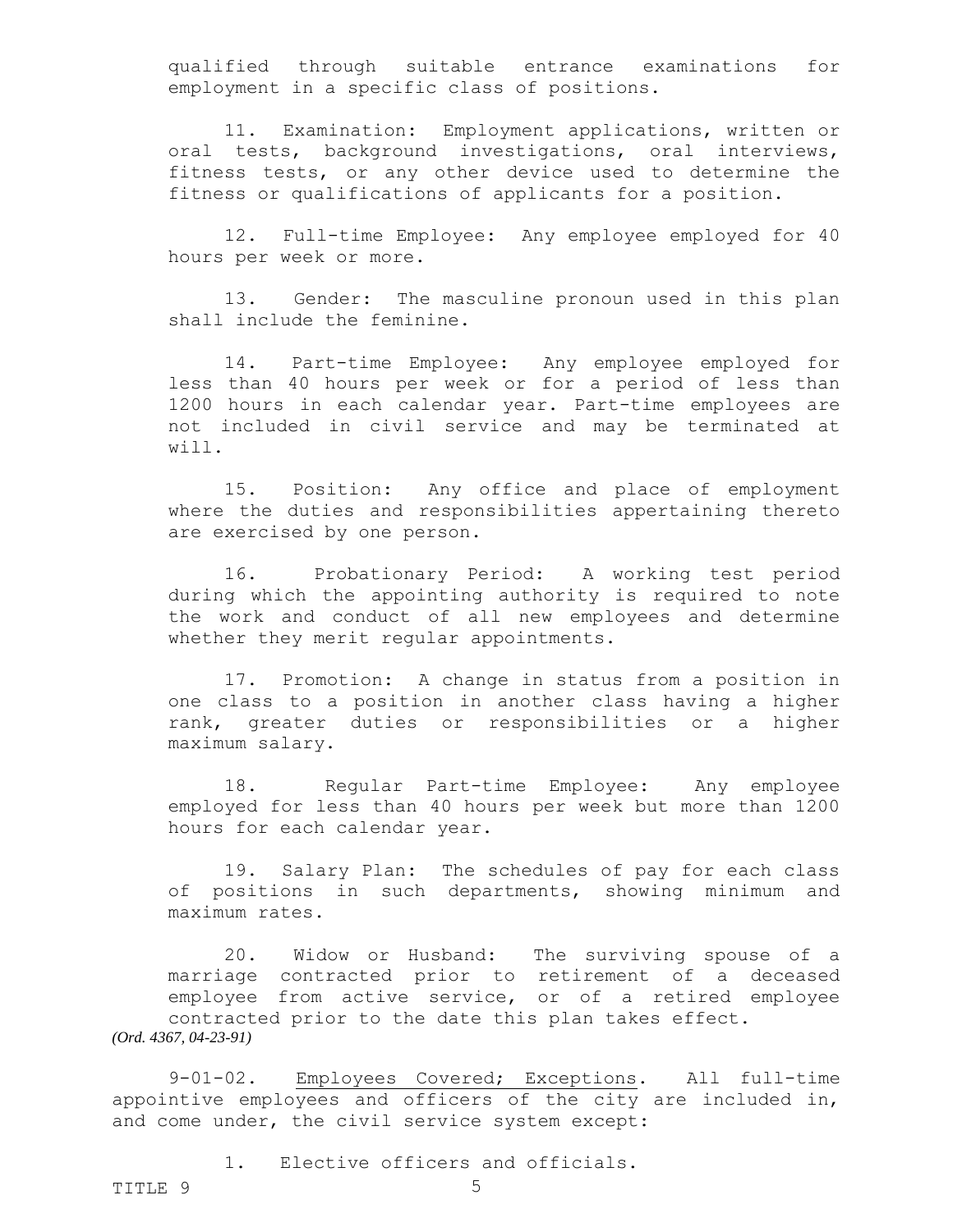qualified through suitable entrance examinations for employment in a specific class of positions.

11. Examination: Employment applications, written or oral tests, background investigations, oral interviews, fitness tests, or any other device used to determine the fitness or qualifications of applicants for a position.

12. Full-time Employee: Any employee employed for 40 hours per week or more.

13. Gender: The masculine pronoun used in this plan shall include the feminine.

14. Part-time Employee: Any employee employed for less than 40 hours per week or for a period of less than 1200 hours in each calendar year. Part-time employees are not included in civil service and may be terminated at will.

15. Position: Any office and place of employment where the duties and responsibilities appertaining thereto are exercised by one person.

16. Probationary Period: A working test period during which the appointing authority is required to note the work and conduct of all new employees and determine whether they merit regular appointments.

17. Promotion: A change in status from a position in one class to a position in another class having a higher rank, greater duties or responsibilities or a higher maximum salary.

18. Regular Part-time Employee: Any employee employed for less than 40 hours per week but more than 1200 hours for each calendar year.

19. Salary Plan: The schedules of pay for each class of positions in such departments, showing minimum and maximum rates.

20. Widow or Husband: The surviving spouse of a marriage contracted prior to retirement of a deceased employee from active service, or of a retired employee contracted prior to the date this plan takes effect.

*(Ord. 4367, 04-23-91)*

9-01-02. Employees Covered; Exceptions. All full-time appointive employees and officers of the city are included in, and come under, the civil service system except:

1. Elective officers and officials.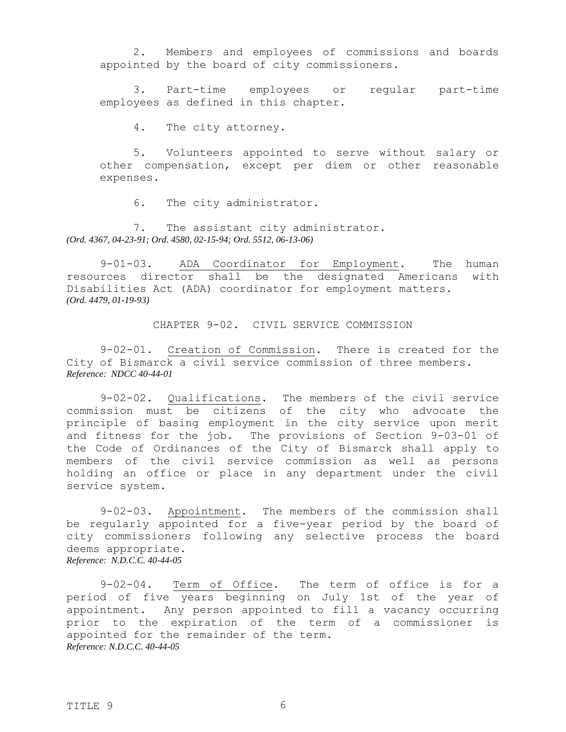2. Members and employees of commissions and boards appointed by the board of city commissioners.

3. Part-time employees or regular part-time employees as defined in this chapter.

4. The city attorney.

5. Volunteers appointed to serve without salary or other compensation, except per diem or other reasonable expenses.

6. The city administrator.

7. The assistant city administrator.
*(Ord. 4367, 04-23-91; Ord. 4580, 02-15-94; Ord. 5512, 06-13-06)*

9-01-03. ADA Coordinator for Employment. The human resources director shall be the designated Americans with Disabilities Act (ADA) coordinator for employment matters.
*(Ord. 4479, 01-19-93)*

## CHAPTER 9-02. CIVIL SERVICE COMMISSION

9-02-01. Creation of Commission. There is created for the City of Bismarck a civil service commission of three members.
*Reference: NDCC 40-44-01*

9-02-02. Qualifications. The members of the civil service commission must be citizens of the city who advocate the principle of basing employment in the city service upon merit and fitness for the job. The provisions of Section 9-03-01 of the Code of Ordinances of the City of Bismarck shall apply to members of the civil service commission as well as persons holding an office or place in any department under the civil service system.

9-02-03. Appointment. The members of the commission shall be regularly appointed for a five-year period by the board of city commissioners following any selective process the board deems appropriate.
*Reference: N.D.C.C. 40-44-05*

9-02-04. Term of Office. The term of office is for a period of five years beginning on July 1st of the year of appointment. Any person appointed to fill a vacancy occurring prior to the expiration of the term of a commissioner is appointed for the remainder of the term.
*Reference: N.D.C.C. 40-44-05*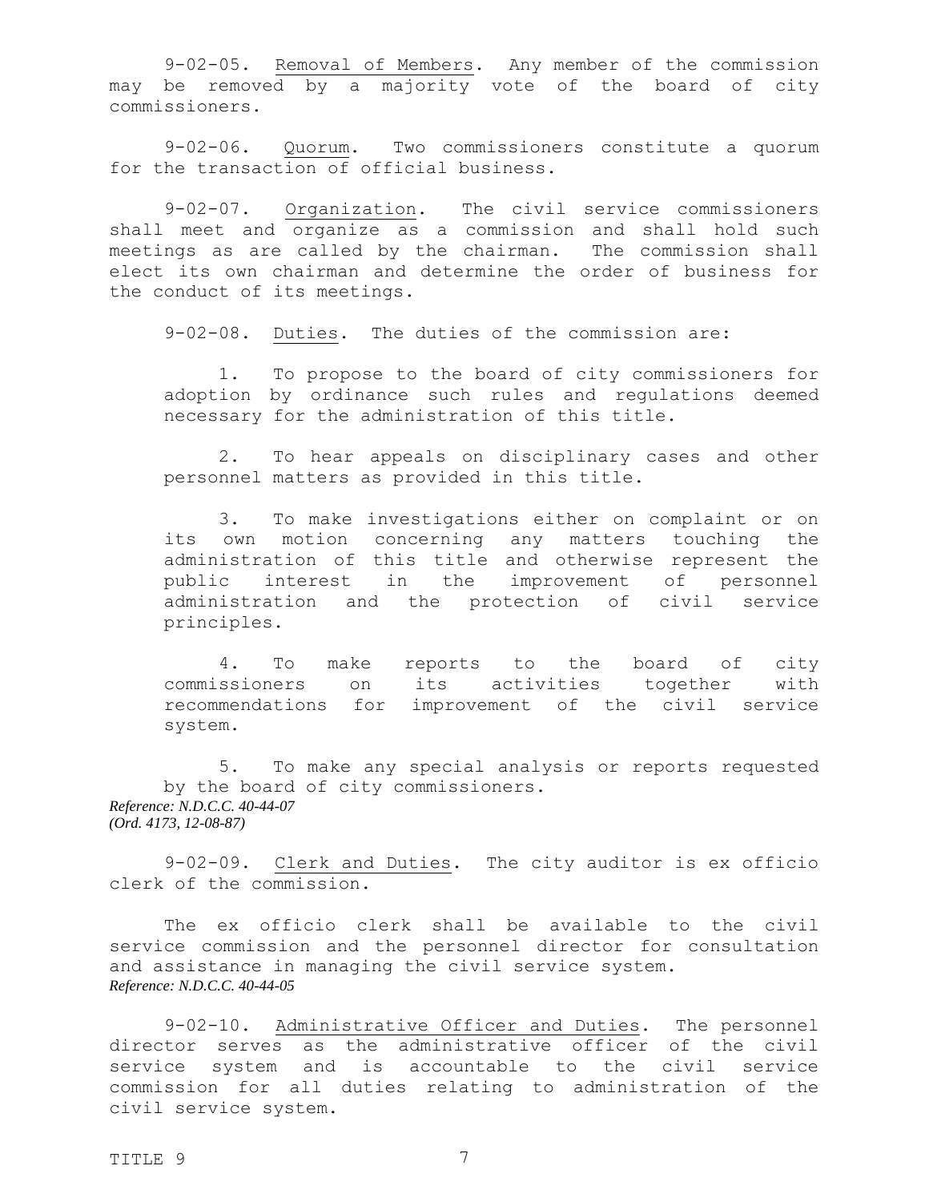9-02-05. Removal of Members. Any member of the commission may be removed by a majority vote of the board of city commissioners.

9-02-06. Quorum. Two commissioners constitute a quorum for the transaction of official business.

9-02-07. Organization. The civil service commissioners shall meet and organize as a commission and shall hold such meetings as are called by the chairman. The commission shall elect its own chairman and determine the order of business for the conduct of its meetings.

9-02-08. Duties. The duties of the commission are:

1. To propose to the board of city commissioners for adoption by ordinance such rules and regulations deemed necessary for the administration of this title.

2. To hear appeals on disciplinary cases and other personnel matters as provided in this title.

3. To make investigations either on complaint or on its own motion concerning any matters touching the administration of this title and otherwise represent the public interest in the improvement of personnel administration and the protection of civil service principles.

4. To make reports to the board of city commissioners on its activities together with recommendations for improvement of the civil service system.

5. To make any special analysis or reports requested by the board of city commissioners.

*Reference: N.D.C.C. 40-44-07*
*(Ord. 4173, 12-08-87)*

9-02-09. Clerk and Duties. The city auditor is ex officio clerk of the commission.

The ex officio clerk shall be available to the civil service commission and the personnel director for consultation and assistance in managing the civil service system.

*Reference: N.D.C.C. 40-44-05*

9-02-10. Administrative Officer and Duties. The personnel director serves as the administrative officer of the civil service system and is accountable to the civil service commission for all duties relating to administration of the civil service system.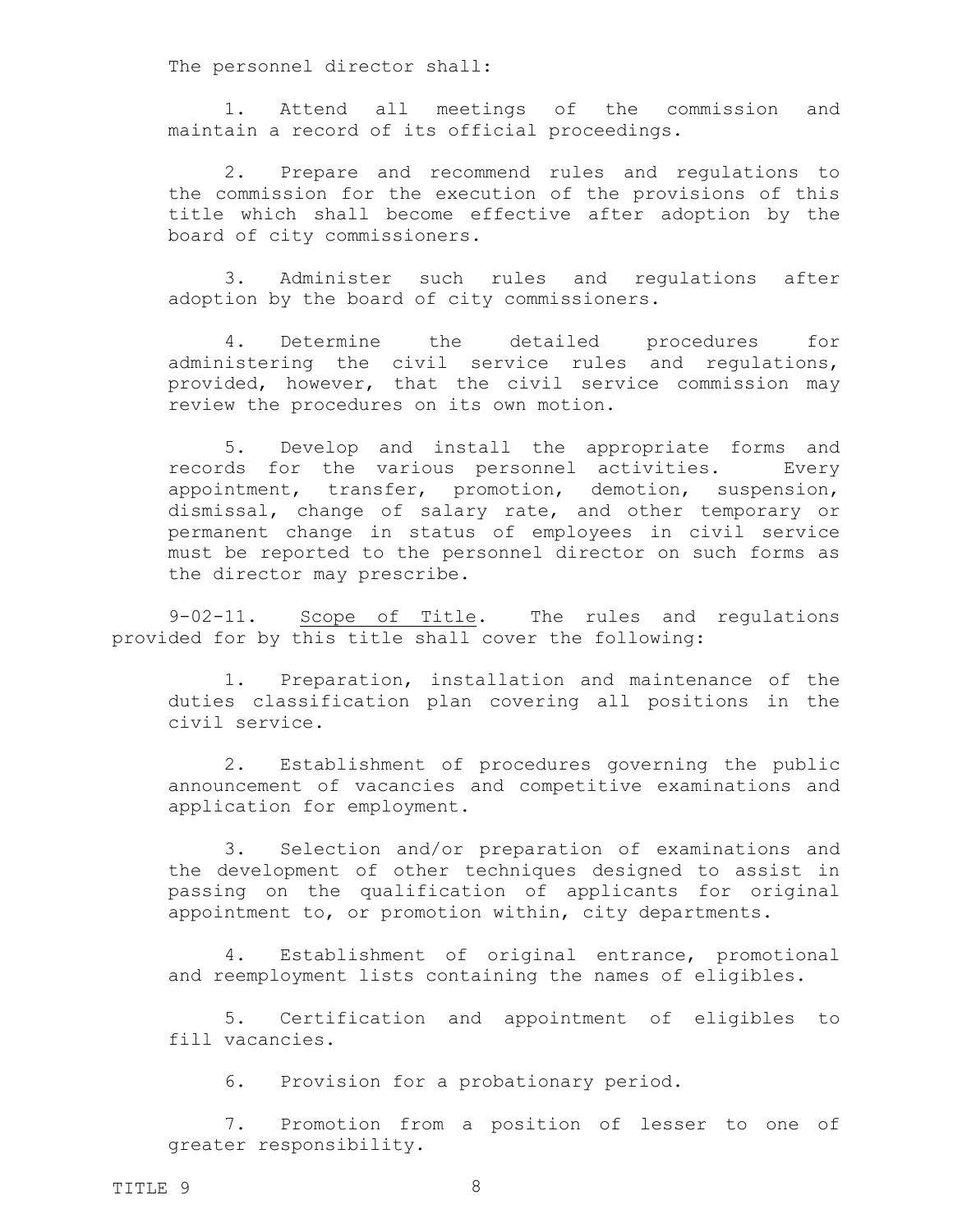The personnel director shall:

1. Attend all meetings of the commission and maintain a record of its official proceedings.

2. Prepare and recommend rules and regulations to the commission for the execution of the provisions of this title which shall become effective after adoption by the board of city commissioners.

3. Administer such rules and regulations after adoption by the board of city commissioners.

4. Determine the detailed procedures for administering the civil service rules and regulations, provided, however, that the civil service commission may review the procedures on its own motion.

5. Develop and install the appropriate forms and records for the various personnel activities. Every appointment, transfer, promotion, demotion, suspension, dismissal, change of salary rate, and other temporary or permanent change in status of employees in civil service must be reported to the personnel director on such forms as the director may prescribe.

9-02-11. Scope of Title. The rules and regulations provided for by this title shall cover the following:

1. Preparation, installation and maintenance of the duties classification plan covering all positions in the civil service.

2. Establishment of procedures governing the public announcement of vacancies and competitive examinations and application for employment.

3. Selection and/or preparation of examinations and the development of other techniques designed to assist in passing on the qualification of applicants for original appointment to, or promotion within, city departments.

4. Establishment of original entrance, promotional and reemployment lists containing the names of eligibles.

5. Certification and appointment of eligibles to fill vacancies.

6. Provision for a probationary period.

7. Promotion from a position of lesser to one of greater responsibility.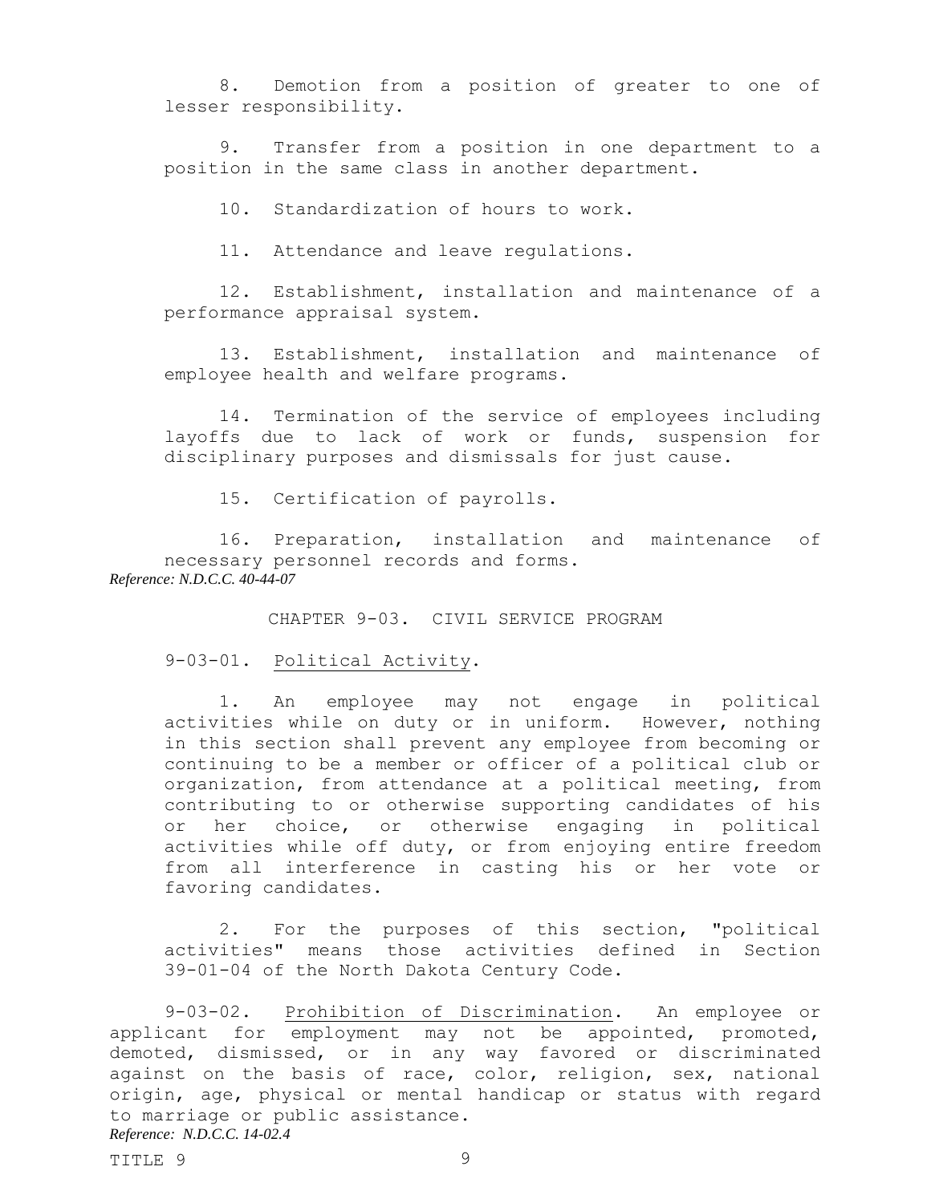8. Demotion from a position of greater to one of lesser responsibility.

9. Transfer from a position in one department to a position in the same class in another department.

10. Standardization of hours to work.

11. Attendance and leave regulations.

12. Establishment, installation and maintenance of a performance appraisal system.

13. Establishment, installation and maintenance of employee health and welfare programs.

14. Termination of the service of employees including layoffs due to lack of work or funds, suspension for disciplinary purposes and dismissals for just cause.

15. Certification of payrolls.

16. Preparation, installation and maintenance of necessary personnel records and forms.

*Reference: N.D.C.C. 40-44-07*

## CHAPTER 9-03. CIVIL SERVICE PROGRAM

9-03-01. Political Activity.

1. An employee may not engage in political activities while on duty or in uniform. However, nothing in this section shall prevent any employee from becoming or continuing to be a member or officer of a political club or organization, from attendance at a political meeting, from contributing to or otherwise supporting candidates of his or her choice, or otherwise engaging in political activities while off duty, or from enjoying entire freedom from all interference in casting his or her vote or favoring candidates.

2. For the purposes of this section, "political activities" means those activities defined in Section 39-01-04 of the North Dakota Century Code.

9-03-02. Prohibition of Discrimination. An employee or applicant for employment may not be appointed, promoted, demoted, dismissed, or in any way favored or discriminated against on the basis of race, color, religion, sex, national origin, age, physical or mental handicap or status with regard to marriage or public assistance.

*Reference: N.D.C.C. 14-02.4*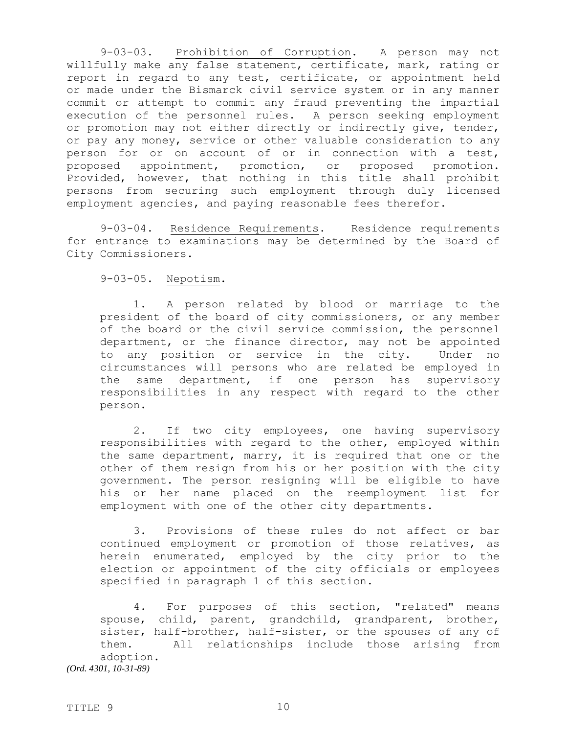9-03-03. Prohibition of Corruption. A person may not willfully make any false statement, certificate, mark, rating or report in regard to any test, certificate, or appointment held or made under the Bismarck civil service system or in any manner commit or attempt to commit any fraud preventing the impartial execution of the personnel rules. A person seeking employment or promotion may not either directly or indirectly give, tender, or pay any money, service or other valuable consideration to any person for or on account of or in connection with a test, proposed appointment, promotion, or proposed promotion. Provided, however, that nothing in this title shall prohibit persons from securing such employment through duly licensed employment agencies, and paying reasonable fees therefor.

9-03-04. Residence Requirements. Residence requirements for entrance to examinations may be determined by the Board of City Commissioners.

9-03-05. Nepotism.

1. A person related by blood or marriage to the president of the board of city commissioners, or any member of the board or the civil service commission, the personnel department, or the finance director, may not be appointed to any position or service in the city. Under no circumstances will persons who are related be employed in the same department, if one person has supervisory responsibilities in any respect with regard to the other person.

2. If two city employees, one having supervisory responsibilities with regard to the other, employed within the same department, marry, it is required that one or the other of them resign from his or her position with the city government. The person resigning will be eligible to have his or her name placed on the reemployment list for employment with one of the other city departments.

3. Provisions of these rules do not affect or bar continued employment or promotion of those relatives, as herein enumerated, employed by the city prior to the election or appointment of the city officials or employees specified in paragraph 1 of this section.

4. For purposes of this section, "related" means spouse, child, parent, grandchild, grandparent, brother, sister, half-brother, half-sister, or the spouses of any of them. All relationships include those arising from adoption.

*(Ord. 4301, 10-31-89)*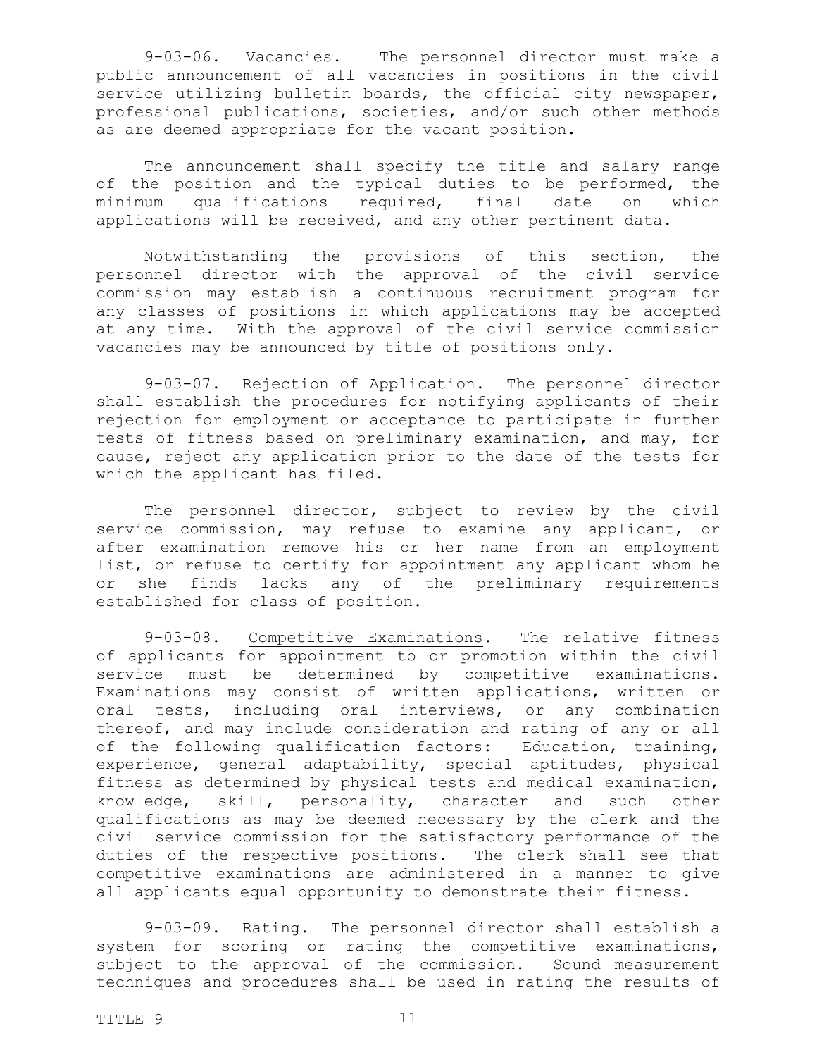9-03-06. Vacancies. The personnel director must make a public announcement of all vacancies in positions in the civil service utilizing bulletin boards, the official city newspaper, professional publications, societies, and/or such other methods as are deemed appropriate for the vacant position.

The announcement shall specify the title and salary range of the position and the typical duties to be performed, the minimum qualifications required, final date on which applications will be received, and any other pertinent data.

Notwithstanding the provisions of this section, the personnel director with the approval of the civil service commission may establish a continuous recruitment program for any classes of positions in which applications may be accepted at any time. With the approval of the civil service commission vacancies may be announced by title of positions only.

9-03-07. Rejection of Application. The personnel director shall establish the procedures for notifying applicants of their rejection for employment or acceptance to participate in further tests of fitness based on preliminary examination, and may, for cause, reject any application prior to the date of the tests for which the applicant has filed.

The personnel director, subject to review by the civil service commission, may refuse to examine any applicant, or after examination remove his or her name from an employment list, or refuse to certify for appointment any applicant whom he or she finds lacks any of the preliminary requirements established for class of position.

9-03-08. Competitive Examinations. The relative fitness of applicants for appointment to or promotion within the civil service must be determined by competitive examinations. Examinations may consist of written applications, written or oral tests, including oral interviews, or any combination thereof, and may include consideration and rating of any or all of the following qualification factors: Education, training, experience, general adaptability, special aptitudes, physical fitness as determined by physical tests and medical examination, knowledge, skill, personality, character and such other qualifications as may be deemed necessary by the clerk and the civil service commission for the satisfactory performance of the duties of the respective positions. The clerk shall see that competitive examinations are administered in a manner to give all applicants equal opportunity to demonstrate their fitness.

9-03-09. Rating. The personnel director shall establish a system for scoring or rating the competitive examinations, subject to the approval of the commission. Sound measurement techniques and procedures shall be used in rating the results of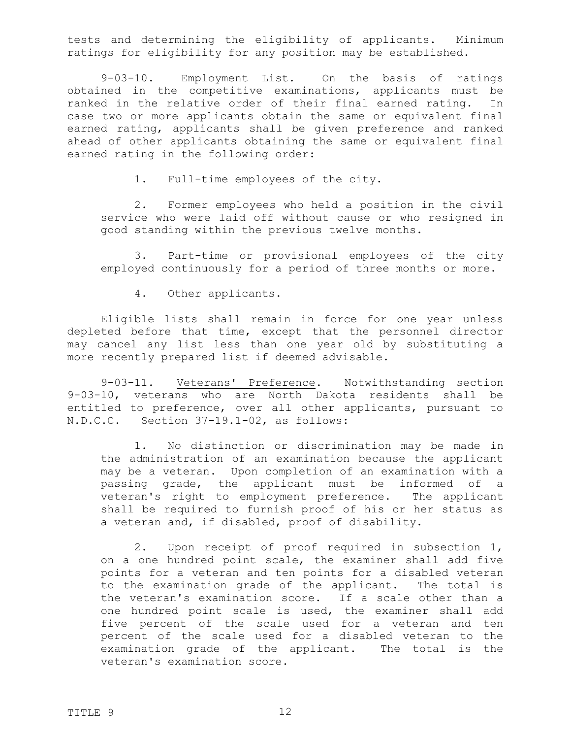tests and determining the eligibility of applicants. Minimum ratings for eligibility for any position may be established.

9-03-10. Employment List. On the basis of ratings obtained in the competitive examinations, applicants must be ranked in the relative order of their final earned rating. In case two or more applicants obtain the same or equivalent final earned rating, applicants shall be given preference and ranked ahead of other applicants obtaining the same or equivalent final earned rating in the following order:

1. Full-time employees of the city.

2. Former employees who held a position in the civil service who were laid off without cause or who resigned in good standing within the previous twelve months.

3. Part-time or provisional employees of the city employed continuously for a period of three months or more.

4. Other applicants.

Eligible lists shall remain in force for one year unless depleted before that time, except that the personnel director may cancel any list less than one year old by substituting a more recently prepared list if deemed advisable.

9-03-11. Veterans' Preference. Notwithstanding section 9-03-10, veterans who are North Dakota residents shall be entitled to preference, over all other applicants, pursuant to N.D.C.C. Section 37-19.1-02, as follows:

1. No distinction or discrimination may be made in the administration of an examination because the applicant may be a veteran. Upon completion of an examination with a passing grade, the applicant must be informed of a veteran's right to employment preference. The applicant shall be required to furnish proof of his or her status as a veteran and, if disabled, proof of disability.

2. Upon receipt of proof required in subsection 1, on a one hundred point scale, the examiner shall add five points for a veteran and ten points for a disabled veteran to the examination grade of the applicant. The total is the veteran's examination score. If a scale other than a one hundred point scale is used, the examiner shall add five percent of the scale used for a veteran and ten percent of the scale used for a disabled veteran to the examination grade of the applicant. The total is the veteran's examination score.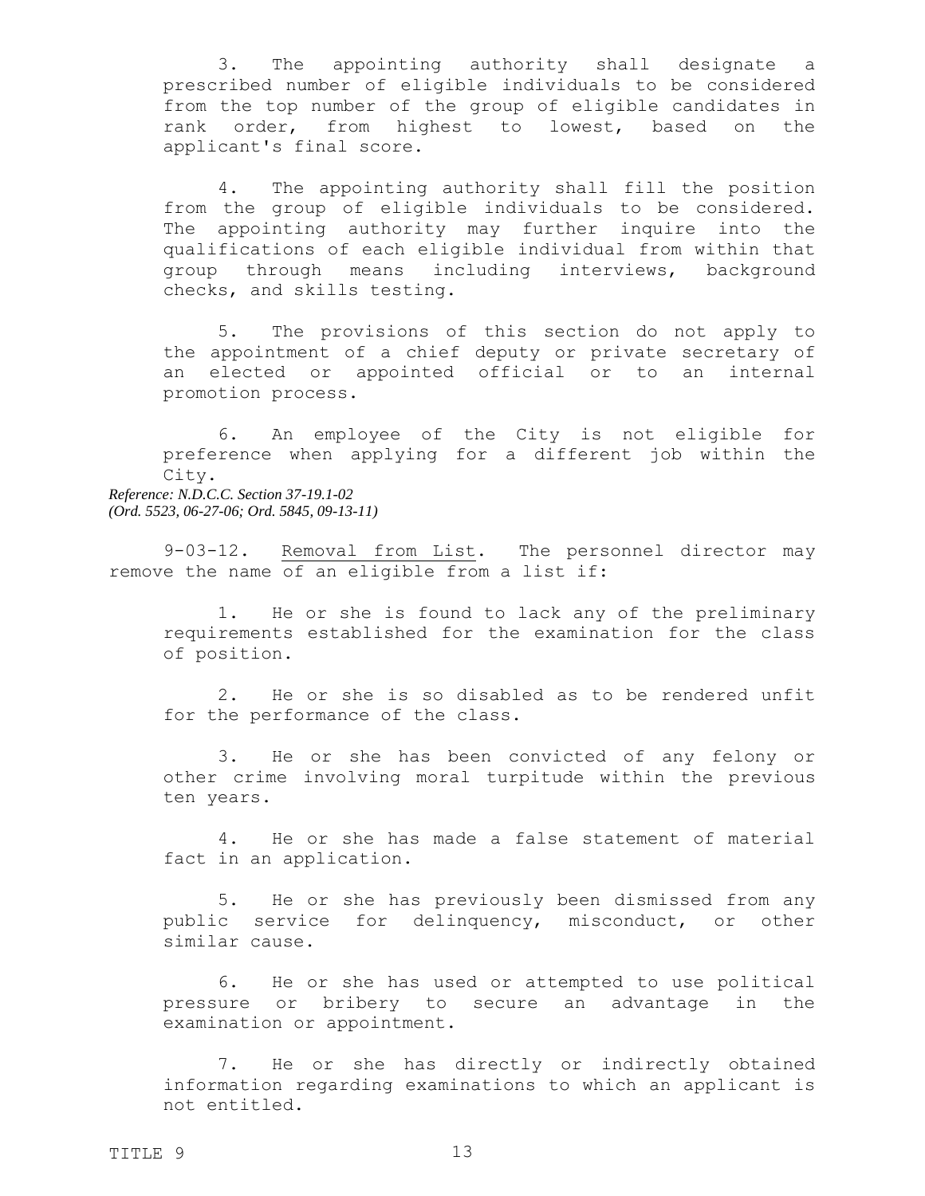3. The appointing authority shall designate a prescribed number of eligible individuals to be considered from the top number of the group of eligible candidates in rank order, from highest to lowest, based on the applicant's final score.

4. The appointing authority shall fill the position from the group of eligible individuals to be considered. The appointing authority may further inquire into the qualifications of each eligible individual from within that group through means including interviews, background checks, and skills testing.

5. The provisions of this section do not apply to the appointment of a chief deputy or private secretary of an elected or appointed official or to an internal promotion process.

6. An employee of the City is not eligible for preference when applying for a different job within the City.

*Reference: N.D.C.C. Section 37-19.1-02*
*(Ord. 5523, 06-27-06; Ord. 5845, 09-13-11)*

9-03-12. Removal from List. The personnel director may remove the name of an eligible from a list if:

1. He or she is found to lack any of the preliminary requirements established for the examination for the class of position.

2. He or she is so disabled as to be rendered unfit for the performance of the class.

3. He or she has been convicted of any felony or other crime involving moral turpitude within the previous ten years.

4. He or she has made a false statement of material fact in an application.

5. He or she has previously been dismissed from any public service for delinquency, misconduct, or other similar cause.

6. He or she has used or attempted to use political pressure or bribery to secure an advantage in the examination or appointment.

7. He or she has directly or indirectly obtained information regarding examinations to which an applicant is not entitled.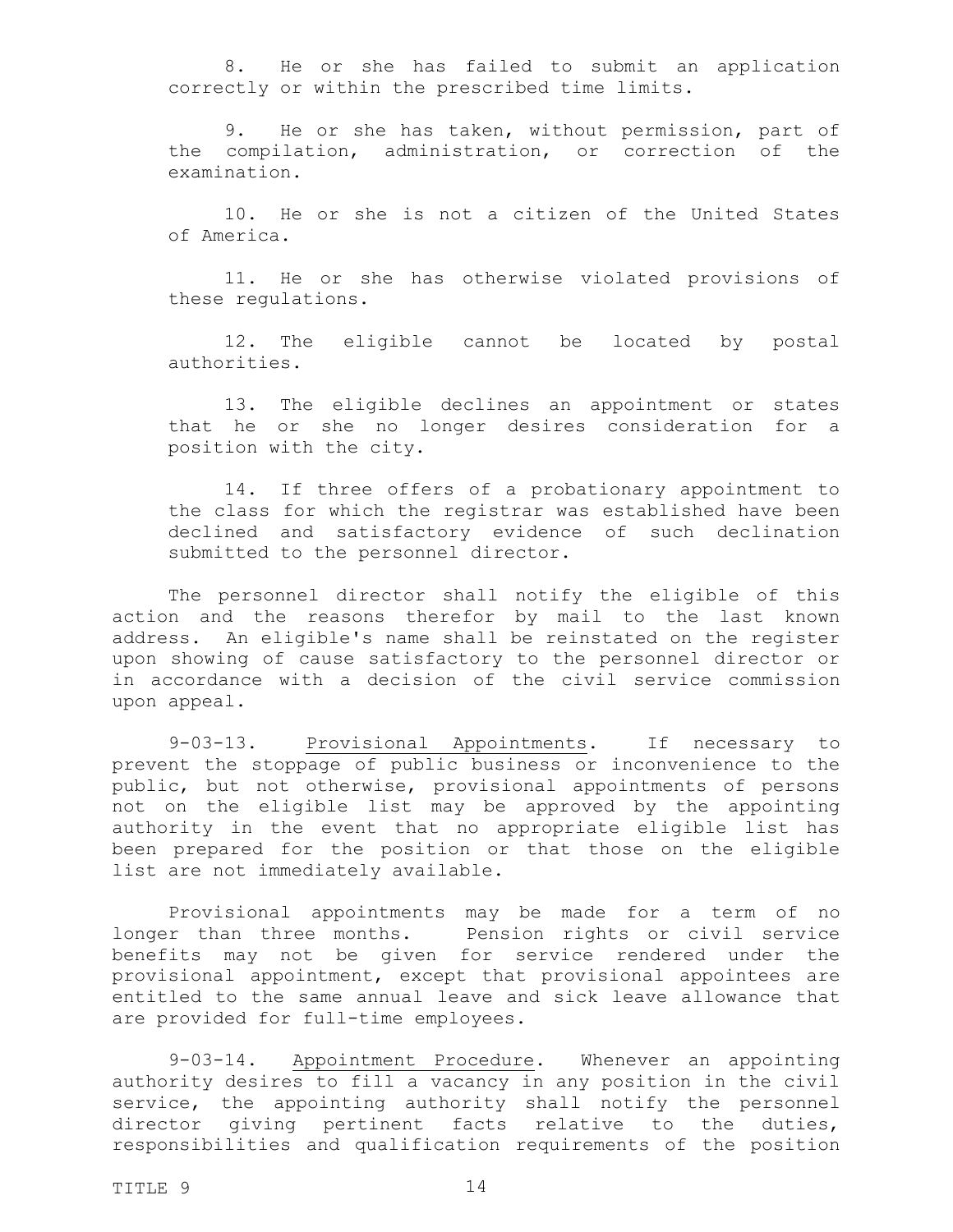8. He or she has failed to submit an application correctly or within the prescribed time limits.

9. He or she has taken, without permission, part of the compilation, administration, or correction of the examination.

10. He or she is not a citizen of the United States of America.

11. He or she has otherwise violated provisions of these regulations.

12. The eligible cannot be located by postal authorities.

13. The eligible declines an appointment or states that he or she no longer desires consideration for a position with the city.

14. If three offers of a probationary appointment to the class for which the registrar was established have been declined and satisfactory evidence of such declination submitted to the personnel director.

The personnel director shall notify the eligible of this action and the reasons therefor by mail to the last known address. An eligible's name shall be reinstated on the register upon showing of cause satisfactory to the personnel director or in accordance with a decision of the civil service commission upon appeal.

9-03-13. Provisional Appointments. If necessary to prevent the stoppage of public business or inconvenience to the public, but not otherwise, provisional appointments of persons not on the eligible list may be approved by the appointing authority in the event that no appropriate eligible list has been prepared for the position or that those on the eligible list are not immediately available.

Provisional appointments may be made for a term of no longer than three months. Pension rights or civil service benefits may not be given for service rendered under the provisional appointment, except that provisional appointees are entitled to the same annual leave and sick leave allowance that are provided for full-time employees.

9-03-14. Appointment Procedure. Whenever an appointing authority desires to fill a vacancy in any position in the civil service, the appointing authority shall notify the personnel director giving pertinent facts relative to the duties, responsibilities and qualification requirements of the position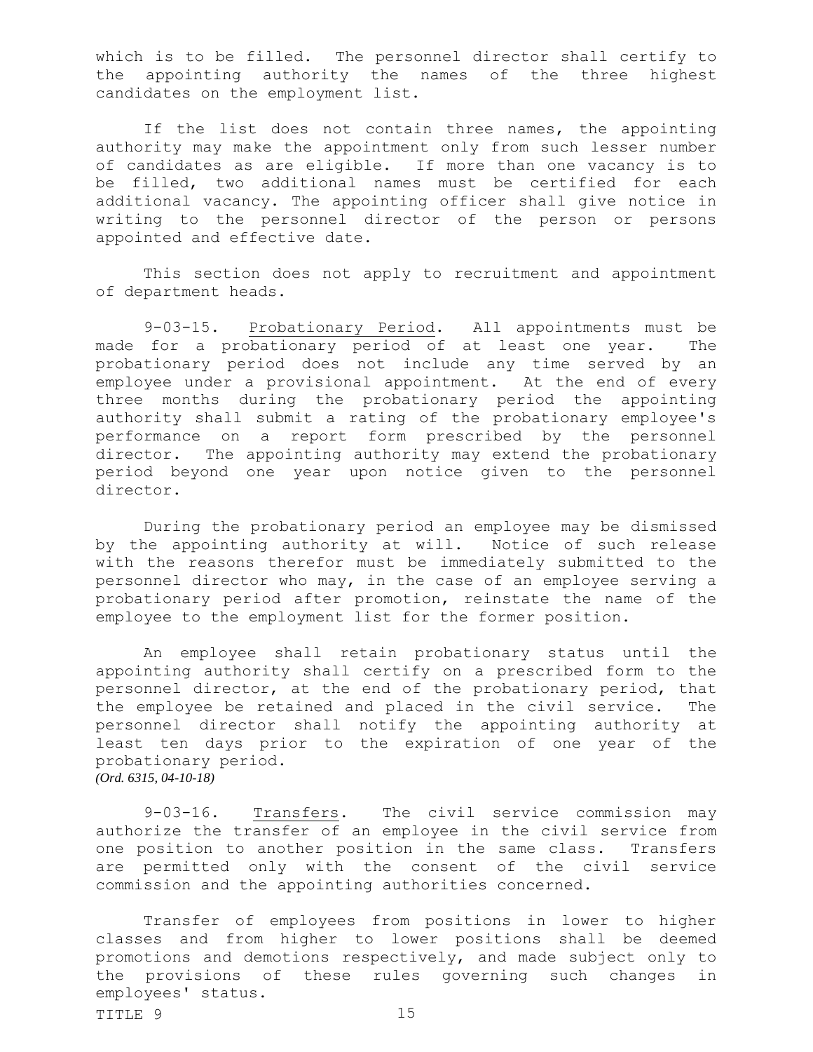which is to be filled. The personnel director shall certify to the appointing authority the names of the three highest candidates on the employment list.

If the list does not contain three names, the appointing authority may make the appointment only from such lesser number of candidates as are eligible. If more than one vacancy is to be filled, two additional names must be certified for each additional vacancy. The appointing officer shall give notice in writing to the personnel director of the person or persons appointed and effective date.

This section does not apply to recruitment and appointment of department heads.

9-03-15. Probationary Period. All appointments must be made for a probationary period of at least one year. The probationary period does not include any time served by an employee under a provisional appointment. At the end of every three months during the probationary period the appointing authority shall submit a rating of the probationary employee's performance on a report form prescribed by the personnel director. The appointing authority may extend the probationary period beyond one year upon notice given to the personnel director.

During the probationary period an employee may be dismissed by the appointing authority at will. Notice of such release with the reasons therefor must be immediately submitted to the personnel director who may, in the case of an employee serving a probationary period after promotion, reinstate the name of the employee to the employment list for the former position.

An employee shall retain probationary status until the appointing authority shall certify on a prescribed form to the personnel director, at the end of the probationary period, that the employee be retained and placed in the civil service. The personnel director shall notify the appointing authority at least ten days prior to the expiration of one year of the probationary period.
*(Ord. 6315, 04-10-18)*

9-03-16. Transfers. The civil service commission may authorize the transfer of an employee in the civil service from one position to another position in the same class. Transfers are permitted only with the consent of the civil service commission and the appointing authorities concerned.

Transfer of employees from positions in lower to higher classes and from higher to lower positions shall be deemed promotions and demotions respectively, and made subject only to the provisions of these rules governing such changes in employees' status.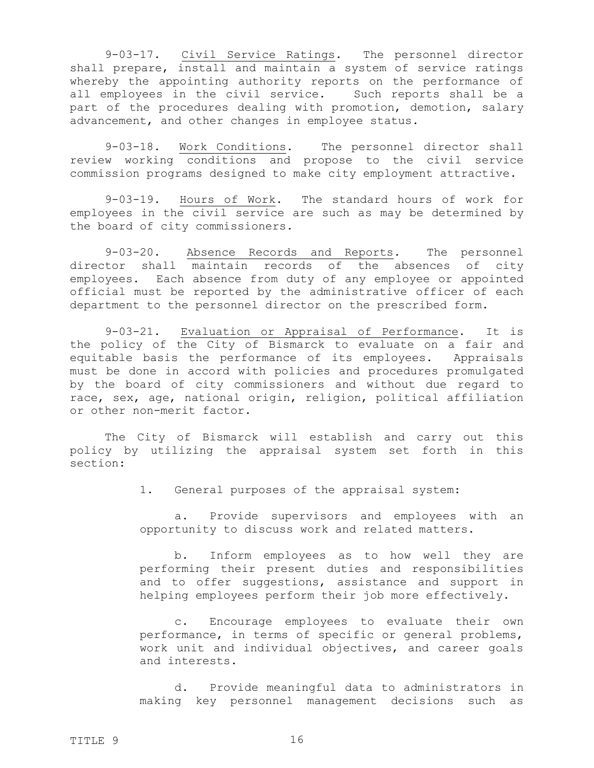9-03-17. Civil Service Ratings. The personnel director shall prepare, install and maintain a system of service ratings whereby the appointing authority reports on the performance of all employees in the civil service. Such reports shall be a part of the procedures dealing with promotion, demotion, salary advancement, and other changes in employee status.

9-03-18. Work Conditions. The personnel director shall review working conditions and propose to the civil service commission programs designed to make city employment attractive.

9-03-19. Hours of Work. The standard hours of work for employees in the civil service are such as may be determined by the board of city commissioners.

9-03-20. Absence Records and Reports. The personnel director shall maintain records of the absences of city employees. Each absence from duty of any employee or appointed official must be reported by the administrative officer of each department to the personnel director on the prescribed form.

9-03-21. Evaluation or Appraisal of Performance. It is the policy of the City of Bismarck to evaluate on a fair and equitable basis the performance of its employees. Appraisals must be done in accord with policies and procedures promulgated by the board of city commissioners and without due regard to race, sex, age, national origin, religion, political affiliation or other non-merit factor.

The City of Bismarck will establish and carry out this policy by utilizing the appraisal system set forth in this section:

1. General purposes of the appraisal system:

   a. Provide supervisors and employees with an opportunity to discuss work and related matters.

   b. Inform employees as to how well they are performing their present duties and responsibilities and to offer suggestions, assistance and support in helping employees perform their job more effectively.

   c. Encourage employees to evaluate their own performance, in terms of specific or general problems, work unit and individual objectives, and career goals and interests.

   d. Provide meaningful data to administrators in making key personnel management decisions such as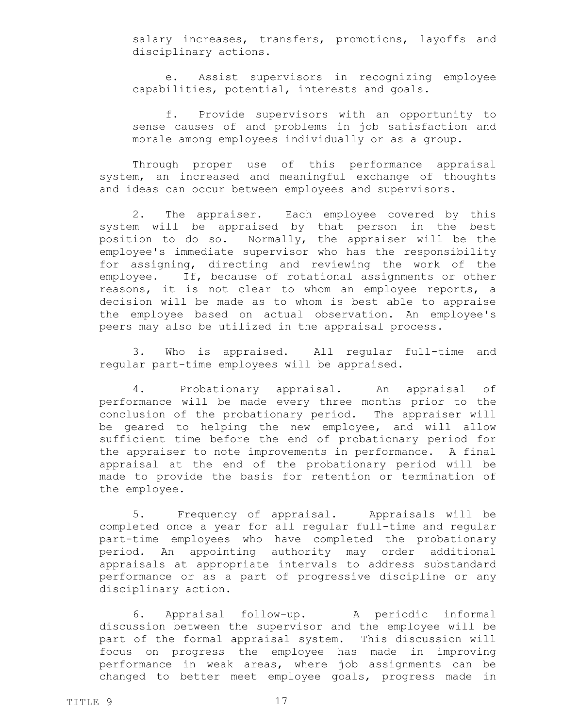salary increases, transfers, promotions, layoffs and disciplinary actions.

e. Assist supervisors in recognizing employee capabilities, potential, interests and goals.

f. Provide supervisors with an opportunity to sense causes of and problems in job satisfaction and morale among employees individually or as a group.

Through proper use of this performance appraisal system, an increased and meaningful exchange of thoughts and ideas can occur between employees and supervisors.

2. The appraiser. Each employee covered by this system will be appraised by that person in the best position to do so. Normally, the appraiser will be the employee's immediate supervisor who has the responsibility for assigning, directing and reviewing the work of the employee. If, because of rotational assignments or other reasons, it is not clear to whom an employee reports, a decision will be made as to whom is best able to appraise the employee based on actual observation. An employee's peers may also be utilized in the appraisal process.

3. Who is appraised. All regular full-time and regular part-time employees will be appraised.

4. Probationary appraisal. An appraisal of performance will be made every three months prior to the conclusion of the probationary period. The appraiser will be geared to helping the new employee, and will allow sufficient time before the end of probationary period for the appraiser to note improvements in performance. A final appraisal at the end of the probationary period will be made to provide the basis for retention or termination of the employee.

5. Frequency of appraisal. Appraisals will be completed once a year for all regular full-time and regular part-time employees who have completed the probationary period. An appointing authority may order additional appraisals at appropriate intervals to address substandard performance or as a part of progressive discipline or any disciplinary action.

6. Appraisal follow-up. A periodic informal discussion between the supervisor and the employee will be part of the formal appraisal system. This discussion will focus on progress the employee has made in improving performance in weak areas, where job assignments can be changed to better meet employee goals, progress made in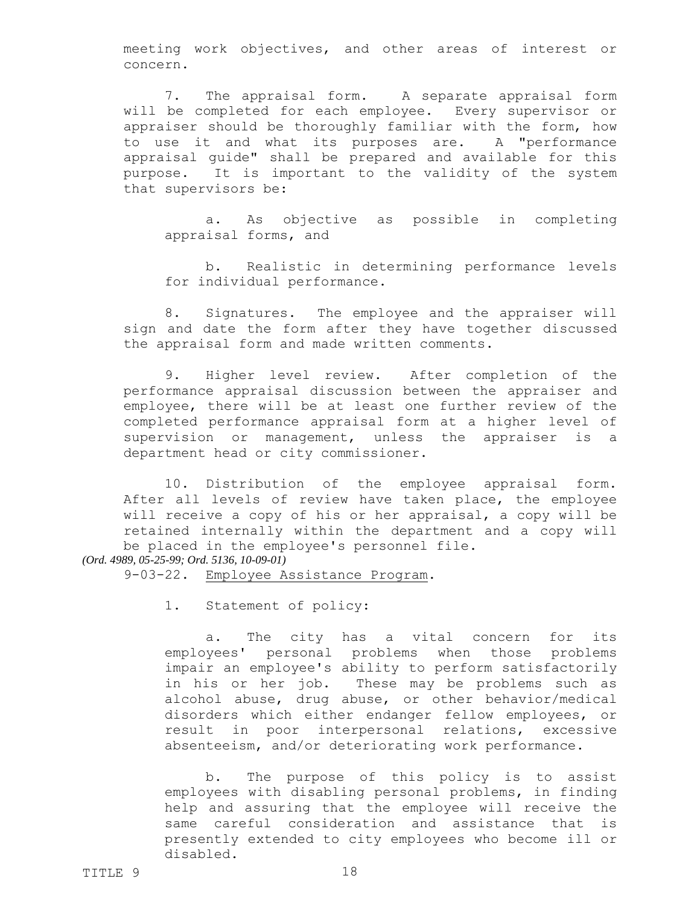meeting work objectives, and other areas of interest or concern.

7. The appraisal form. A separate appraisal form will be completed for each employee. Every supervisor or appraiser should be thoroughly familiar with the form, how to use it and what its purposes are. A "performance appraisal guide" shall be prepared and available for this purpose. It is important to the validity of the system that supervisors be:

a. As objective as possible in completing appraisal forms, and

b. Realistic in determining performance levels for individual performance.

8. Signatures. The employee and the appraiser will sign and date the form after they have together discussed the appraisal form and made written comments.

9. Higher level review. After completion of the performance appraisal discussion between the appraiser and employee, there will be at least one further review of the completed performance appraisal form at a higher level of supervision or management, unless the appraiser is a department head or city commissioner.

10. Distribution of the employee appraisal form. After all levels of review have taken place, the employee will receive a copy of his or her appraisal, a copy will be retained internally within the department and a copy will be placed in the employee's personnel file.

*(Ord. 4989, 05-25-99; Ord. 5136, 10-09-01)*

9-03-22. Employee Assistance Program.

1. Statement of policy:

a. The city has a vital concern for its employees' personal problems when those problems impair an employee's ability to perform satisfactorily in his or her job. These may be problems such as alcohol abuse, drug abuse, or other behavior/medical disorders which either endanger fellow employees, or result in poor interpersonal relations, excessive absenteeism, and/or deteriorating work performance.

b. The purpose of this policy is to assist employees with disabling personal problems, in finding help and assuring that the employee will receive the same careful consideration and assistance that is presently extended to city employees who become ill or disabled.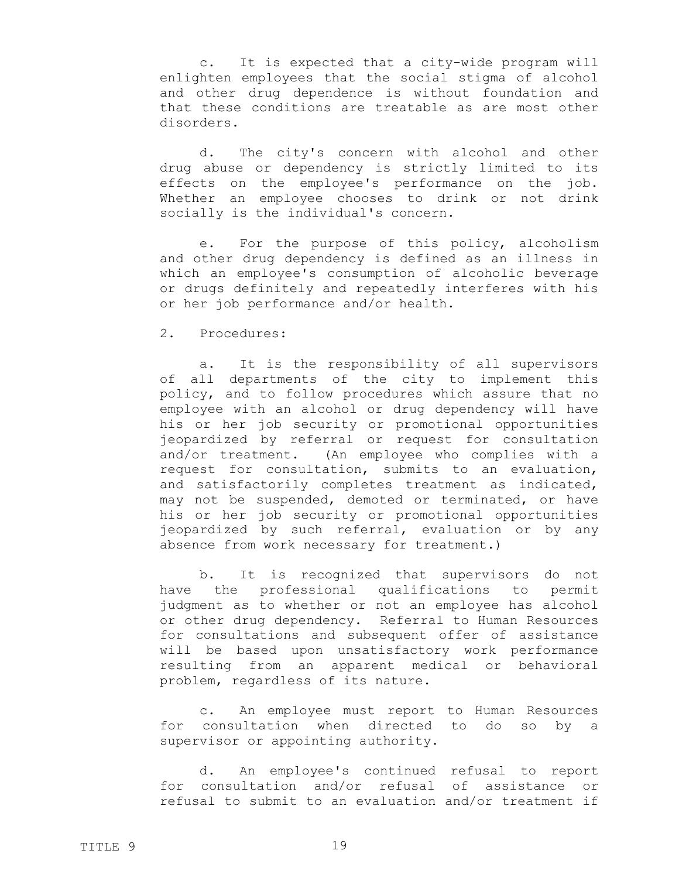c. It is expected that a city-wide program will enlighten employees that the social stigma of alcohol and other drug dependence is without foundation and that these conditions are treatable as are most other disorders.

d. The city's concern with alcohol and other drug abuse or dependency is strictly limited to its effects on the employee's performance on the job. Whether an employee chooses to drink or not drink socially is the individual's concern.

e. For the purpose of this policy, alcoholism and other drug dependency is defined as an illness in which an employee's consumption of alcoholic beverage or drugs definitely and repeatedly interferes with his or her job performance and/or health.

2. Procedures:

a. It is the responsibility of all supervisors of all departments of the city to implement this policy, and to follow procedures which assure that no employee with an alcohol or drug dependency will have his or her job security or promotional opportunities jeopardized by referral or request for consultation and/or treatment. (An employee who complies with a request for consultation, submits to an evaluation, and satisfactorily completes treatment as indicated, may not be suspended, demoted or terminated, or have his or her job security or promotional opportunities jeopardized by such referral, evaluation or by any absence from work necessary for treatment.)

b. It is recognized that supervisors do not have the professional qualifications to permit judgment as to whether or not an employee has alcohol or other drug dependency. Referral to Human Resources for consultations and subsequent offer of assistance will be based upon unsatisfactory work performance resulting from an apparent medical or behavioral problem, regardless of its nature.

c. An employee must report to Human Resources for consultation when directed to do so by a supervisor or appointing authority.

d. An employee's continued refusal to report for consultation and/or refusal of assistance or refusal to submit to an evaluation and/or treatment if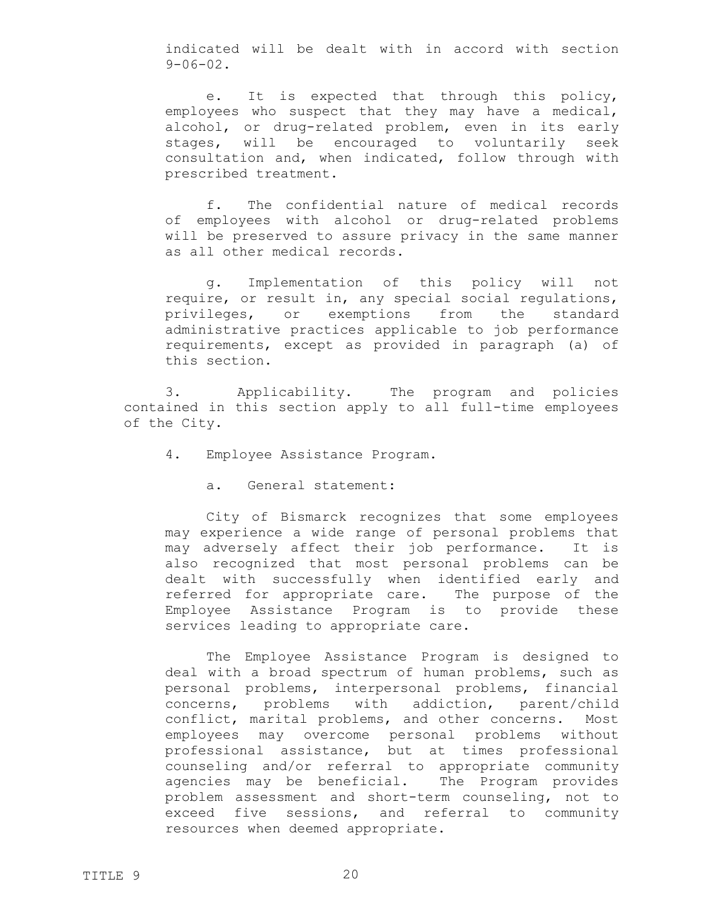indicated will be dealt with in accord with section 9-06-02.

e. It is expected that through this policy, employees who suspect that they may have a medical, alcohol, or drug-related problem, even in its early stages, will be encouraged to voluntarily seek consultation and, when indicated, follow through with prescribed treatment.

f. The confidential nature of medical records of employees with alcohol or drug-related problems will be preserved to assure privacy in the same manner as all other medical records.

g. Implementation of this policy will not require, or result in, any special social regulations, privileges, or exemptions from the standard administrative practices applicable to job performance requirements, except as provided in paragraph (a) of this section.

3. Applicability. The program and policies contained in this section apply to all full-time employees of the City.

4. Employee Assistance Program.

a. General statement:

City of Bismarck recognizes that some employees may experience a wide range of personal problems that may adversely affect their job performance. It is also recognized that most personal problems can be dealt with successfully when identified early and referred for appropriate care. The purpose of the Employee Assistance Program is to provide these services leading to appropriate care.

The Employee Assistance Program is designed to deal with a broad spectrum of human problems, such as personal problems, interpersonal problems, financial concerns, problems with addiction, parent/child conflict, marital problems, and other concerns. Most employees may overcome personal problems without professional assistance, but at times professional counseling and/or referral to appropriate community agencies may be beneficial. The Program provides problem assessment and short-term counseling, not to exceed five sessions, and referral to community resources when deemed appropriate.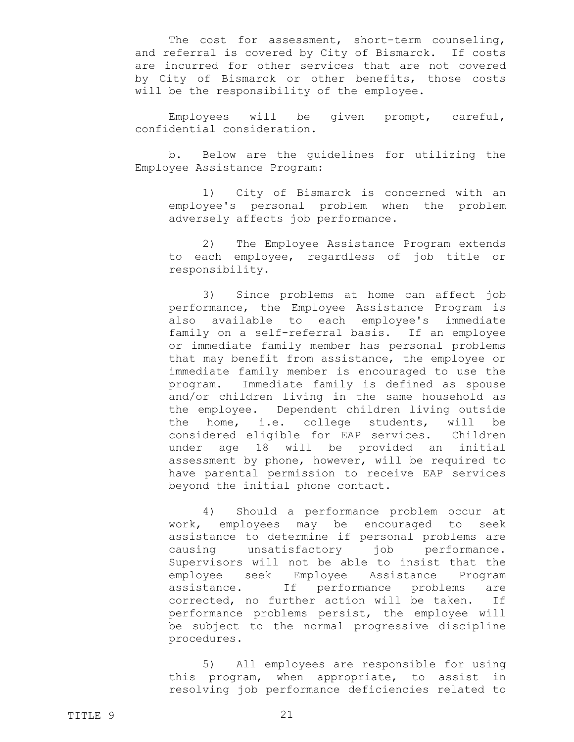The cost for assessment, short-term counseling, and referral is covered by City of Bismarck. If costs are incurred for other services that are not covered by City of Bismarck or other benefits, those costs will be the responsibility of the employee.

Employees will be given prompt, careful, confidential consideration.

b. Below are the guidelines for utilizing the Employee Assistance Program:

1) City of Bismarck is concerned with an employee's personal problem when the problem adversely affects job performance.

2) The Employee Assistance Program extends to each employee, regardless of job title or responsibility.

3) Since problems at home can affect job performance, the Employee Assistance Program is also available to each employee's immediate family on a self-referral basis. If an employee or immediate family member has personal problems that may benefit from assistance, the employee or immediate family member is encouraged to use the program. Immediate family is defined as spouse and/or children living in the same household as the employee. Dependent children living outside the home, i.e. college students, will be considered eligible for EAP services. Children under age 18 will be provided an initial assessment by phone, however, will be required to have parental permission to receive EAP services beyond the initial phone contact.

4) Should a performance problem occur at work, employees may be encouraged to seek assistance to determine if personal problems are causing unsatisfactory job performance. Supervisors will not be able to insist that the employee seek Employee Assistance Program assistance. If performance problems are corrected, no further action will be taken. If performance problems persist, the employee will be subject to the normal progressive discipline procedures.

5) All employees are responsible for using this program, when appropriate, to assist in resolving job performance deficiencies related to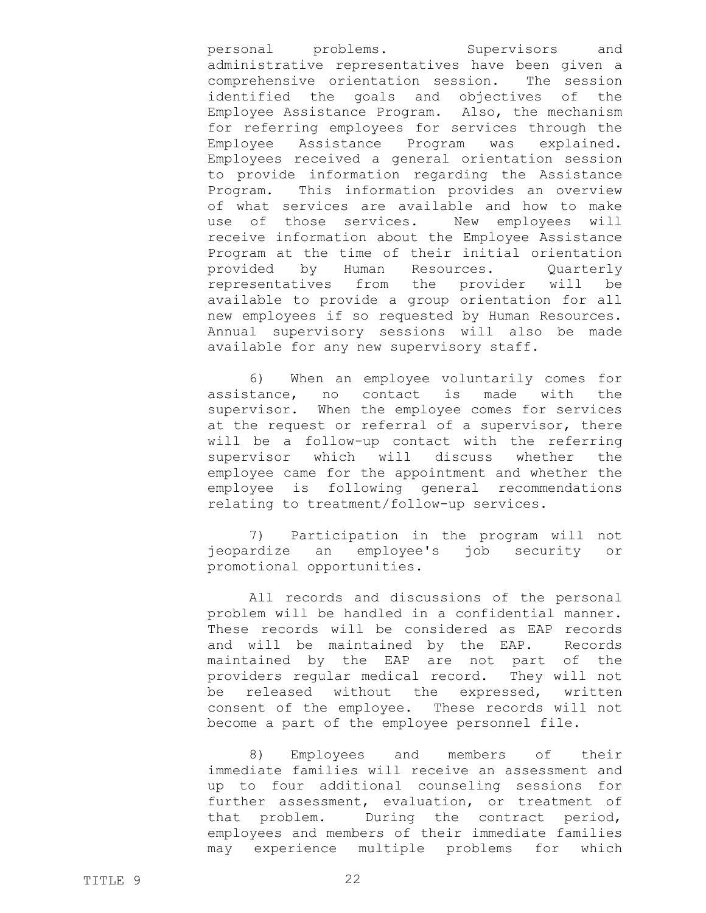personal problems. Supervisors and administrative representatives have been given a comprehensive orientation session. The session identified the goals and objectives of the Employee Assistance Program. Also, the mechanism for referring employees for services through the Employee Assistance Program was explained. Employees received a general orientation session to provide information regarding the Assistance Program. This information provides an overview of what services are available and how to make use of those services. New employees will receive information about the Employee Assistance Program at the time of their initial orientation provided by Human Resources. Quarterly representatives from the provider will be available to provide a group orientation for all new employees if so requested by Human Resources. Annual supervisory sessions will also be made available for any new supervisory staff.

6) When an employee voluntarily comes for assistance, no contact is made with the supervisor. When the employee comes for services at the request or referral of a supervisor, there will be a follow-up contact with the referring supervisor which will discuss whether the employee came for the appointment and whether the employee is following general recommendations relating to treatment/follow-up services.

7) Participation in the program will not jeopardize an employee's job security or promotional opportunities.

All records and discussions of the personal problem will be handled in a confidential manner. These records will be considered as EAP records and will be maintained by the EAP. Records maintained by the EAP are not part of the providers regular medical record. They will not be released without the expressed, written consent of the employee. These records will not become a part of the employee personnel file.

8) Employees and members of their immediate families will receive an assessment and up to four additional counseling sessions for further assessment, evaluation, or treatment of that problem. During the contract period, employees and members of their immediate families may experience multiple problems for which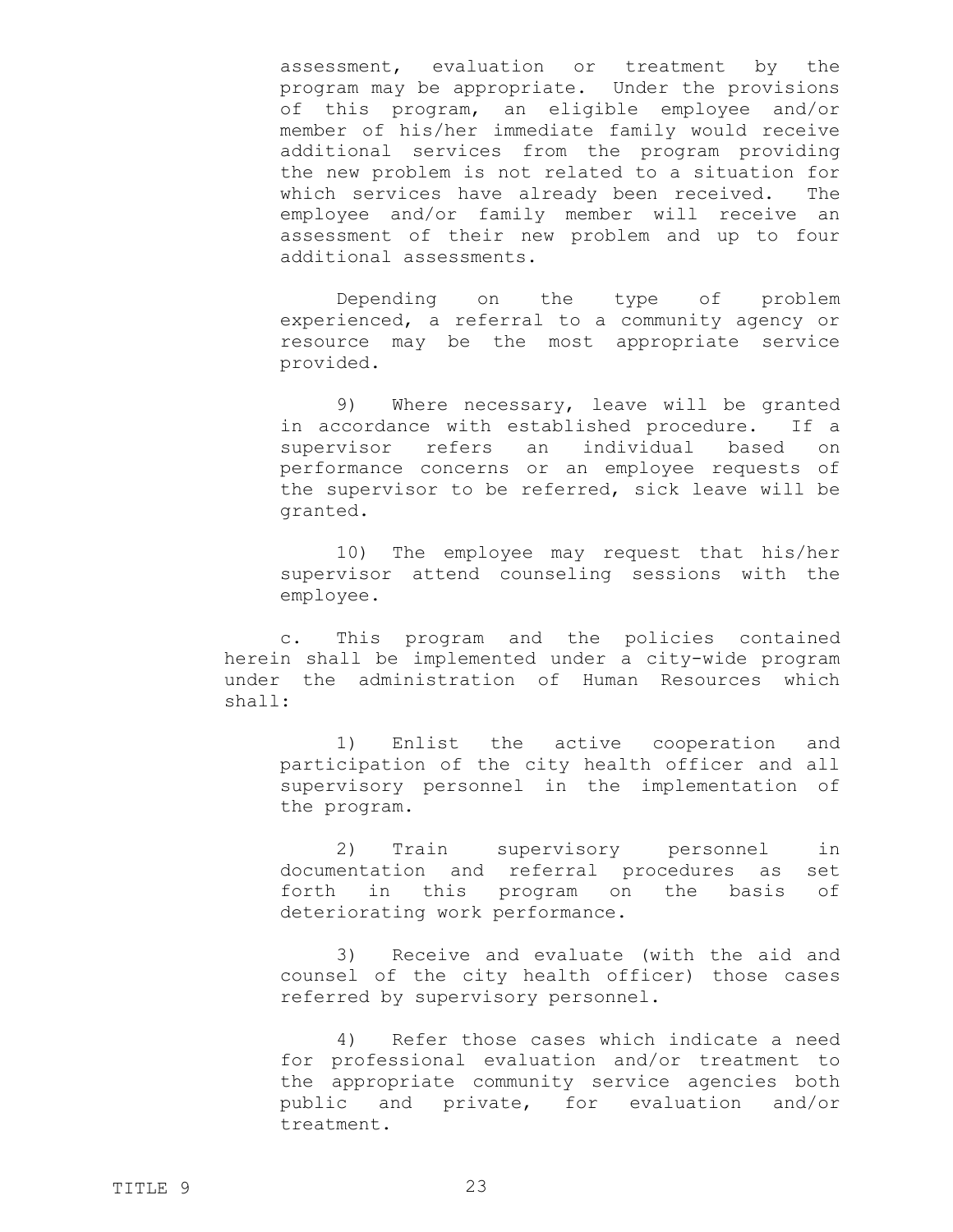assessment, evaluation or treatment by the program may be appropriate. Under the provisions of this program, an eligible employee and/or member of his/her immediate family would receive additional services from the program providing the new problem is not related to a situation for which services have already been received. The employee and/or family member will receive an assessment of their new problem and up to four additional assessments.

Depending on the type of problem experienced, a referral to a community agency or resource may be the most appropriate service provided.

9) Where necessary, leave will be granted in accordance with established procedure. If a supervisor refers an individual based on performance concerns or an employee requests of the supervisor to be referred, sick leave will be granted.

10) The employee may request that his/her supervisor attend counseling sessions with the employee.

c. This program and the policies contained herein shall be implemented under a city-wide program under the administration of Human Resources which shall:

1) Enlist the active cooperation and participation of the city health officer and all supervisory personnel in the implementation of the program.

2) Train supervisory personnel in documentation and referral procedures as set forth in this program on the basis of deteriorating work performance.

3) Receive and evaluate (with the aid and counsel of the city health officer) those cases referred by supervisory personnel.

4) Refer those cases which indicate a need for professional evaluation and/or treatment to the appropriate community service agencies both public and private, for evaluation and/or treatment.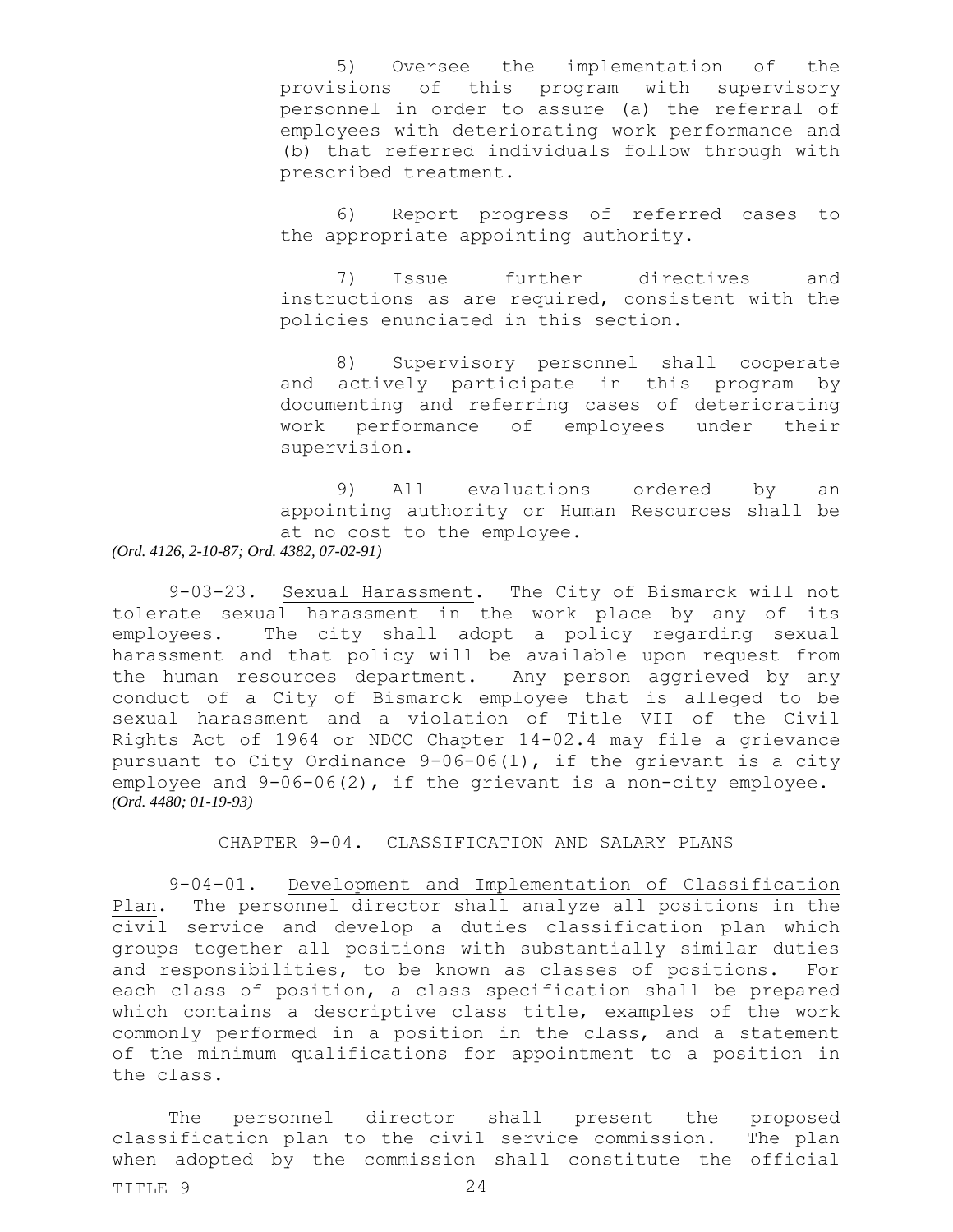5) Oversee the implementation of the provisions of this program with supervisory personnel in order to assure (a) the referral of employees with deteriorating work performance and (b) that referred individuals follow through with prescribed treatment.

6) Report progress of referred cases to the appropriate appointing authority.

7) Issue further directives and instructions as are required, consistent with the policies enunciated in this section.

8) Supervisory personnel shall cooperate and actively participate in this program by documenting and referring cases of deteriorating work performance of employees under their supervision.

9) All evaluations ordered by an appointing authority or Human Resources shall be at no cost to the employee.

*(Ord. 4126, 2-10-87; Ord. 4382, 07-02-91)*

9-03-23. Sexual Harassment. The City of Bismarck will not tolerate sexual harassment in the work place by any of its employees. The city shall adopt a policy regarding sexual harassment and that policy will be available upon request from the human resources department. Any person aggrieved by any conduct of a City of Bismarck employee that is alleged to be sexual harassment and a violation of Title VII of the Civil Rights Act of 1964 or NDCC Chapter 14-02.4 may file a grievance pursuant to City Ordinance 9-06-06(1), if the grievant is a city employee and 9-06-06(2), if the grievant is a non-city employee.
*(Ord. 4480; 01-19-93)*

## CHAPTER 9-04. CLASSIFICATION AND SALARY PLANS

9-04-01. Development and Implementation of Classification Plan. The personnel director shall analyze all positions in the civil service and develop a duties classification plan which groups together all positions with substantially similar duties and responsibilities, to be known as classes of positions. For each class of position, a class specification shall be prepared which contains a descriptive class title, examples of the work commonly performed in a position in the class, and a statement of the minimum qualifications for appointment to a position in the class.

The personnel director shall present the proposed classification plan to the civil service commission. The plan when adopted by the commission shall constitute the official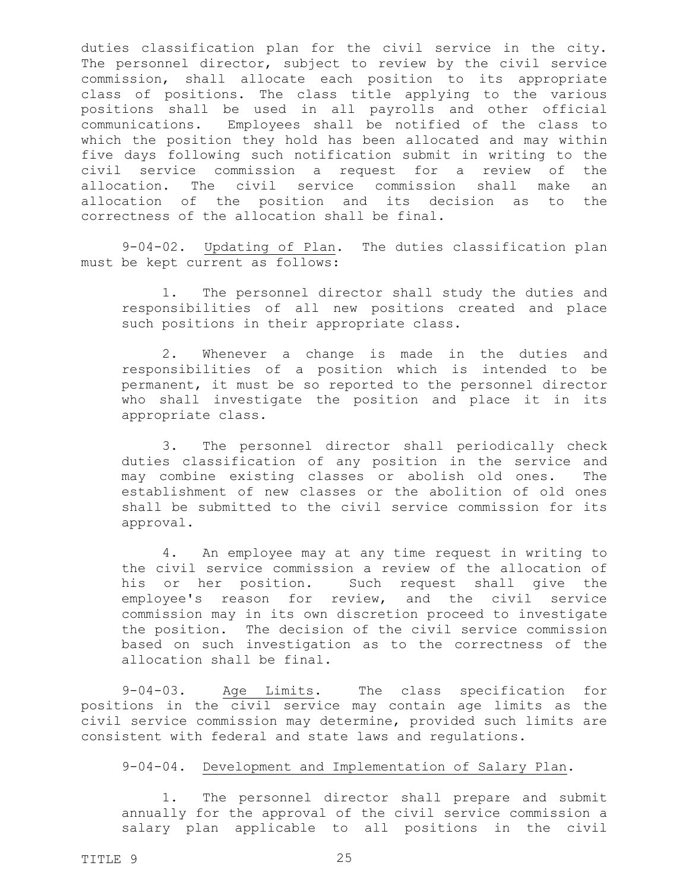duties classification plan for the civil service in the city. The personnel director, subject to review by the civil service commission, shall allocate each position to its appropriate class of positions. The class title applying to the various positions shall be used in all payrolls and other official communications. Employees shall be notified of the class to which the position they hold has been allocated and may within five days following such notification submit in writing to the civil service commission a request for a review of the allocation. The civil service commission shall make an allocation of the position and its decision as to the correctness of the allocation shall be final.

9-04-02. Updating of Plan. The duties classification plan must be kept current as follows:

1. The personnel director shall study the duties and responsibilities of all new positions created and place such positions in their appropriate class.

2. Whenever a change is made in the duties and responsibilities of a position which is intended to be permanent, it must be so reported to the personnel director who shall investigate the position and place it in its appropriate class.

3. The personnel director shall periodically check duties classification of any position in the service and may combine existing classes or abolish old ones. The establishment of new classes or the abolition of old ones shall be submitted to the civil service commission for its approval.

4. An employee may at any time request in writing to the civil service commission a review of the allocation of his or her position. Such request shall give the employee's reason for review, and the civil service commission may in its own discretion proceed to investigate the position. The decision of the civil service commission based on such investigation as to the correctness of the allocation shall be final.

9-04-03. Age Limits. The class specification for positions in the civil service may contain age limits as the civil service commission may determine, provided such limits are consistent with federal and state laws and regulations.

9-04-04. Development and Implementation of Salary Plan.

1. The personnel director shall prepare and submit annually for the approval of the civil service commission a salary plan applicable to all positions in the civil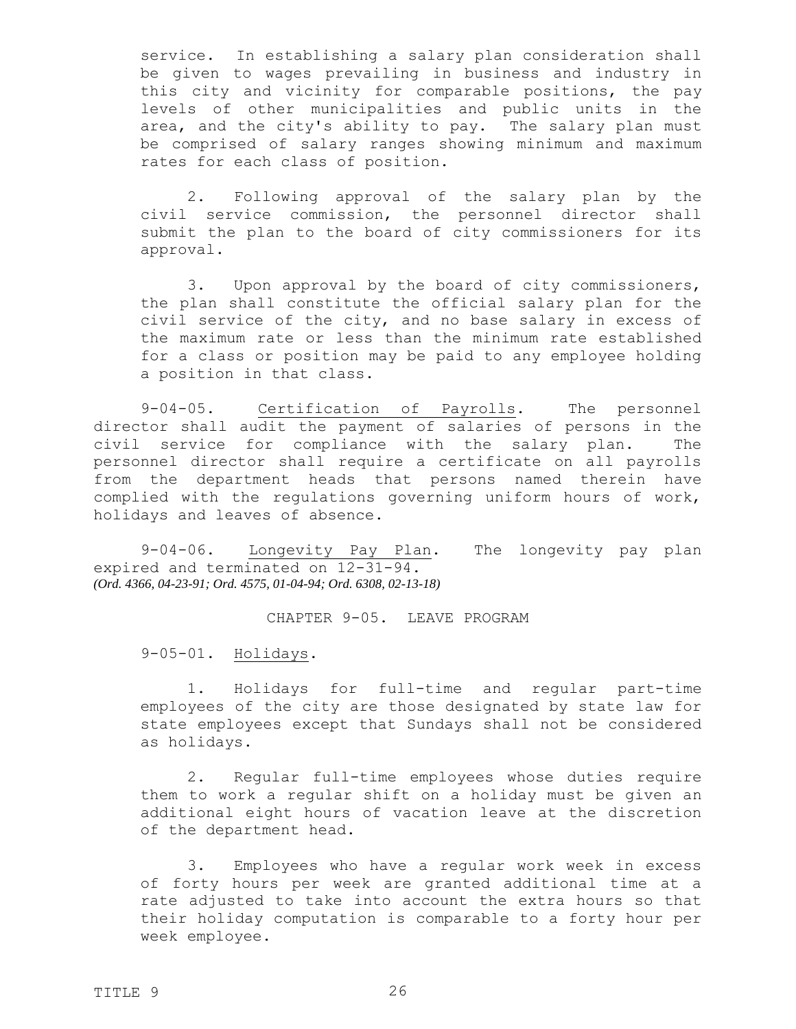service. In establishing a salary plan consideration shall be given to wages prevailing in business and industry in this city and vicinity for comparable positions, the pay levels of other municipalities and public units in the area, and the city's ability to pay. The salary plan must be comprised of salary ranges showing minimum and maximum rates for each class of position.

2. Following approval of the salary plan by the civil service commission, the personnel director shall submit the plan to the board of city commissioners for its approval.

3. Upon approval by the board of city commissioners, the plan shall constitute the official salary plan for the civil service of the city, and no base salary in excess of the maximum rate or less than the minimum rate established for a class or position may be paid to any employee holding a position in that class.

9-04-05. Certification of Payrolls. The personnel director shall audit the payment of salaries of persons in the civil service for compliance with the salary plan. The personnel director shall require a certificate on all payrolls from the department heads that persons named therein have complied with the regulations governing uniform hours of work, holidays and leaves of absence.

9-04-06. Longevity Pay Plan. The longevity pay plan expired and terminated on 12-31-94.
*(Ord. 4366, 04-23-91; Ord. 4575, 01-04-94; Ord. 6308, 02-13-18)*

## CHAPTER 9-05. LEAVE PROGRAM

9-05-01. Holidays.

1. Holidays for full-time and regular part-time employees of the city are those designated by state law for state employees except that Sundays shall not be considered as holidays.

2. Regular full-time employees whose duties require them to work a regular shift on a holiday must be given an additional eight hours of vacation leave at the discretion of the department head.

3. Employees who have a regular work week in excess of forty hours per week are granted additional time at a rate adjusted to take into account the extra hours so that their holiday computation is comparable to a forty hour per week employee.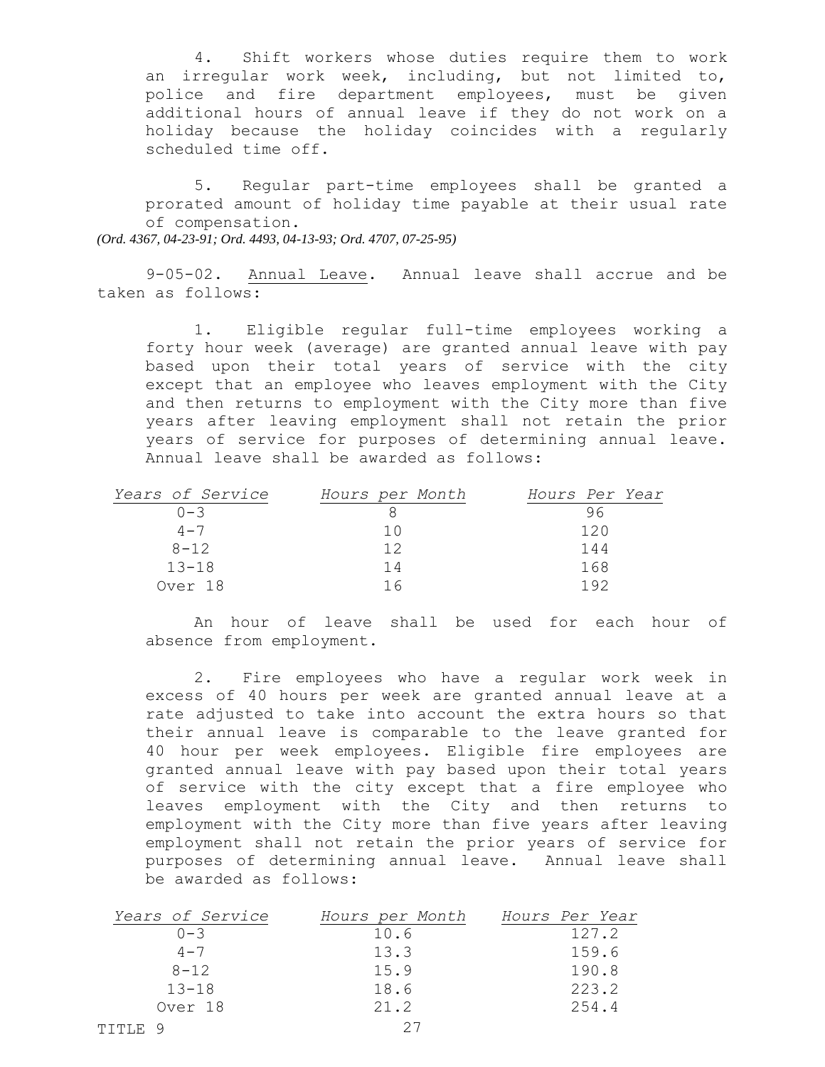4. Shift workers whose duties require them to work an irregular work week, including, but not limited to, police and fire department employees, must be given additional hours of annual leave if they do not work on a holiday because the holiday coincides with a regularly scheduled time off.

5. Regular part-time employees shall be granted a prorated amount of holiday time payable at their usual rate of compensation.

*(Ord. 4367, 04-23-91; Ord. 4493, 04-13-93; Ord. 4707, 07-25-95)*

9-05-02. Annual Leave. Annual leave shall accrue and be taken as follows:

1. Eligible regular full-time employees working a forty hour week (average) are granted annual leave with pay based upon their total years of service with the city except that an employee who leaves employment with the City and then returns to employment with the City more than five years after leaving employment shall not retain the prior years of service for purposes of determining annual leave. Annual leave shall be awarded as follows:

| *Years of Service* | *Hours per Month* | *Hours Per Year* |
|---|---|---|
| 0-3 | 8 | 96 |
| 4-7 | 10 | 120 |
| 8-12 | 12 | 144 |
| 13-18 | 14 | 168 |
| Over 18 | 16 | 192 |

An hour of leave shall be used for each hour of absence from employment.

2. Fire employees who have a regular work week in excess of 40 hours per week are granted annual leave at a rate adjusted to take into account the extra hours so that their annual leave is comparable to the leave granted for 40 hour per week employees. Eligible fire employees are granted annual leave with pay based upon their total years of service with the city except that a fire employee who leaves employment with the City and then returns to employment with the City more than five years after leaving employment shall not retain the prior years of service for purposes of determining annual leave. Annual leave shall be awarded as follows:

| *Years of Service* | *Hours per Month* | *Hours Per Year* |
|---|---|---|
| 0-3 | 10.6 | 127.2 |
| 4-7 | 13.3 | 159.6 |
| 8-12 | 15.9 | 190.8 |
| 13-18 | 18.6 | 223.2 |
| Over 18 | 21.2 | 254.4 |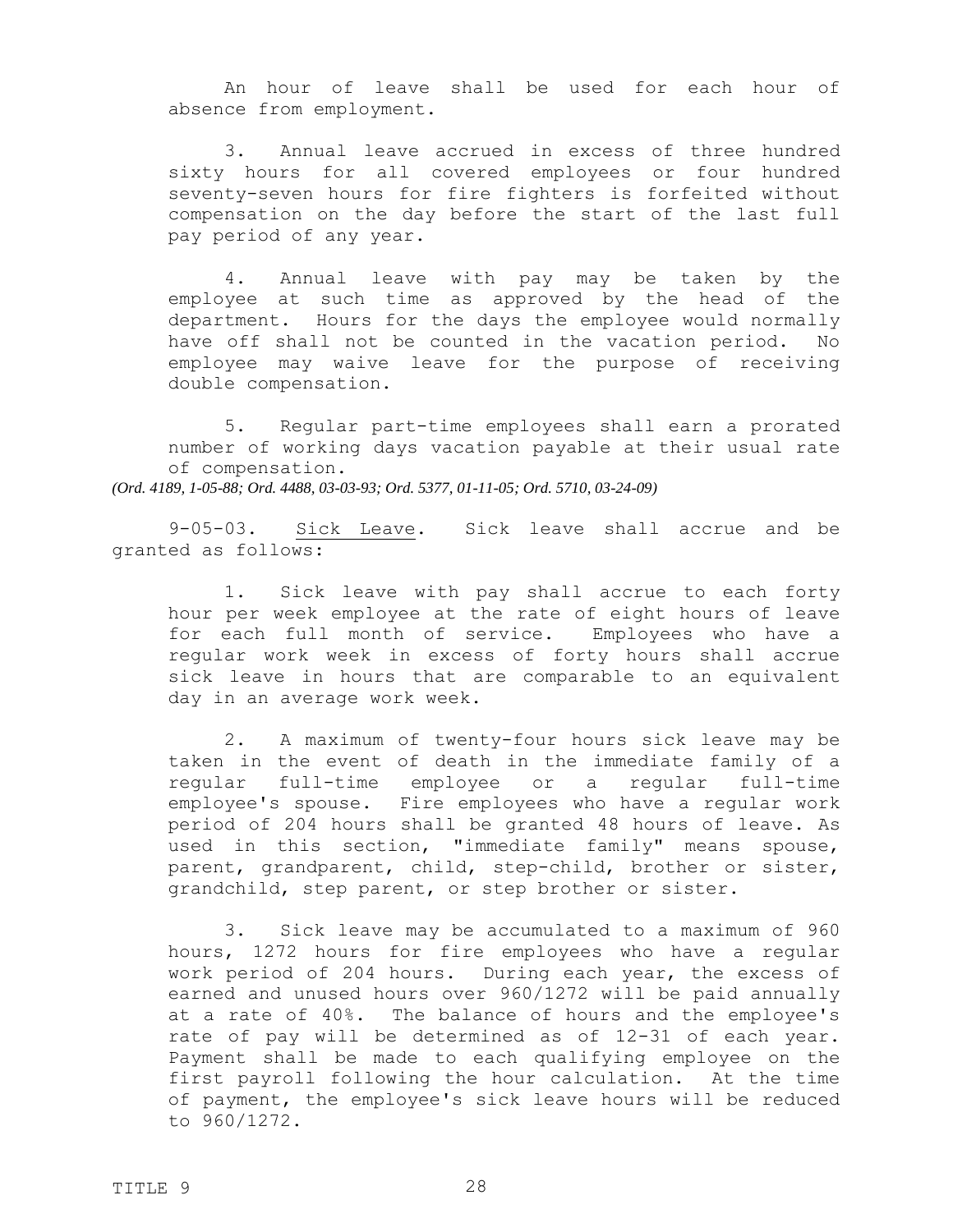An hour of leave shall be used for each hour of absence from employment.

3. Annual leave accrued in excess of three hundred sixty hours for all covered employees or four hundred seventy-seven hours for fire fighters is forfeited without compensation on the day before the start of the last full pay period of any year.

4. Annual leave with pay may be taken by the employee at such time as approved by the head of the department. Hours for the days the employee would normally have off shall not be counted in the vacation period. No employee may waive leave for the purpose of receiving double compensation.

5. Regular part-time employees shall earn a prorated number of working days vacation payable at their usual rate of compensation.

*(Ord. 4189, 1-05-88; Ord. 4488, 03-03-93; Ord. 5377, 01-11-05; Ord. 5710, 03-24-09)*

9-05-03. Sick Leave. Sick leave shall accrue and be granted as follows:

1. Sick leave with pay shall accrue to each forty hour per week employee at the rate of eight hours of leave for each full month of service. Employees who have a regular work week in excess of forty hours shall accrue sick leave in hours that are comparable to an equivalent day in an average work week.

2. A maximum of twenty-four hours sick leave may be taken in the event of death in the immediate family of a regular full-time employee or a regular full-time employee's spouse. Fire employees who have a regular work period of 204 hours shall be granted 48 hours of leave. As used in this section, "immediate family" means spouse, parent, grandparent, child, step-child, brother or sister, grandchild, step parent, or step brother or sister.

3. Sick leave may be accumulated to a maximum of 960 hours, 1272 hours for fire employees who have a regular work period of 204 hours. During each year, the excess of earned and unused hours over 960/1272 will be paid annually at a rate of 40%. The balance of hours and the employee's rate of pay will be determined as of 12-31 of each year. Payment shall be made to each qualifying employee on the first payroll following the hour calculation. At the time of payment, the employee's sick leave hours will be reduced to 960/1272.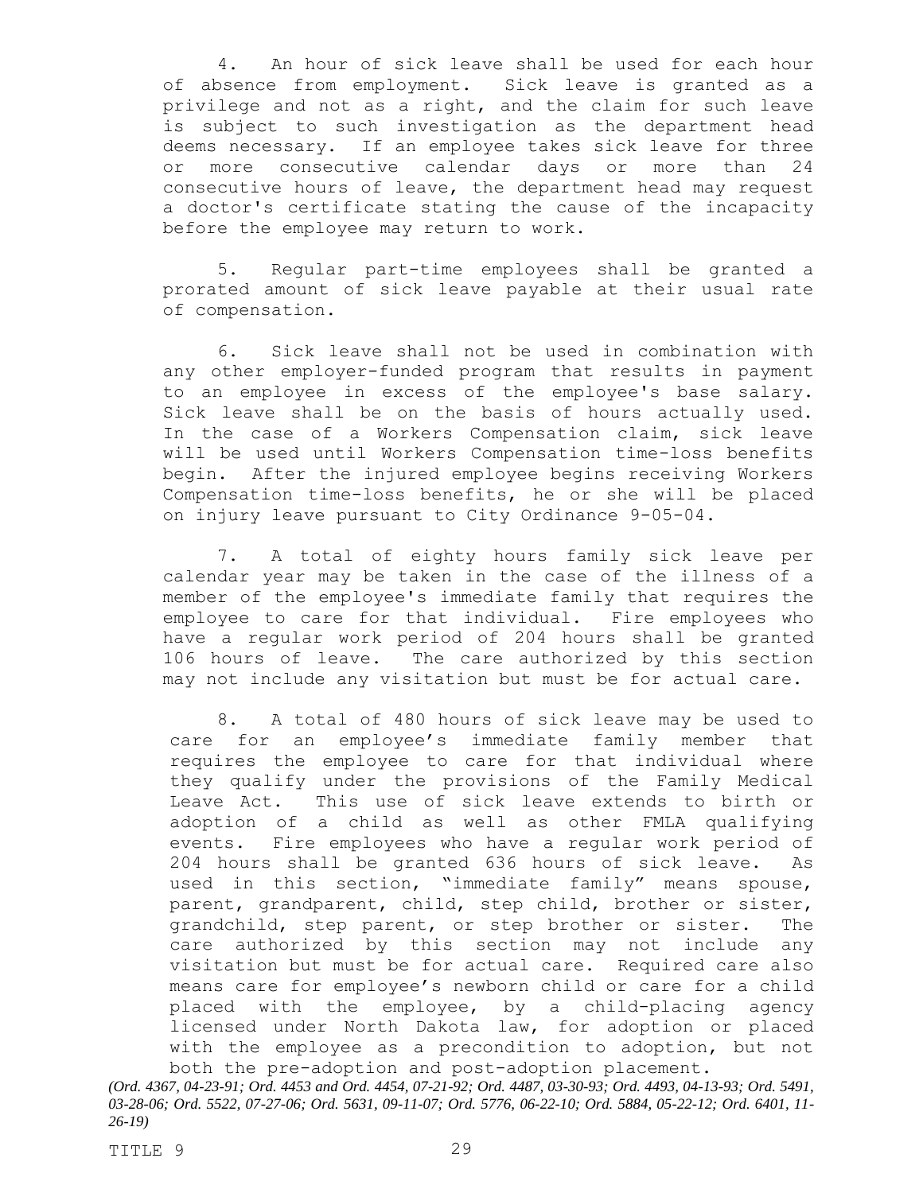4. An hour of sick leave shall be used for each hour of absence from employment. Sick leave is granted as a privilege and not as a right, and the claim for such leave is subject to such investigation as the department head deems necessary. If an employee takes sick leave for three or more consecutive calendar days or more than 24 consecutive hours of leave, the department head may request a doctor's certificate stating the cause of the incapacity before the employee may return to work.

5. Regular part-time employees shall be granted a prorated amount of sick leave payable at their usual rate of compensation.

6. Sick leave shall not be used in combination with any other employer-funded program that results in payment to an employee in excess of the employee's base salary. Sick leave shall be on the basis of hours actually used. In the case of a Workers Compensation claim, sick leave will be used until Workers Compensation time-loss benefits begin. After the injured employee begins receiving Workers Compensation time-loss benefits, he or she will be placed on injury leave pursuant to City Ordinance 9-05-04.

7. A total of eighty hours family sick leave per calendar year may be taken in the case of the illness of a member of the employee's immediate family that requires the employee to care for that individual. Fire employees who have a regular work period of 204 hours shall be granted 106 hours of leave. The care authorized by this section may not include any visitation but must be for actual care.

8. A total of 480 hours of sick leave may be used to care for an employee's immediate family member that requires the employee to care for that individual where they qualify under the provisions of the Family Medical Leave Act. This use of sick leave extends to birth or adoption of a child as well as other FMLA qualifying events. Fire employees who have a regular work period of 204 hours shall be granted 636 hours of sick leave. As used in this section, "immediate family" means spouse, parent, grandparent, child, step child, brother or sister, grandchild, step parent, or step brother or sister. The care authorized by this section may not include any visitation but must be for actual care. Required care also means care for employee's newborn child or care for a child placed with the employee, by a child-placing agency licensed under North Dakota law, for adoption or placed with the employee as a precondition to adoption, but not both the pre-adoption and post-adoption placement.

*(Ord. 4367, 04-23-91; Ord. 4453 and Ord. 4454, 07-21-92; Ord. 4487, 03-30-93; Ord. 4493, 04-13-93; Ord. 5491, 03-28-06; Ord. 5522, 07-27-06; Ord. 5631, 09-11-07; Ord. 5776, 06-22-10; Ord. 5884, 05-22-12; Ord. 6401, 11-26-19)*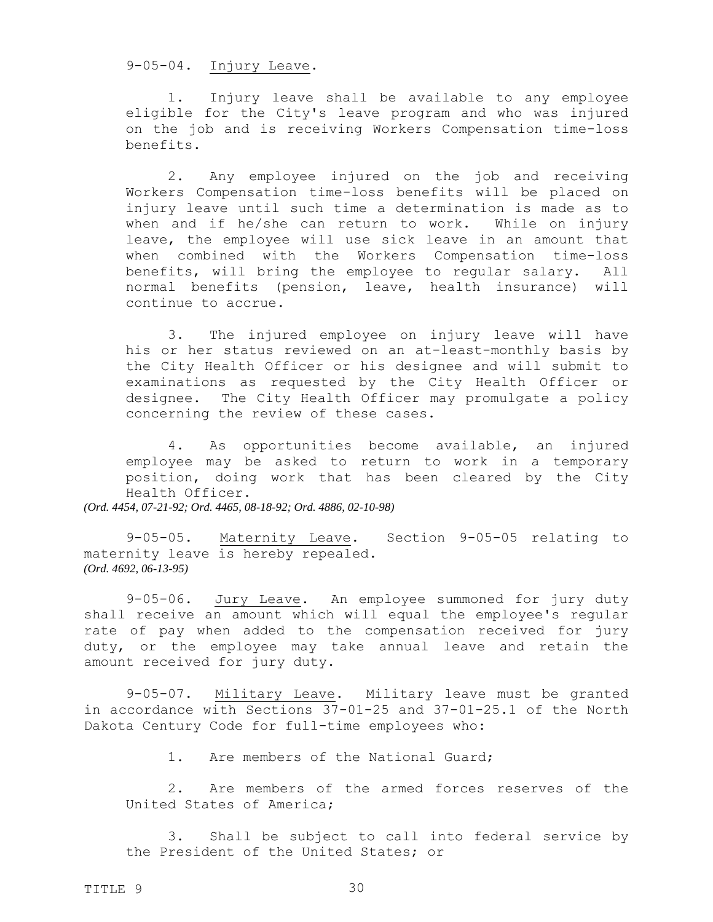9-05-04. Injury Leave.

1. Injury leave shall be available to any employee eligible for the City's leave program and who was injured on the job and is receiving Workers Compensation time-loss benefits.

2. Any employee injured on the job and receiving Workers Compensation time-loss benefits will be placed on injury leave until such time a determination is made as to when and if he/she can return to work. While on injury leave, the employee will use sick leave in an amount that when combined with the Workers Compensation time-loss benefits, will bring the employee to regular salary. All normal benefits (pension, leave, health insurance) will continue to accrue.

3. The injured employee on injury leave will have his or her status reviewed on an at-least-monthly basis by the City Health Officer or his designee and will submit to examinations as requested by the City Health Officer or designee. The City Health Officer may promulgate a policy concerning the review of these cases.

4. As opportunities become available, an injured employee may be asked to return to work in a temporary position, doing work that has been cleared by the City Health Officer.

*(Ord. 4454, 07-21-92; Ord. 4465, 08-18-92; Ord. 4886, 02-10-98)*

9-05-05. Maternity Leave. Section 9-05-05 relating to maternity leave is hereby repealed.
*(Ord. 4692, 06-13-95)*

9-05-06. Jury Leave. An employee summoned for jury duty shall receive an amount which will equal the employee's regular rate of pay when added to the compensation received for jury duty, or the employee may take annual leave and retain the amount received for jury duty.

9-05-07. Military Leave. Military leave must be granted in accordance with Sections 37-01-25 and 37-01-25.1 of the North Dakota Century Code for full-time employees who:

1. Are members of the National Guard;

2. Are members of the armed forces reserves of the United States of America;

3. Shall be subject to call into federal service by the President of the United States; or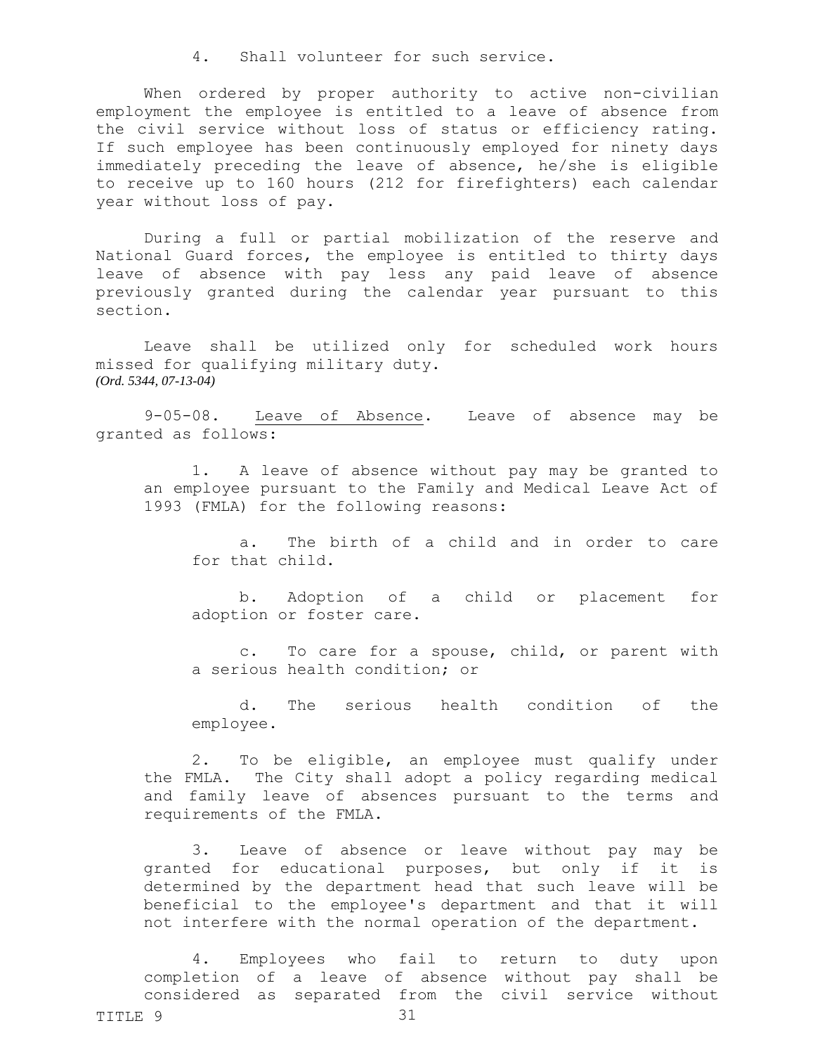4. Shall volunteer for such service.

When ordered by proper authority to active non-civilian employment the employee is entitled to a leave of absence from the civil service without loss of status or efficiency rating. If such employee has been continuously employed for ninety days immediately preceding the leave of absence, he/she is eligible to receive up to 160 hours (212 for firefighters) each calendar year without loss of pay.

During a full or partial mobilization of the reserve and National Guard forces, the employee is entitled to thirty days leave of absence with pay less any paid leave of absence previously granted during the calendar year pursuant to this section.

Leave shall be utilized only for scheduled work hours missed for qualifying military duty.
*(Ord. 5344, 07-13-04)*

9-05-08. Leave of Absence. Leave of absence may be granted as follows:

1. A leave of absence without pay may be granted to an employee pursuant to the Family and Medical Leave Act of 1993 (FMLA) for the following reasons:

   a. The birth of a child and in order to care for that child.

   b. Adoption of a child or placement for adoption or foster care.

   c. To care for a spouse, child, or parent with a serious health condition; or

   d. The serious health condition of the employee.

2. To be eligible, an employee must qualify under the FMLA. The City shall adopt a policy regarding medical and family leave of absences pursuant to the terms and requirements of the FMLA.

3. Leave of absence or leave without pay may be granted for educational purposes, but only if it is determined by the department head that such leave will be beneficial to the employee's department and that it will not interfere with the normal operation of the department.

4. Employees who fail to return to duty upon completion of a leave of absence without pay shall be considered as separated from the civil service without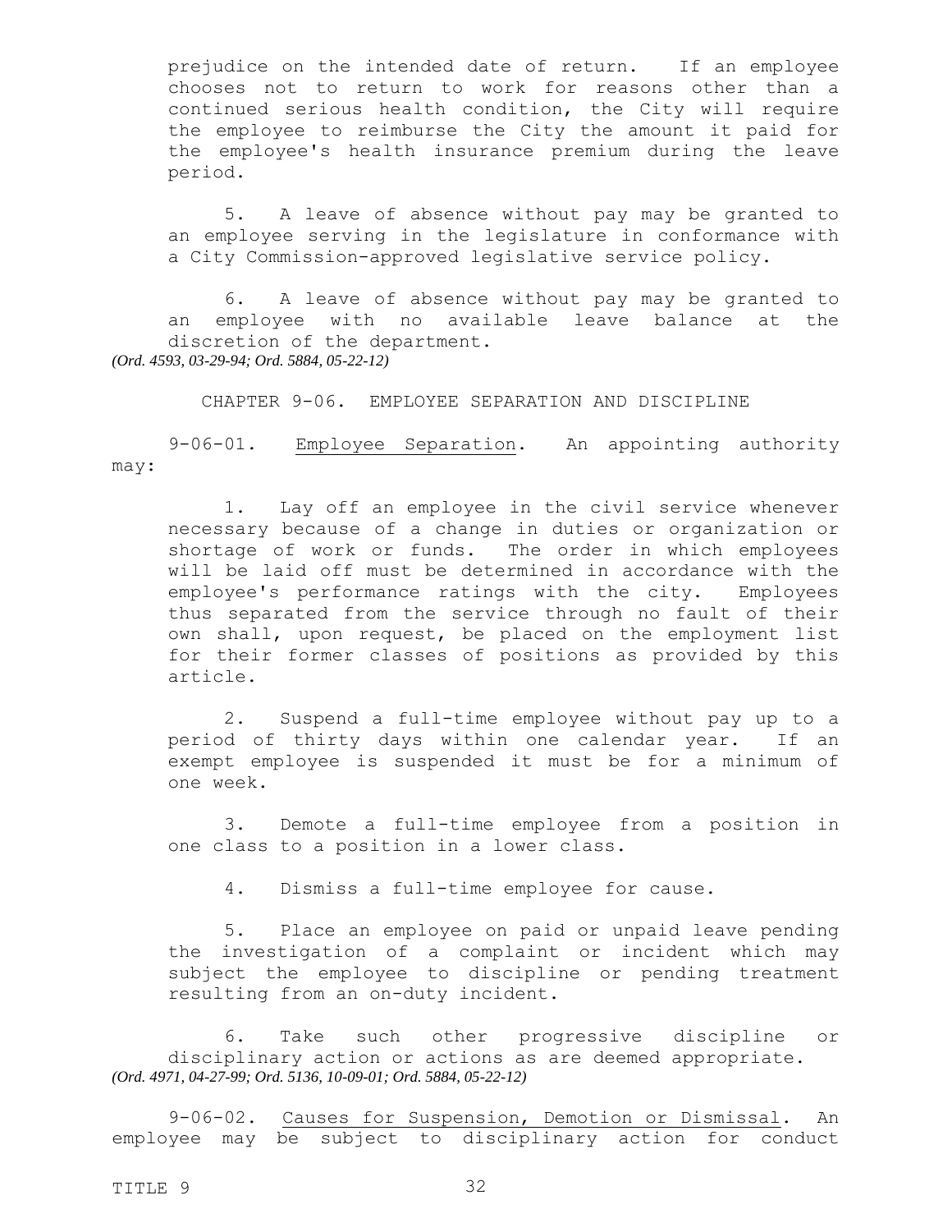prejudice on the intended date of return. If an employee chooses not to return to work for reasons other than a continued serious health condition, the City will require the employee to reimburse the City the amount it paid for the employee's health insurance premium during the leave period.

5. A leave of absence without pay may be granted to an employee serving in the legislature in conformance with a City Commission-approved legislative service policy.

6. A leave of absence without pay may be granted to an employee with no available leave balance at the discretion of the department.

*(Ord. 4593, 03-29-94; Ord. 5884, 05-22-12)*

## CHAPTER 9-06. EMPLOYEE SEPARATION AND DISCIPLINE

9-06-01. Employee Separation. An appointing authority may:

1. Lay off an employee in the civil service whenever necessary because of a change in duties or organization or shortage of work or funds. The order in which employees will be laid off must be determined in accordance with the employee's performance ratings with the city. Employees thus separated from the service through no fault of their own shall, upon request, be placed on the employment list for their former classes of positions as provided by this article.

2. Suspend a full-time employee without pay up to a period of thirty days within one calendar year. If an exempt employee is suspended it must be for a minimum of one week.

3. Demote a full-time employee from a position in one class to a position in a lower class.

4. Dismiss a full-time employee for cause.

5. Place an employee on paid or unpaid leave pending the investigation of a complaint or incident which may subject the employee to discipline or pending treatment resulting from an on-duty incident.

6. Take such other progressive discipline or disciplinary action or actions as are deemed appropriate.

*(Ord. 4971, 04-27-99; Ord. 5136, 10-09-01; Ord. 5884, 05-22-12)*

9-06-02. Causes for Suspension, Demotion or Dismissal. An employee may be subject to disciplinary action for conduct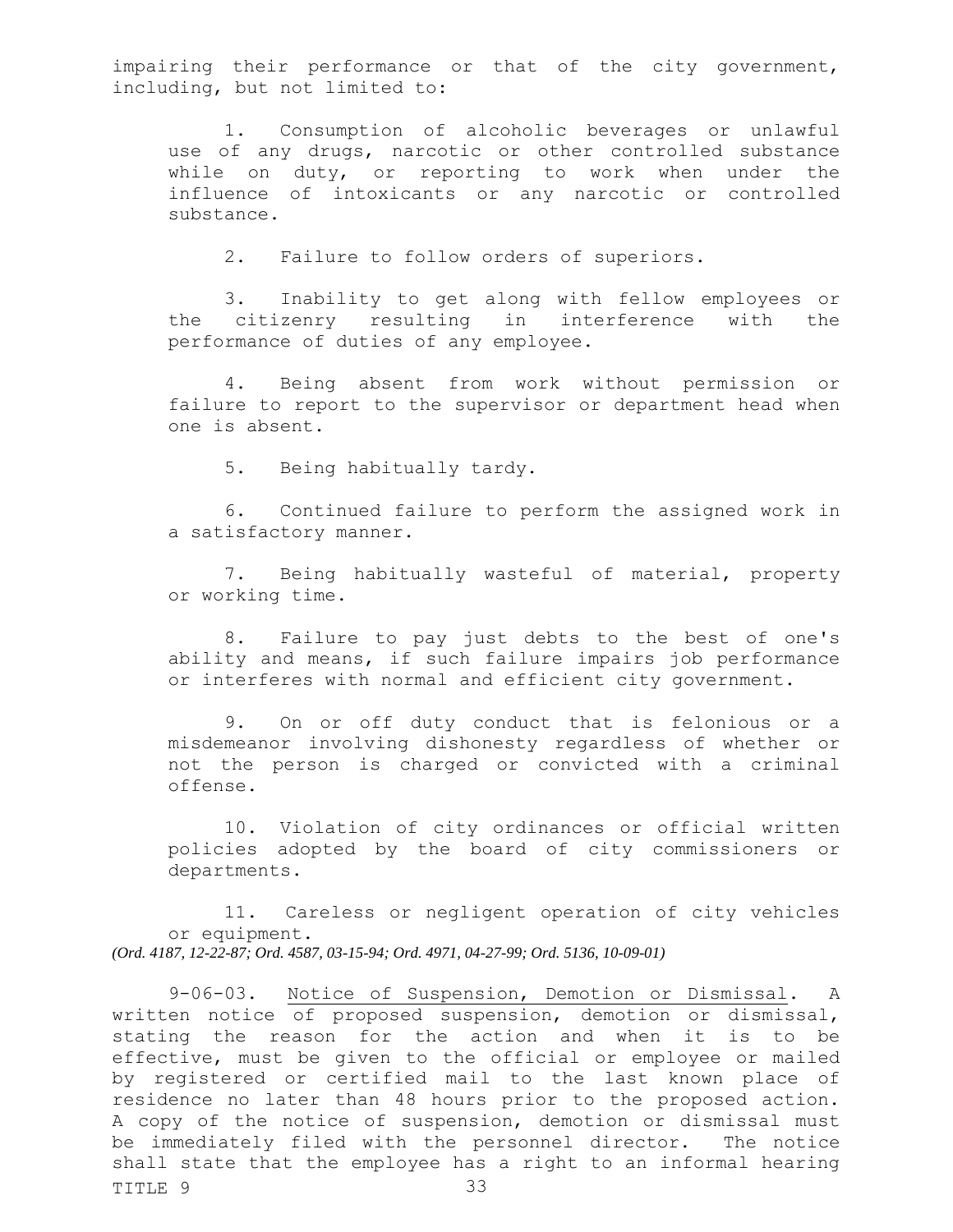impairing their performance or that of the city government, including, but not limited to:

1. Consumption of alcoholic beverages or unlawful use of any drugs, narcotic or other controlled substance while on duty, or reporting to work when under the influence of intoxicants or any narcotic or controlled substance.

2. Failure to follow orders of superiors.

3. Inability to get along with fellow employees or the citizenry resulting in interference with the performance of duties of any employee.

4. Being absent from work without permission or failure to report to the supervisor or department head when one is absent.

5. Being habitually tardy.

6. Continued failure to perform the assigned work in a satisfactory manner.

7. Being habitually wasteful of material, property or working time.

8. Failure to pay just debts to the best of one's ability and means, if such failure impairs job performance or interferes with normal and efficient city government.

9. On or off duty conduct that is felonious or a misdemeanor involving dishonesty regardless of whether or not the person is charged or convicted with a criminal offense.

10. Violation of city ordinances or official written policies adopted by the board of city commissioners or departments.

11. Careless or negligent operation of city vehicles or equipment.

*(Ord. 4187, 12-22-87; Ord. 4587, 03-15-94; Ord. 4971, 04-27-99; Ord. 5136, 10-09-01)*

9-06-03. Notice of Suspension, Demotion or Dismissal. A written notice of proposed suspension, demotion or dismissal, stating the reason for the action and when it is to be effective, must be given to the official or employee or mailed by registered or certified mail to the last known place of residence no later than 48 hours prior to the proposed action. A copy of the notice of suspension, demotion or dismissal must be immediately filed with the personnel director. The notice shall state that the employee has a right to an informal hearing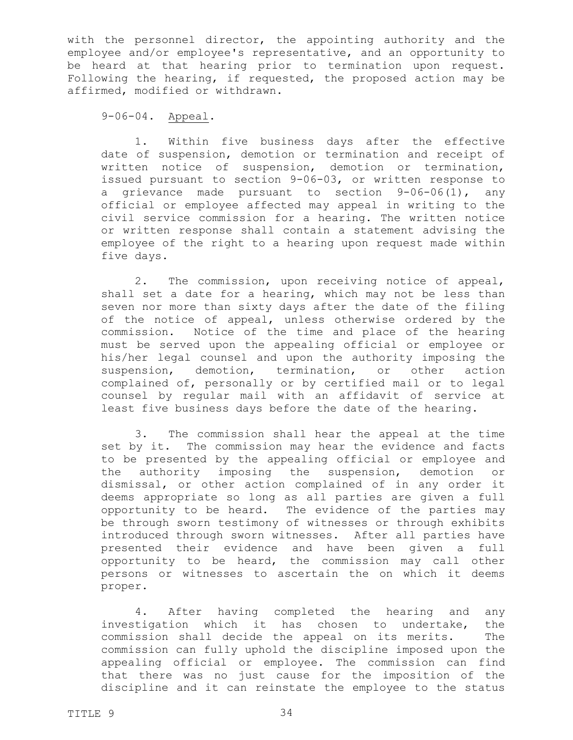with the personnel director, the appointing authority and the employee and/or employee's representative, and an opportunity to be heard at that hearing prior to termination upon request. Following the hearing, if requested, the proposed action may be affirmed, modified or withdrawn.

9-06-04. Appeal.

1. Within five business days after the effective date of suspension, demotion or termination and receipt of written notice of suspension, demotion or termination, issued pursuant to section 9-06-03, or written response to a grievance made pursuant to section 9-06-06(1), any official or employee affected may appeal in writing to the civil service commission for a hearing. The written notice or written response shall contain a statement advising the employee of the right to a hearing upon request made within five days.

2. The commission, upon receiving notice of appeal, shall set a date for a hearing, which may not be less than seven nor more than sixty days after the date of the filing of the notice of appeal, unless otherwise ordered by the commission. Notice of the time and place of the hearing must be served upon the appealing official or employee or his/her legal counsel and upon the authority imposing the suspension, demotion, termination, or other action complained of, personally or by certified mail or to legal counsel by regular mail with an affidavit of service at least five business days before the date of the hearing.

3. The commission shall hear the appeal at the time set by it. The commission may hear the evidence and facts to be presented by the appealing official or employee and the authority imposing the suspension, demotion or dismissal, or other action complained of in any order it deems appropriate so long as all parties are given a full opportunity to be heard. The evidence of the parties may be through sworn testimony of witnesses or through exhibits introduced through sworn witnesses. After all parties have presented their evidence and have been given a full opportunity to be heard, the commission may call other persons or witnesses to ascertain the on which it deems proper.

4. After having completed the hearing and any investigation which it has chosen to undertake, the commission shall decide the appeal on its merits. The commission can fully uphold the discipline imposed upon the appealing official or employee. The commission can find that there was no just cause for the imposition of the discipline and it can reinstate the employee to the status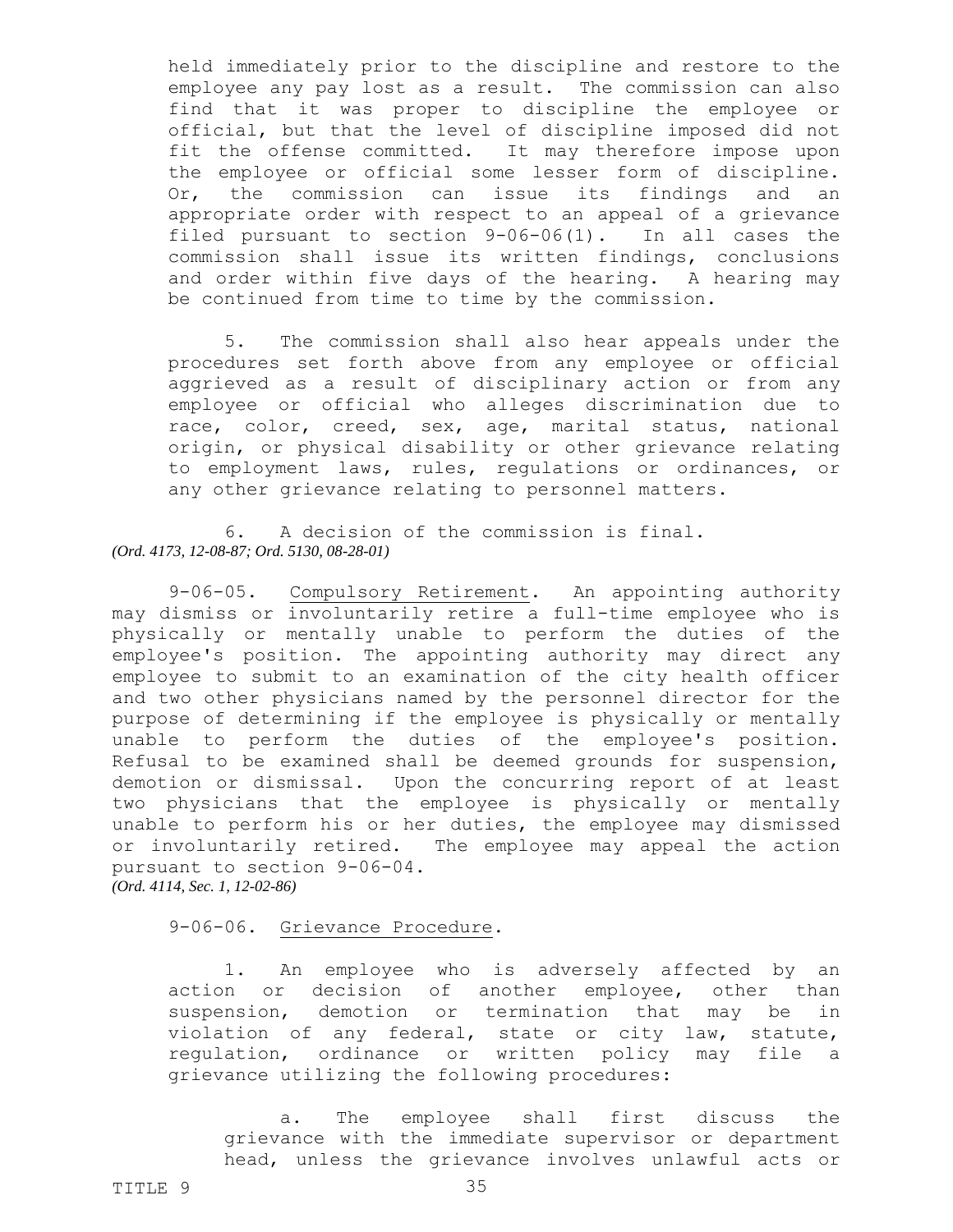held immediately prior to the discipline and restore to the employee any pay lost as a result. The commission can also find that it was proper to discipline the employee or official, but that the level of discipline imposed did not fit the offense committed. It may therefore impose upon the employee or official some lesser form of discipline. Or, the commission can issue its findings and an appropriate order with respect to an appeal of a grievance filed pursuant to section 9-06-06(1). In all cases the commission shall issue its written findings, conclusions and order within five days of the hearing. A hearing may be continued from time to time by the commission.

5. The commission shall also hear appeals under the procedures set forth above from any employee or official aggrieved as a result of disciplinary action or from any employee or official who alleges discrimination due to race, color, creed, sex, age, marital status, national origin, or physical disability or other grievance relating to employment laws, rules, regulations or ordinances, or any other grievance relating to personnel matters.

6. A decision of the commission is final.

*(Ord. 4173, 12-08-87; Ord. 5130, 08-28-01)*

9-06-05. Compulsory Retirement. An appointing authority may dismiss or involuntarily retire a full-time employee who is physically or mentally unable to perform the duties of the employee's position. The appointing authority may direct any employee to submit to an examination of the city health officer and two other physicians named by the personnel director for the purpose of determining if the employee is physically or mentally unable to perform the duties of the employee's position. Refusal to be examined shall be deemed grounds for suspension, demotion or dismissal. Upon the concurring report of at least two physicians that the employee is physically or mentally unable to perform his or her duties, the employee may dismissed or involuntarily retired. The employee may appeal the action pursuant to section 9-06-04.

*(Ord. 4114, Sec. 1, 12-02-86)*

9-06-06. Grievance Procedure.

1. An employee who is adversely affected by an action or decision of another employee, other than suspension, demotion or termination that may be in violation of any federal, state or city law, statute, regulation, ordinance or written policy may file a grievance utilizing the following procedures:

a. The employee shall first discuss the grievance with the immediate supervisor or department head, unless the grievance involves unlawful acts or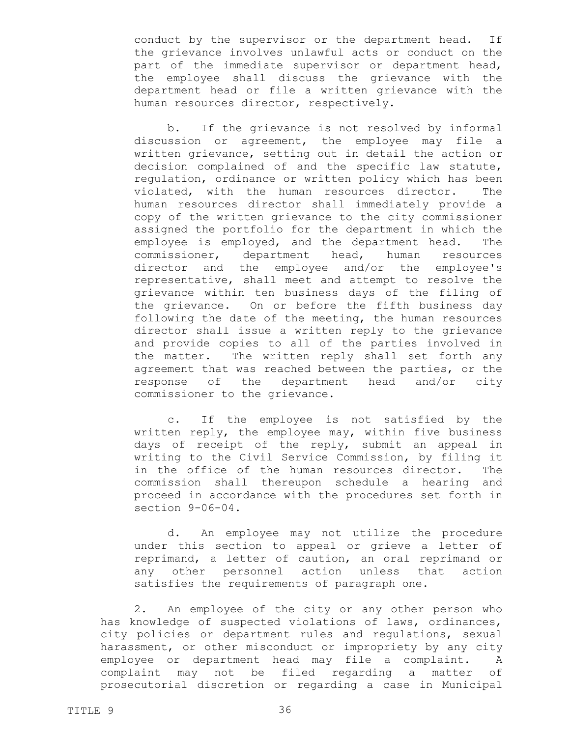conduct by the supervisor or the department head. If the grievance involves unlawful acts or conduct on the part of the immediate supervisor or department head, the employee shall discuss the grievance with the department head or file a written grievance with the human resources director, respectively.

b. If the grievance is not resolved by informal discussion or agreement, the employee may file a written grievance, setting out in detail the action or decision complained of and the specific law statute, regulation, ordinance or written policy which has been violated, with the human resources director. The human resources director shall immediately provide a copy of the written grievance to the city commissioner assigned the portfolio for the department in which the employee is employed, and the department head. The commissioner, department head, human resources director and the employee and/or the employee's representative, shall meet and attempt to resolve the grievance within ten business days of the filing of the grievance. On or before the fifth business day following the date of the meeting, the human resources director shall issue a written reply to the grievance and provide copies to all of the parties involved in the matter. The written reply shall set forth any agreement that was reached between the parties, or the response of the department head and/or city commissioner to the grievance.

c. If the employee is not satisfied by the written reply, the employee may, within five business days of receipt of the reply, submit an appeal in writing to the Civil Service Commission, by filing it in the office of the human resources director. The commission shall thereupon schedule a hearing and proceed in accordance with the procedures set forth in section 9-06-04.

d. An employee may not utilize the procedure under this section to appeal or grieve a letter of reprimand, a letter of caution, an oral reprimand or any other personnel action unless that action satisfies the requirements of paragraph one.

2. An employee of the city or any other person who has knowledge of suspected violations of laws, ordinances, city policies or department rules and regulations, sexual harassment, or other misconduct or impropriety by any city employee or department head may file a complaint. A complaint may not be filed regarding a matter of prosecutorial discretion or regarding a case in Municipal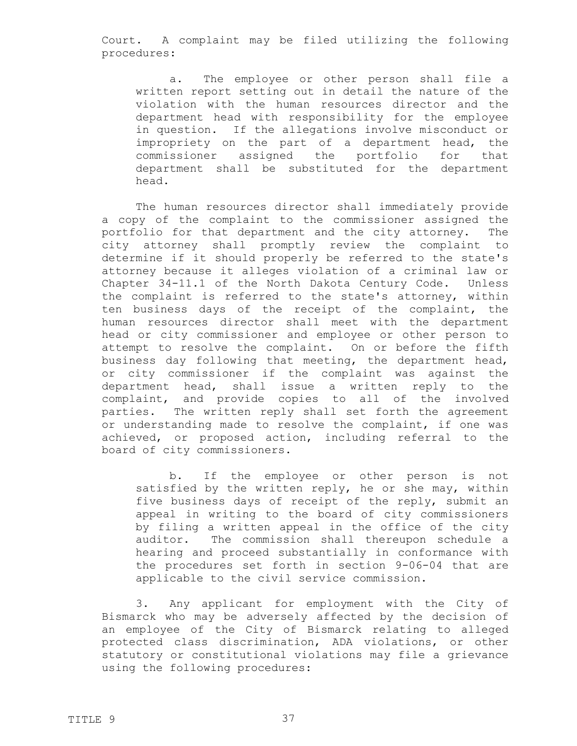Court. A complaint may be filed utilizing the following procedures:

a. The employee or other person shall file a written report setting out in detail the nature of the violation with the human resources director and the department head with responsibility for the employee in question. If the allegations involve misconduct or impropriety on the part of a department head, the commissioner assigned the portfolio for that department shall be substituted for the department head.

The human resources director shall immediately provide a copy of the complaint to the commissioner assigned the portfolio for that department and the city attorney. The city attorney shall promptly review the complaint to determine if it should properly be referred to the state's attorney because it alleges violation of a criminal law or Chapter 34-11.1 of the North Dakota Century Code. Unless the complaint is referred to the state's attorney, within ten business days of the receipt of the complaint, the human resources director shall meet with the department head or city commissioner and employee or other person to attempt to resolve the complaint. On or before the fifth business day following that meeting, the department head, or city commissioner if the complaint was against the department head, shall issue a written reply to the complaint, and provide copies to all of the involved parties. The written reply shall set forth the agreement or understanding made to resolve the complaint, if one was achieved, or proposed action, including referral to the board of city commissioners.

b. If the employee or other person is not satisfied by the written reply, he or she may, within five business days of receipt of the reply, submit an appeal in writing to the board of city commissioners by filing a written appeal in the office of the city auditor. The commission shall thereupon schedule a hearing and proceed substantially in conformance with the procedures set forth in section 9-06-04 that are applicable to the civil service commission.

3. Any applicant for employment with the City of Bismarck who may be adversely affected by the decision of an employee of the City of Bismarck relating to alleged protected class discrimination, ADA violations, or other statutory or constitutional violations may file a grievance using the following procedures: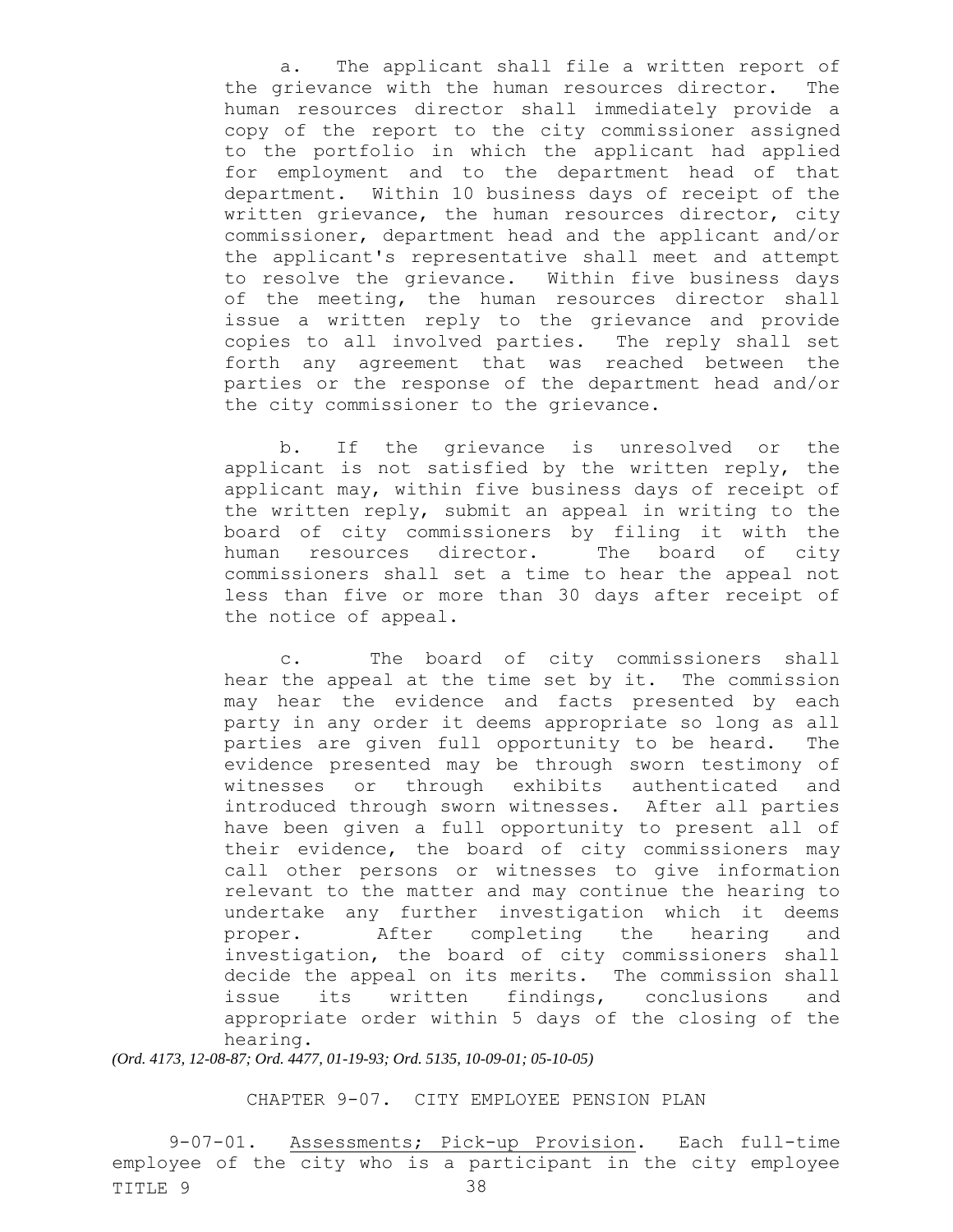a. The applicant shall file a written report of the grievance with the human resources director. The human resources director shall immediately provide a copy of the report to the city commissioner assigned to the portfolio in which the applicant had applied for employment and to the department head of that department. Within 10 business days of receipt of the written grievance, the human resources director, city commissioner, department head and the applicant and/or the applicant's representative shall meet and attempt to resolve the grievance. Within five business days of the meeting, the human resources director shall issue a written reply to the grievance and provide copies to all involved parties. The reply shall set forth any agreement that was reached between the parties or the response of the department head and/or the city commissioner to the grievance.

b. If the grievance is unresolved or the applicant is not satisfied by the written reply, the applicant may, within five business days of receipt of the written reply, submit an appeal in writing to the board of city commissioners by filing it with the human resources director. The board of city commissioners shall set a time to hear the appeal not less than five or more than 30 days after receipt of the notice of appeal.

c. The board of city commissioners shall hear the appeal at the time set by it. The commission may hear the evidence and facts presented by each party in any order it deems appropriate so long as all parties are given full opportunity to be heard. The evidence presented may be through sworn testimony of witnesses or through exhibits authenticated and introduced through sworn witnesses. After all parties have been given a full opportunity to present all of their evidence, the board of city commissioners may call other persons or witnesses to give information relevant to the matter and may continue the hearing to undertake any further investigation which it deems proper. After completing the hearing and investigation, the board of city commissioners shall decide the appeal on its merits. The commission shall issue its written findings, conclusions and appropriate order within 5 days of the closing of the hearing.

*(Ord. 4173, 12-08-87; Ord. 4477, 01-19-93; Ord. 5135, 10-09-01; 05-10-05)*

## CHAPTER 9-07. CITY EMPLOYEE PENSION PLAN

9-07-01. Assessments; Pick-up Provision. Each full-time employee of the city who is a participant in the city employee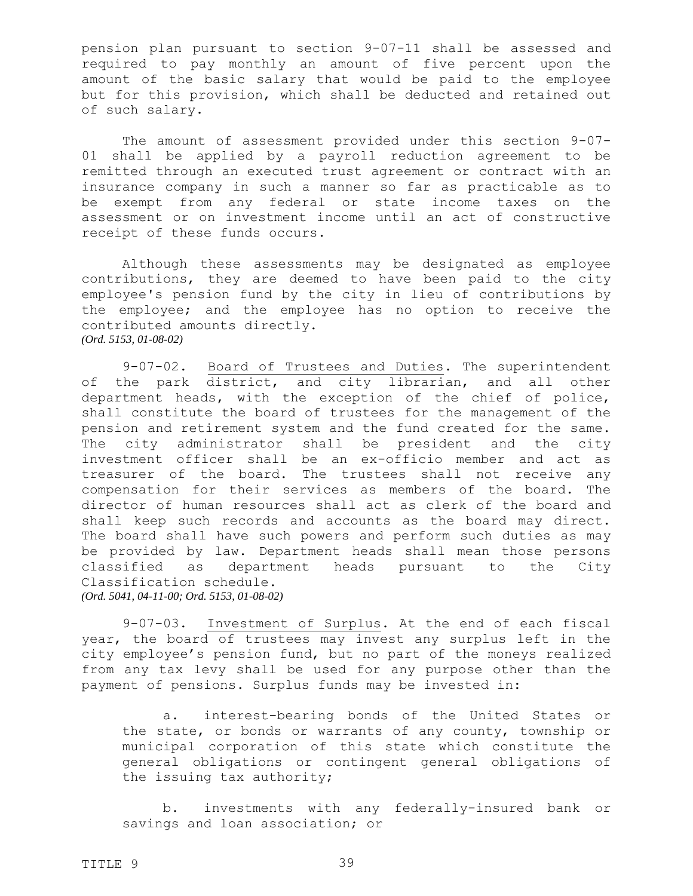pension plan pursuant to section 9-07-11 shall be assessed and required to pay monthly an amount of five percent upon the amount of the basic salary that would be paid to the employee but for this provision, which shall be deducted and retained out of such salary.

The amount of assessment provided under this section 9-07-01 shall be applied by a payroll reduction agreement to be remitted through an executed trust agreement or contract with an insurance company in such a manner so far as practicable as to be exempt from any federal or state income taxes on the assessment or on investment income until an act of constructive receipt of these funds occurs.

Although these assessments may be designated as employee contributions, they are deemed to have been paid to the city employee's pension fund by the city in lieu of contributions by the employee; and the employee has no option to receive the contributed amounts directly.
*(Ord. 5153, 01-08-02)*

9-07-02. Board of Trustees and Duties. The superintendent of the park district, and city librarian, and all other department heads, with the exception of the chief of police, shall constitute the board of trustees for the management of the pension and retirement system and the fund created for the same. The city administrator shall be president and the city investment officer shall be an ex-officio member and act as treasurer of the board. The trustees shall not receive any compensation for their services as members of the board. The director of human resources shall act as clerk of the board and shall keep such records and accounts as the board may direct. The board shall have such powers and perform such duties as may be provided by law. Department heads shall mean those persons classified as department heads pursuant to the City Classification schedule.
*(Ord. 5041, 04-11-00; Ord. 5153, 01-08-02)*

9-07-03. Investment of Surplus. At the end of each fiscal year, the board of trustees may invest any surplus left in the city employee's pension fund, but no part of the moneys realized from any tax levy shall be used for any purpose other than the payment of pensions. Surplus funds may be invested in:

a. interest-bearing bonds of the United States or the state, or bonds or warrants of any county, township or municipal corporation of this state which constitute the general obligations or contingent general obligations of the issuing tax authority;

b. investments with any federally-insured bank or savings and loan association; or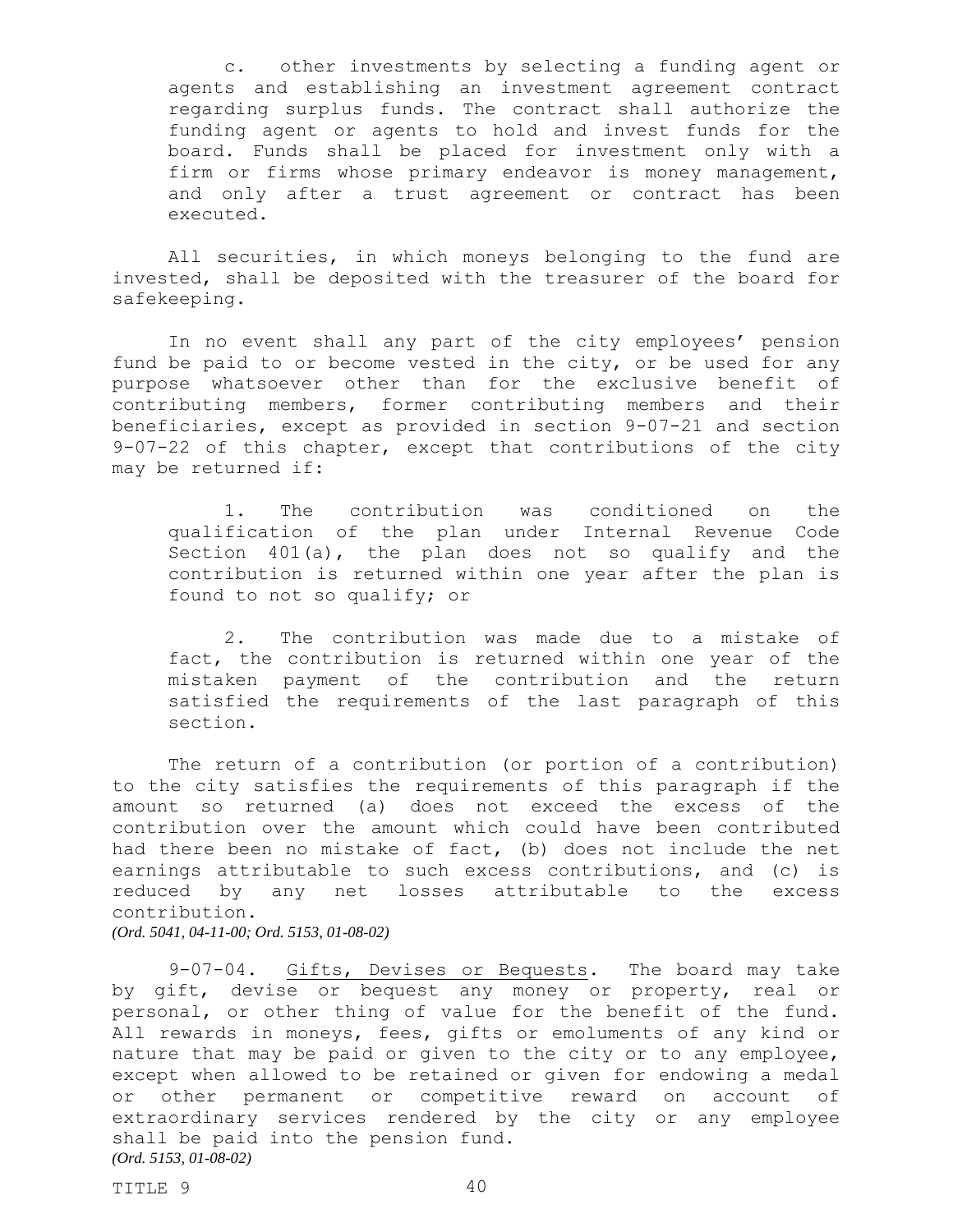c. other investments by selecting a funding agent or agents and establishing an investment agreement contract regarding surplus funds. The contract shall authorize the funding agent or agents to hold and invest funds for the board. Funds shall be placed for investment only with a firm or firms whose primary endeavor is money management, and only after a trust agreement or contract has been executed.

All securities, in which moneys belonging to the fund are invested, shall be deposited with the treasurer of the board for safekeeping.

In no event shall any part of the city employees' pension fund be paid to or become vested in the city, or be used for any purpose whatsoever other than for the exclusive benefit of contributing members, former contributing members and their beneficiaries, except as provided in section 9-07-21 and section 9-07-22 of this chapter, except that contributions of the city may be returned if:

1. The contribution was conditioned on the qualification of the plan under Internal Revenue Code Section 401(a), the plan does not so qualify and the contribution is returned within one year after the plan is found to not so qualify; or

2. The contribution was made due to a mistake of fact, the contribution is returned within one year of the mistaken payment of the contribution and the return satisfied the requirements of the last paragraph of this section.

The return of a contribution (or portion of a contribution) to the city satisfies the requirements of this paragraph if the amount so returned (a) does not exceed the excess of the contribution over the amount which could have been contributed had there been no mistake of fact, (b) does not include the net earnings attributable to such excess contributions, and (c) is reduced by any net losses attributable to the excess contribution.
*(Ord. 5041, 04-11-00; Ord. 5153, 01-08-02)*

9-07-04. Gifts, Devises or Bequests. The board may take by gift, devise or bequest any money or property, real or personal, or other thing of value for the benefit of the fund. All rewards in moneys, fees, gifts or emoluments of any kind or nature that may be paid or given to the city or to any employee, except when allowed to be retained or given for endowing a medal or other permanent or competitive reward on account of extraordinary services rendered by the city or any employee shall be paid into the pension fund.
*(Ord. 5153, 01-08-02)*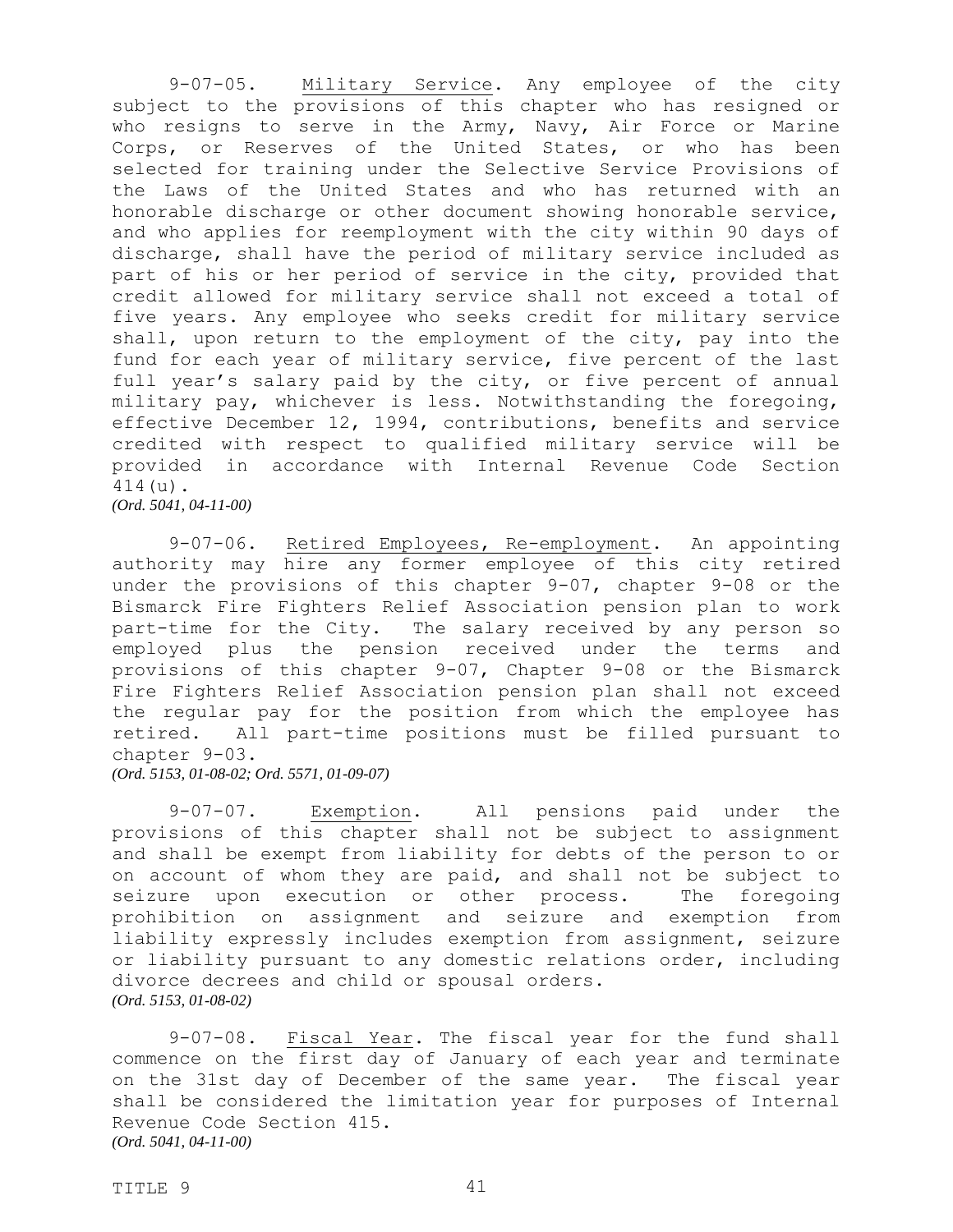9-07-05. Military Service. Any employee of the city subject to the provisions of this chapter who has resigned or who resigns to serve in the Army, Navy, Air Force or Marine Corps, or Reserves of the United States, or who has been selected for training under the Selective Service Provisions of the Laws of the United States and who has returned with an honorable discharge or other document showing honorable service, and who applies for reemployment with the city within 90 days of discharge, shall have the period of military service included as part of his or her period of service in the city, provided that credit allowed for military service shall not exceed a total of five years. Any employee who seeks credit for military service shall, upon return to the employment of the city, pay into the fund for each year of military service, five percent of the last full year's salary paid by the city, or five percent of annual military pay, whichever is less. Notwithstanding the foregoing, effective December 12, 1994, contributions, benefits and service credited with respect to qualified military service will be provided in accordance with Internal Revenue Code Section 414(u).
*(Ord. 5041, 04-11-00)*

9-07-06. Retired Employees, Re-employment. An appointing authority may hire any former employee of this city retired under the provisions of this chapter 9-07, chapter 9-08 or the Bismarck Fire Fighters Relief Association pension plan to work part-time for the City. The salary received by any person so employed plus the pension received under the terms and provisions of this chapter 9-07, Chapter 9-08 or the Bismarck Fire Fighters Relief Association pension plan shall not exceed the regular pay for the position from which the employee has retired. All part-time positions must be filled pursuant to chapter 9-03.
*(Ord. 5153, 01-08-02; Ord. 5571, 01-09-07)*

9-07-07. Exemption. All pensions paid under the provisions of this chapter shall not be subject to assignment and shall be exempt from liability for debts of the person to or on account of whom they are paid, and shall not be subject to seizure upon execution or other process. The foregoing prohibition on assignment and seizure and exemption from liability expressly includes exemption from assignment, seizure or liability pursuant to any domestic relations order, including divorce decrees and child or spousal orders.
*(Ord. 5153, 01-08-02)*

9-07-08. Fiscal Year. The fiscal year for the fund shall commence on the first day of January of each year and terminate on the 31st day of December of the same year. The fiscal year shall be considered the limitation year for purposes of Internal Revenue Code Section 415.
*(Ord. 5041, 04-11-00)*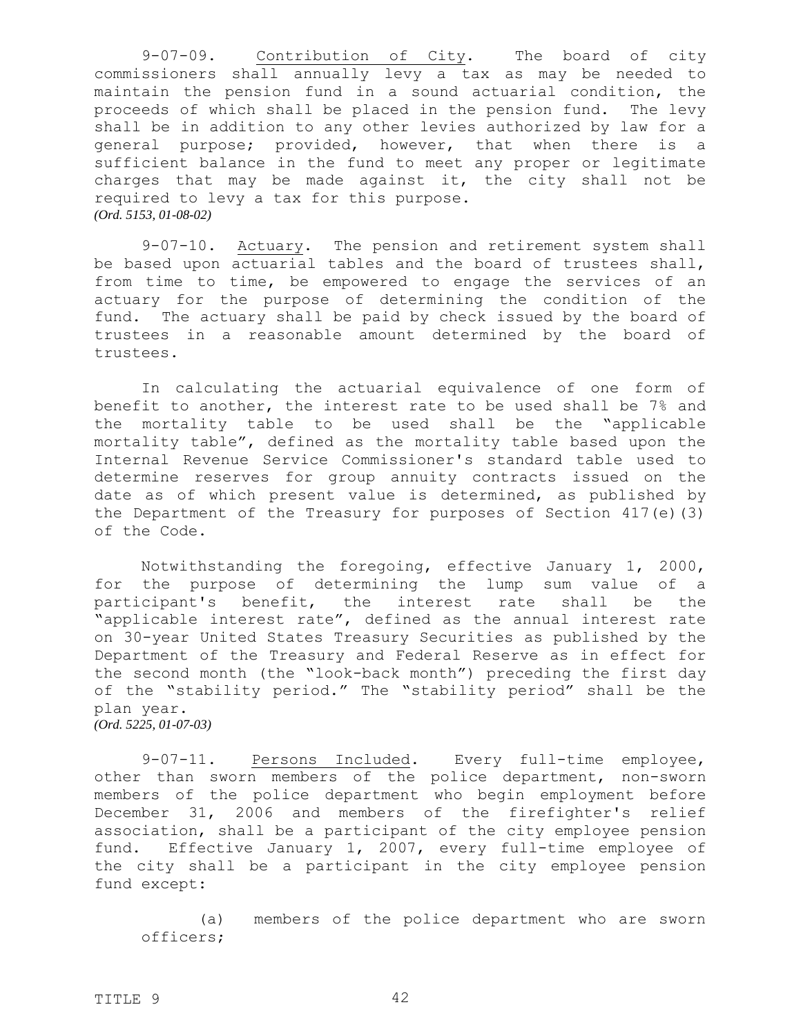9-07-09. Contribution of City. The board of city commissioners shall annually levy a tax as may be needed to maintain the pension fund in a sound actuarial condition, the proceeds of which shall be placed in the pension fund. The levy shall be in addition to any other levies authorized by law for a general purpose; provided, however, that when there is a sufficient balance in the fund to meet any proper or legitimate charges that may be made against it, the city shall not be required to levy a tax for this purpose.
*(Ord. 5153, 01-08-02)*

9-07-10. Actuary. The pension and retirement system shall be based upon actuarial tables and the board of trustees shall, from time to time, be empowered to engage the services of an actuary for the purpose of determining the condition of the fund. The actuary shall be paid by check issued by the board of trustees in a reasonable amount determined by the board of trustees.

In calculating the actuarial equivalence of one form of benefit to another, the interest rate to be used shall be 7% and the mortality table to be used shall be the "applicable mortality table", defined as the mortality table based upon the Internal Revenue Service Commissioner's standard table used to determine reserves for group annuity contracts issued on the date as of which present value is determined, as published by the Department of the Treasury for purposes of Section 417(e)(3) of the Code.

Notwithstanding the foregoing, effective January 1, 2000, for the purpose of determining the lump sum value of a participant's benefit, the interest rate shall be the "applicable interest rate", defined as the annual interest rate on 30-year United States Treasury Securities as published by the Department of the Treasury and Federal Reserve as in effect for the second month (the "look-back month") preceding the first day of the "stability period." The "stability period" shall be the plan year.
*(Ord. 5225, 01-07-03)*

9-07-11. Persons Included. Every full-time employee, other than sworn members of the police department, non-sworn members of the police department who begin employment before December 31, 2006 and members of the firefighter's relief association, shall be a participant of the city employee pension fund. Effective January 1, 2007, every full-time employee of the city shall be a participant in the city employee pension fund except:

(a) members of the police department who are sworn officers;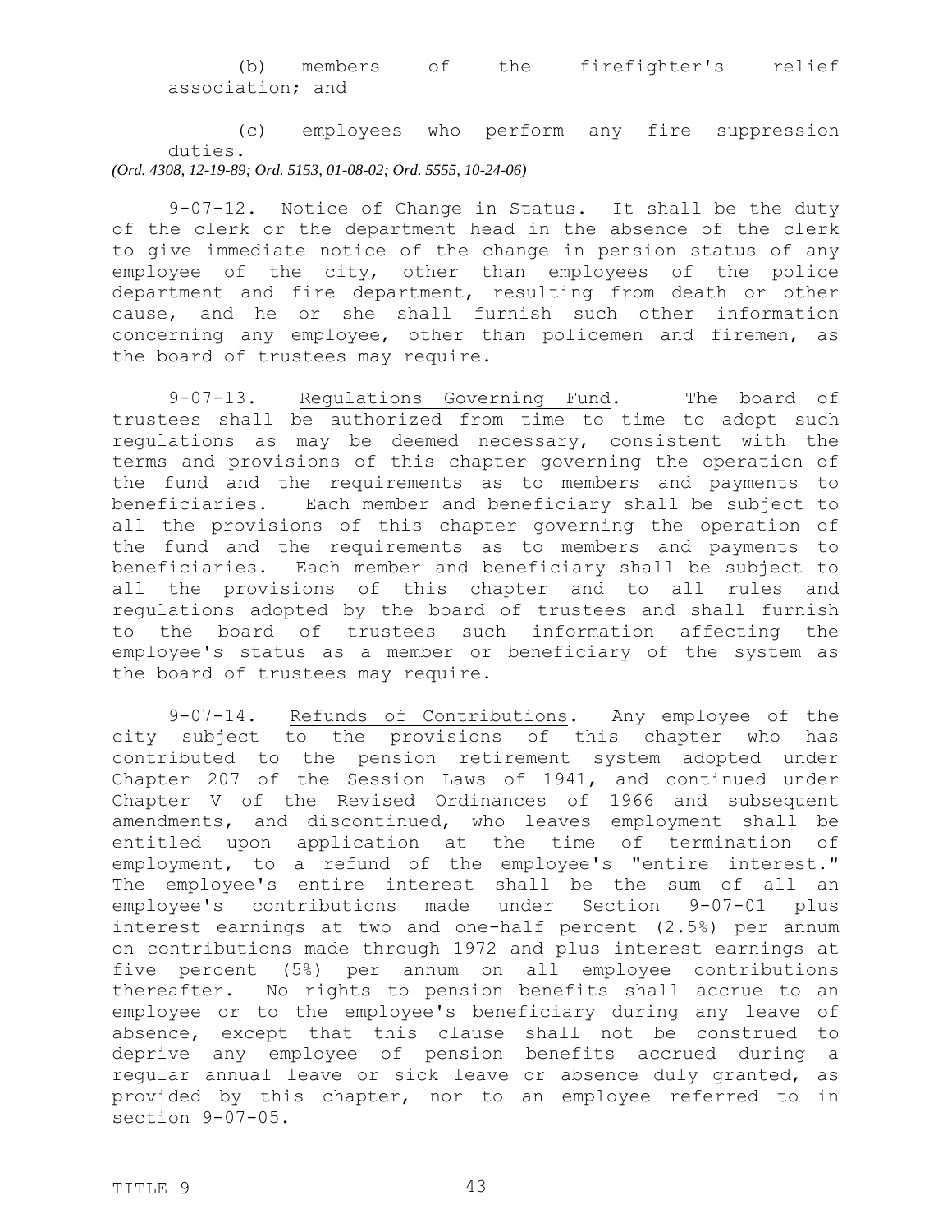(b) members of the firefighter's relief association; and

(c) employees who perform any fire suppression duties.

*(Ord. 4308, 12-19-89; Ord. 5153, 01-08-02; Ord. 5555, 10-24-06)*

9-07-12. Notice of Change in Status. It shall be the duty of the clerk or the department head in the absence of the clerk to give immediate notice of the change in pension status of any employee of the city, other than employees of the police department and fire department, resulting from death or other cause, and he or she shall furnish such other information concerning any employee, other than policemen and firemen, as the board of trustees may require.

9-07-13. Regulations Governing Fund. The board of trustees shall be authorized from time to time to adopt such regulations as may be deemed necessary, consistent with the terms and provisions of this chapter governing the operation of the fund and the requirements as to members and payments to beneficiaries. Each member and beneficiary shall be subject to all the provisions of this chapter governing the operation of the fund and the requirements as to members and payments to beneficiaries. Each member and beneficiary shall be subject to all the provisions of this chapter and to all rules and regulations adopted by the board of trustees and shall furnish to the board of trustees such information affecting the employee's status as a member or beneficiary of the system as the board of trustees may require.

9-07-14. Refunds of Contributions. Any employee of the city subject to the provisions of this chapter who has contributed to the pension retirement system adopted under Chapter 207 of the Session Laws of 1941, and continued under Chapter V of the Revised Ordinances of 1966 and subsequent amendments, and discontinued, who leaves employment shall be entitled upon application at the time of termination of employment, to a refund of the employee's "entire interest." The employee's entire interest shall be the sum of all an employee's contributions made under Section 9-07-01 plus interest earnings at two and one-half percent (2.5%) per annum on contributions made through 1972 and plus interest earnings at five percent (5%) per annum on all employee contributions thereafter. No rights to pension benefits shall accrue to an employee or to the employee's beneficiary during any leave of absence, except that this clause shall not be construed to deprive any employee of pension benefits accrued during a regular annual leave or sick leave or absence duly granted, as provided by this chapter, nor to an employee referred to in section 9-07-05.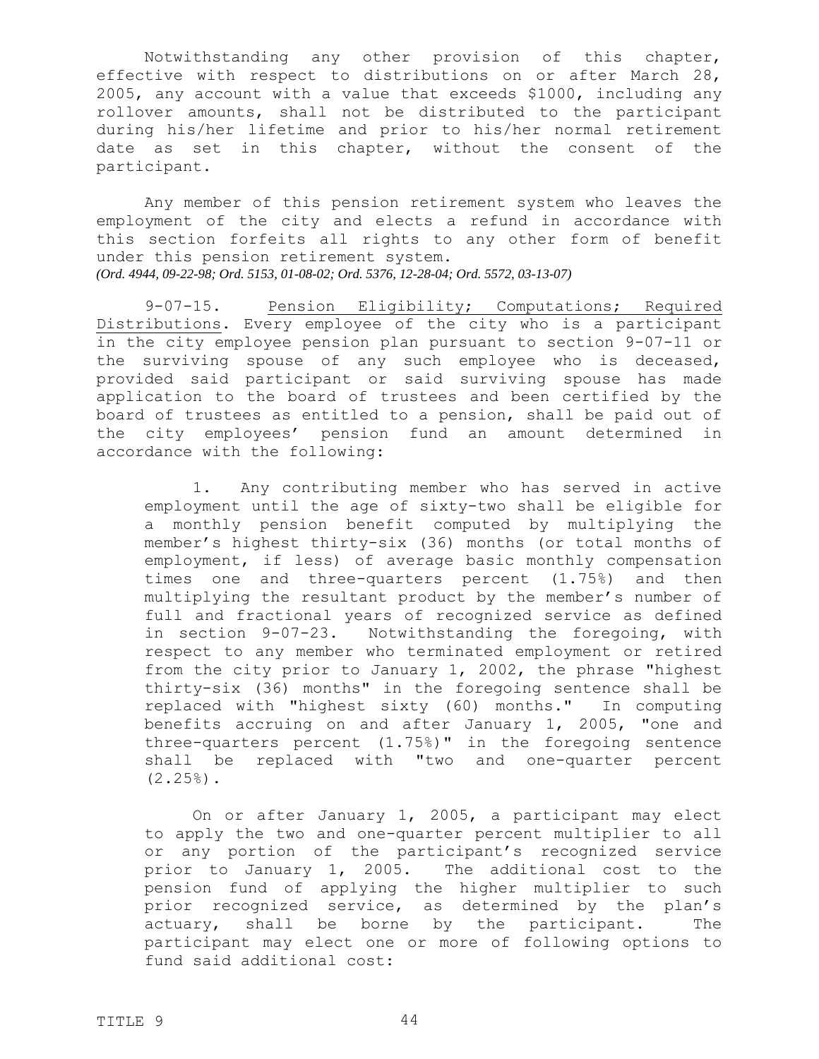Notwithstanding any other provision of this chapter, effective with respect to distributions on or after March 28, 2005, any account with a value that exceeds $1000, including any rollover amounts, shall not be distributed to the participant during his/her lifetime and prior to his/her normal retirement date as set in this chapter, without the consent of the participant.

Any member of this pension retirement system who leaves the employment of the city and elects a refund in accordance with this section forfeits all rights to any other form of benefit under this pension retirement system.
*(Ord. 4944, 09-22-98; Ord. 5153, 01-08-02; Ord. 5376, 12-28-04; Ord. 5572, 03-13-07)*

9-07-15. Pension Eligibility; Computations; Required Distributions. Every employee of the city who is a participant in the city employee pension plan pursuant to section 9-07-11 or the surviving spouse of any such employee who is deceased, provided said participant or said surviving spouse has made application to the board of trustees and been certified by the board of trustees as entitled to a pension, shall be paid out of the city employees' pension fund an amount determined in accordance with the following:

1. Any contributing member who has served in active employment until the age of sixty-two shall be eligible for a monthly pension benefit computed by multiplying the member's highest thirty-six (36) months (or total months of employment, if less) of average basic monthly compensation times one and three-quarters percent (1.75%) and then multiplying the resultant product by the member's number of full and fractional years of recognized service as defined in section 9-07-23. Notwithstanding the foregoing, with respect to any member who terminated employment or retired from the city prior to January 1, 2002, the phrase "highest thirty-six (36) months" in the foregoing sentence shall be replaced with "highest sixty (60) months." In computing benefits accruing on and after January 1, 2005, "one and three-quarters percent (1.75%)" in the foregoing sentence shall be replaced with "two and one-quarter percent (2.25%).

   On or after January 1, 2005, a participant may elect to apply the two and one-quarter percent multiplier to all or any portion of the participant's recognized service prior to January 1, 2005. The additional cost to the pension fund of applying the higher multiplier to such prior recognized service, as determined by the plan's actuary, shall be borne by the participant. The participant may elect one or more of following options to fund said additional cost: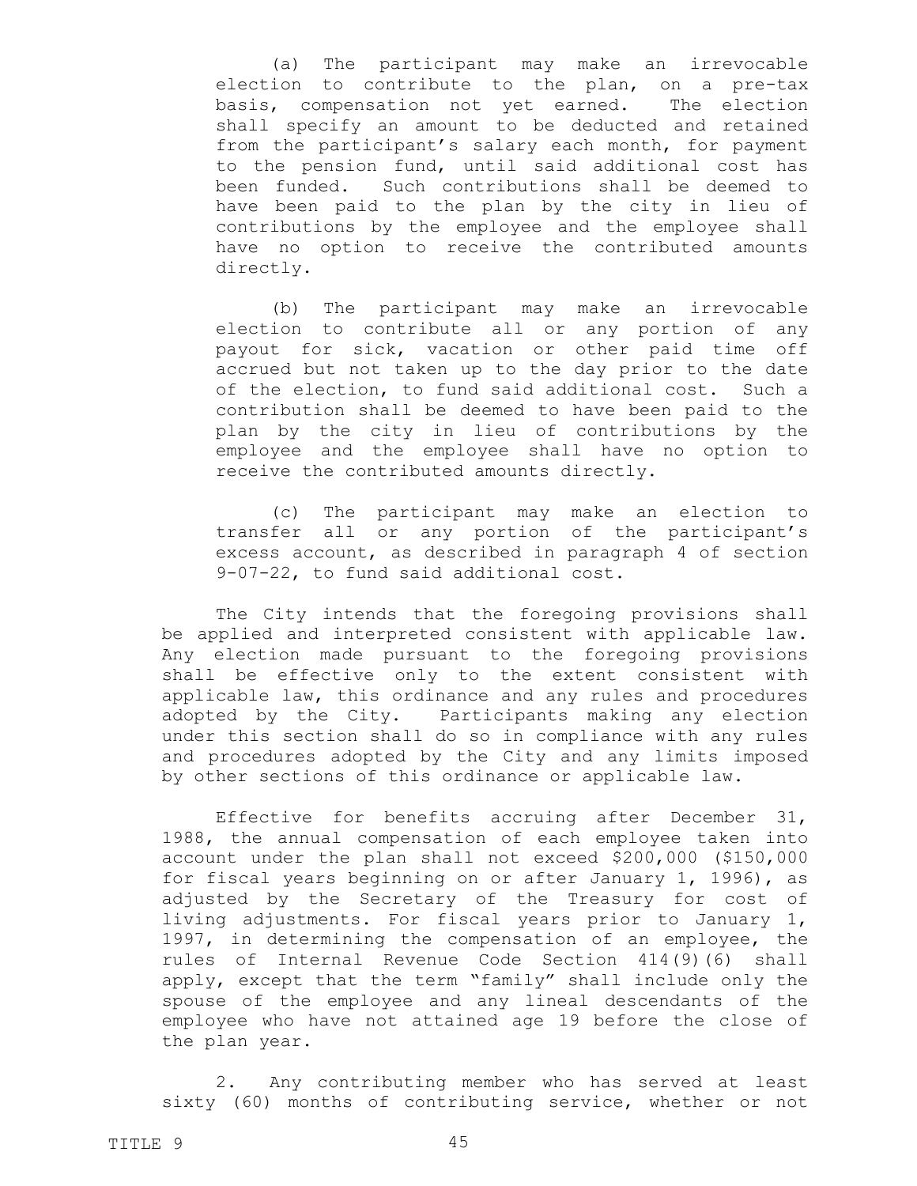(a) The participant may make an irrevocable election to contribute to the plan, on a pre-tax basis, compensation not yet earned. The election shall specify an amount to be deducted and retained from the participant's salary each month, for payment to the pension fund, until said additional cost has been funded. Such contributions shall be deemed to have been paid to the plan by the city in lieu of contributions by the employee and the employee shall have no option to receive the contributed amounts directly.

(b) The participant may make an irrevocable election to contribute all or any portion of any payout for sick, vacation or other paid time off accrued but not taken up to the day prior to the date of the election, to fund said additional cost. Such a contribution shall be deemed to have been paid to the plan by the city in lieu of contributions by the employee and the employee shall have no option to receive the contributed amounts directly.

(c) The participant may make an election to transfer all or any portion of the participant's excess account, as described in paragraph 4 of section 9-07-22, to fund said additional cost.

The City intends that the foregoing provisions shall be applied and interpreted consistent with applicable law. Any election made pursuant to the foregoing provisions shall be effective only to the extent consistent with applicable law, this ordinance and any rules and procedures adopted by the City. Participants making any election under this section shall do so in compliance with any rules and procedures adopted by the City and any limits imposed by other sections of this ordinance or applicable law.

Effective for benefits accruing after December 31, 1988, the annual compensation of each employee taken into account under the plan shall not exceed $200,000 ($150,000 for fiscal years beginning on or after January 1, 1996), as adjusted by the Secretary of the Treasury for cost of living adjustments. For fiscal years prior to January 1, 1997, in determining the compensation of an employee, the rules of Internal Revenue Code Section 414(9)(6) shall apply, except that the term "family" shall include only the spouse of the employee and any lineal descendants of the employee who have not attained age 19 before the close of the plan year.

2. Any contributing member who has served at least sixty (60) months of contributing service, whether or not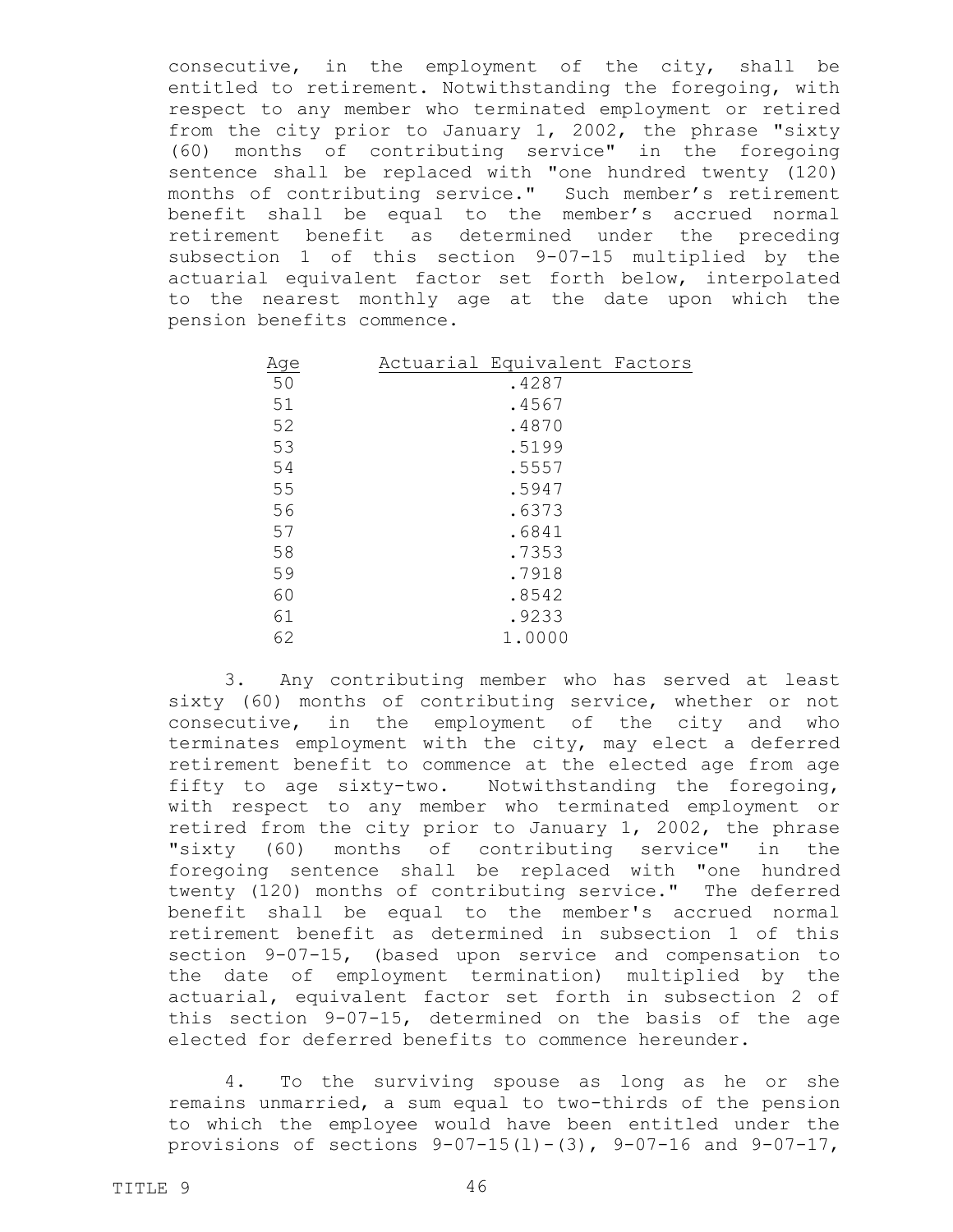consecutive, in the employment of the city, shall be entitled to retirement. Notwithstanding the foregoing, with respect to any member who terminated employment or retired from the city prior to January 1, 2002, the phrase "sixty (60) months of contributing service" in the foregoing sentence shall be replaced with "one hundred twenty (120) months of contributing service." Such member's retirement benefit shall be equal to the member's accrued normal retirement benefit as determined under the preceding subsection 1 of this section 9-07-15 multiplied by the actuarial equivalent factor set forth below, interpolated to the nearest monthly age at the date upon which the pension benefits commence.

| Age | Actuarial Equivalent Factors |
| --- | --- |
| 50 | .4287 |
| 51 | .4567 |
| 52 | .4870 |
| 53 | .5199 |
| 54 | .5557 |
| 55 | .5947 |
| 56 | .6373 |
| 57 | .6841 |
| 58 | .7353 |
| 59 | .7918 |
| 60 | .8542 |
| 61 | .9233 |
| 62 | 1.0000 |

3. Any contributing member who has served at least sixty (60) months of contributing service, whether or not consecutive, in the employment of the city and who terminates employment with the city, may elect a deferred retirement benefit to commence at the elected age from age fifty to age sixty-two. Notwithstanding the foregoing, with respect to any member who terminated employment or retired from the city prior to January 1, 2002, the phrase "sixty (60) months of contributing service" in the foregoing sentence shall be replaced with "one hundred twenty (120) months of contributing service." The deferred benefit shall be equal to the member's accrued normal retirement benefit as determined in subsection 1 of this section 9-07-15, (based upon service and compensation to the date of employment termination) multiplied by the actuarial, equivalent factor set forth in subsection 2 of this section 9-07-15, determined on the basis of the age elected for deferred benefits to commence hereunder.

4. To the surviving spouse as long as he or she remains unmarried, a sum equal to two-thirds of the pension to which the employee would have been entitled under the provisions of sections 9-07-15(1)-(3), 9-07-16 and 9-07-17,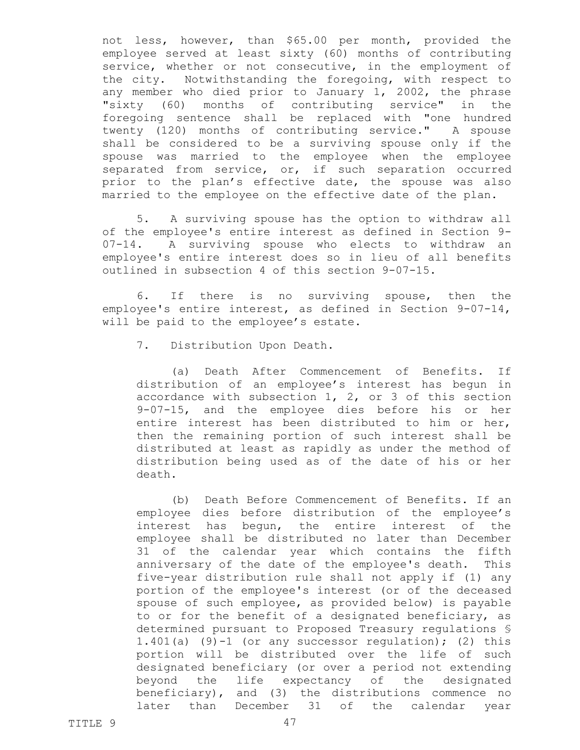not less, however, than \$65.00 per month, provided the employee served at least sixty (60) months of contributing service, whether or not consecutive, in the employment of the city. Notwithstanding the foregoing, with respect to any member who died prior to January 1, 2002, the phrase "sixty (60) months of contributing service" in the foregoing sentence shall be replaced with "one hundred twenty (120) months of contributing service." A spouse shall be considered to be a surviving spouse only if the spouse was married to the employee when the employee separated from service, or, if such separation occurred prior to the plan's effective date, the spouse was also married to the employee on the effective date of the plan.

5. A surviving spouse has the option to withdraw all of the employee's entire interest as defined in Section 9-07-14. A surviving spouse who elects to withdraw an employee's entire interest does so in lieu of all benefits outlined in subsection 4 of this section 9-07-15.

6. If there is no surviving spouse, then the employee's entire interest, as defined in Section 9-07-14, will be paid to the employee's estate.

7. Distribution Upon Death.

(a) Death After Commencement of Benefits. If distribution of an employee's interest has begun in accordance with subsection 1, 2, or 3 of this section 9-07-15, and the employee dies before his or her entire interest has been distributed to him or her, then the remaining portion of such interest shall be distributed at least as rapidly as under the method of distribution being used as of the date of his or her death.

(b) Death Before Commencement of Benefits. If an employee dies before distribution of the employee's interest has begun, the entire interest of the employee shall be distributed no later than December 31 of the calendar year which contains the fifth anniversary of the date of the employee's death. This five-year distribution rule shall not apply if (1) any portion of the employee's interest (or of the deceased spouse of such employee, as provided below) is payable to or for the benefit of a designated beneficiary, as determined pursuant to Proposed Treasury regulations § 1.401(a) (9)-1 (or any successor regulation); (2) this portion will be distributed over the life of such designated beneficiary (or over a period not extending beyond the life expectancy of the designated beneficiary), and (3) the distributions commence no later than December 31 of the calendar year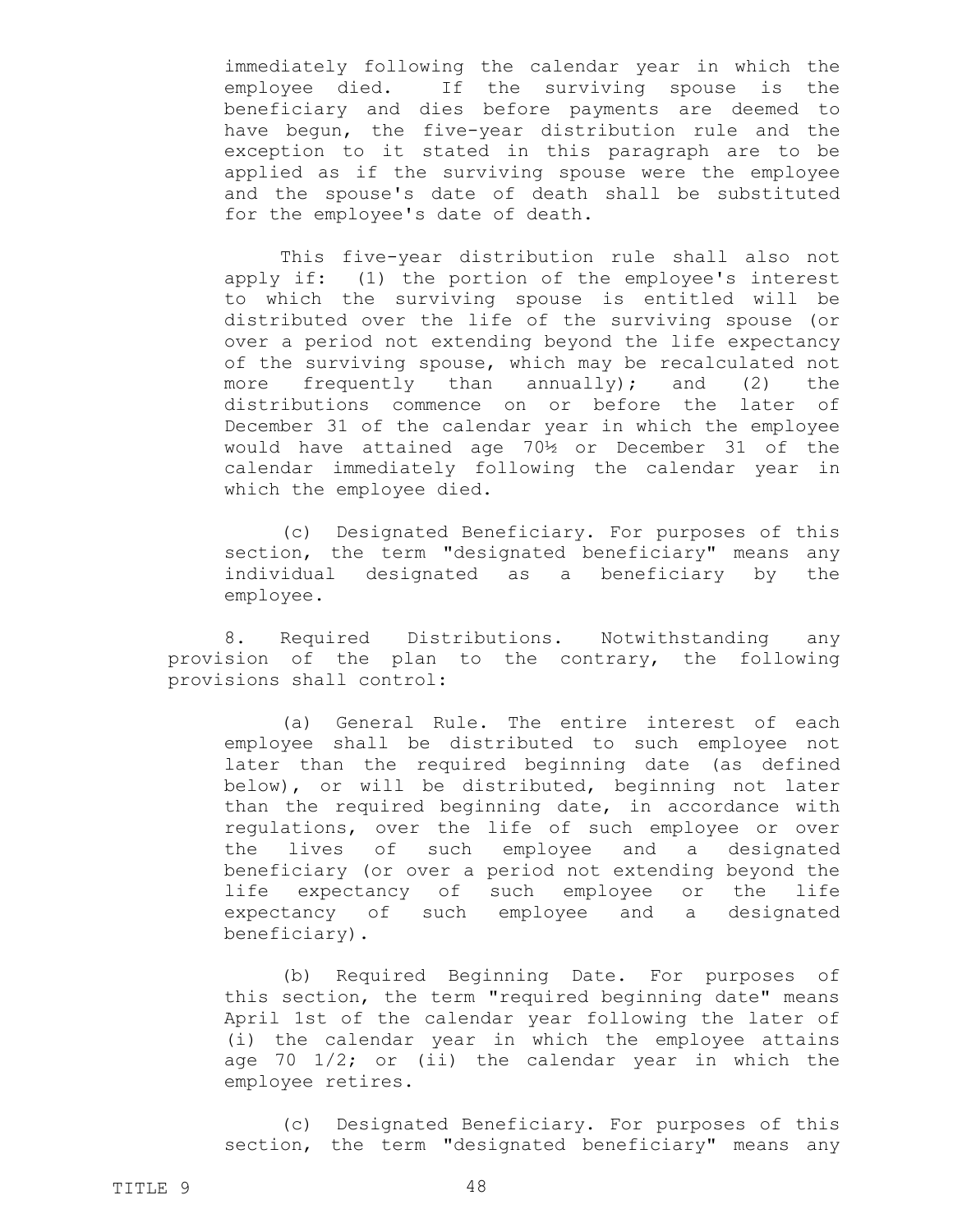immediately following the calendar year in which the employee died. If the surviving spouse is the beneficiary and dies before payments are deemed to have begun, the five-year distribution rule and the exception to it stated in this paragraph are to be applied as if the surviving spouse were the employee and the spouse's date of death shall be substituted for the employee's date of death.

This five-year distribution rule shall also not apply if: (1) the portion of the employee's interest to which the surviving spouse is entitled will be distributed over the life of the surviving spouse (or over a period not extending beyond the life expectancy of the surviving spouse, which may be recalculated not more frequently than annually); and (2) the distributions commence on or before the later of December 31 of the calendar year in which the employee would have attained age 70½ or December 31 of the calendar immediately following the calendar year in which the employee died.

(c) Designated Beneficiary. For purposes of this section, the term "designated beneficiary" means any individual designated as a beneficiary by the employee.

8. Required Distributions. Notwithstanding any provision of the plan to the contrary, the following provisions shall control:

(a) General Rule. The entire interest of each employee shall be distributed to such employee not later than the required beginning date (as defined below), or will be distributed, beginning not later than the required beginning date, in accordance with regulations, over the life of such employee or over the lives of such employee and a designated beneficiary (or over a period not extending beyond the life expectancy of such employee or the life expectancy of such employee and a designated beneficiary).

(b) Required Beginning Date. For purposes of this section, the term "required beginning date" means April 1st of the calendar year following the later of (i) the calendar year in which the employee attains age 70 1/2; or (ii) the calendar year in which the employee retires.

(c) Designated Beneficiary. For purposes of this section, the term "designated beneficiary" means any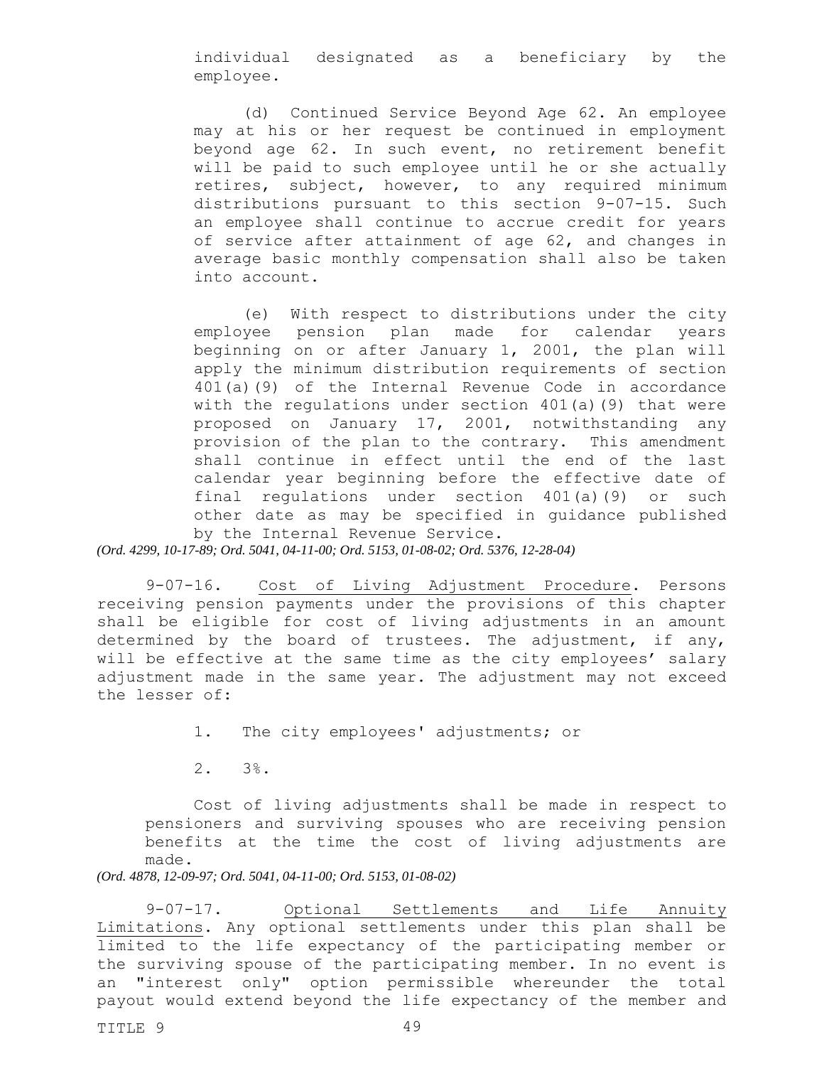individual designated as a beneficiary by the employee.

(d) Continued Service Beyond Age 62. An employee may at his or her request be continued in employment beyond age 62. In such event, no retirement benefit will be paid to such employee until he or she actually retires, subject, however, to any required minimum distributions pursuant to this section 9-07-15. Such an employee shall continue to accrue credit for years of service after attainment of age 62, and changes in average basic monthly compensation shall also be taken into account.

(e) With respect to distributions under the city employee pension plan made for calendar years beginning on or after January 1, 2001, the plan will apply the minimum distribution requirements of section 401(a)(9) of the Internal Revenue Code in accordance with the regulations under section 401(a)(9) that were proposed on January 17, 2001, notwithstanding any provision of the plan to the contrary. This amendment shall continue in effect until the end of the last calendar year beginning before the effective date of final regulations under section 401(a)(9) or such other date as may be specified in guidance published by the Internal Revenue Service.

*(Ord. 4299, 10-17-89; Ord. 5041, 04-11-00; Ord. 5153, 01-08-02; Ord. 5376, 12-28-04)*

9-07-16. Cost of Living Adjustment Procedure. Persons receiving pension payments under the provisions of this chapter shall be eligible for cost of living adjustments in an amount determined by the board of trustees. The adjustment, if any, will be effective at the same time as the city employees' salary adjustment made in the same year. The adjustment may not exceed the lesser of:

1. The city employees' adjustments; or

2. 3%.

Cost of living adjustments shall be made in respect to pensioners and surviving spouses who are receiving pension benefits at the time the cost of living adjustments are made.

*(Ord. 4878, 12-09-97; Ord. 5041, 04-11-00; Ord. 5153, 01-08-02)*

9-07-17. Optional Settlements and Life Annuity Limitations. Any optional settlements under this plan shall be limited to the life expectancy of the participating member or the surviving spouse of the participating member. In no event is an "interest only" option permissible whereunder the total payout would extend beyond the life expectancy of the member and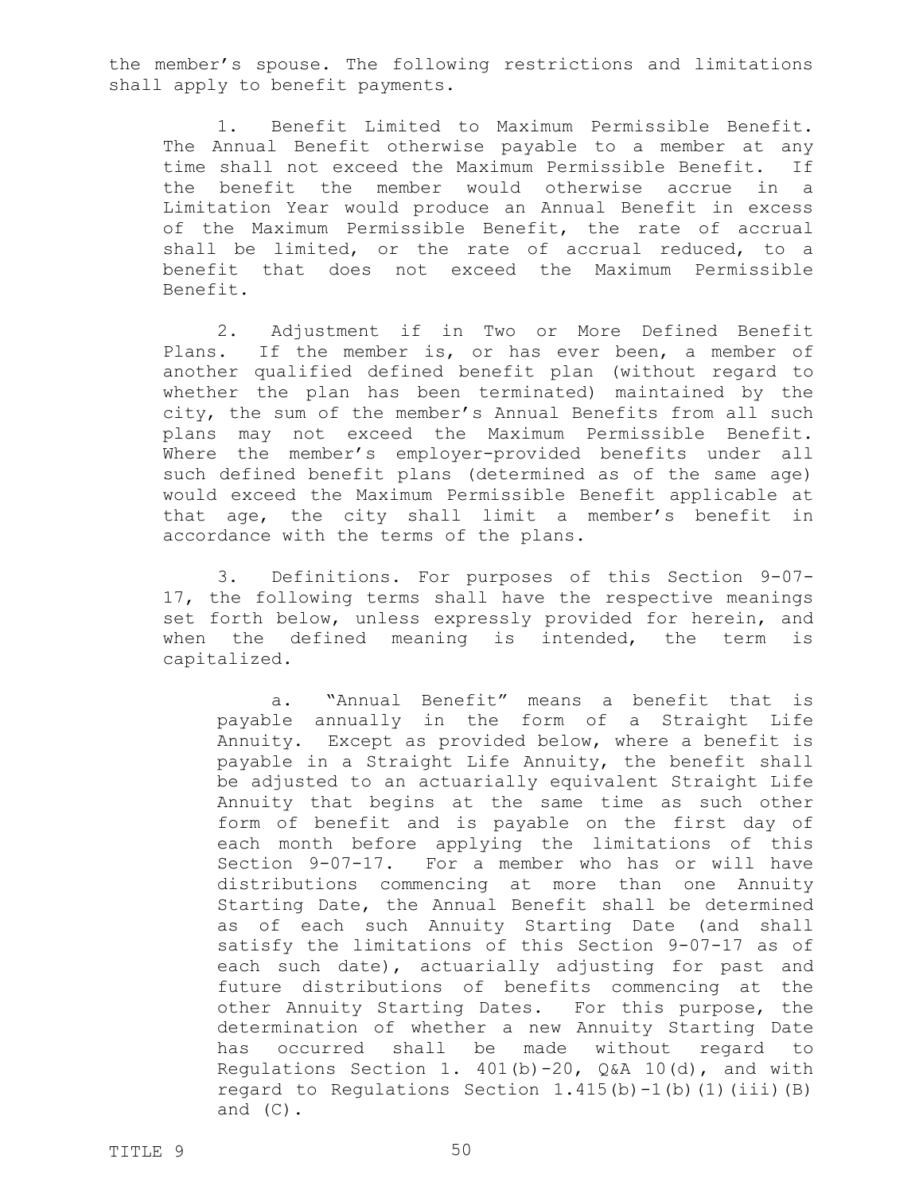the member's spouse. The following restrictions and limitations shall apply to benefit payments.

1. Benefit Limited to Maximum Permissible Benefit. The Annual Benefit otherwise payable to a member at any time shall not exceed the Maximum Permissible Benefit. If the benefit the member would otherwise accrue in a Limitation Year would produce an Annual Benefit in excess of the Maximum Permissible Benefit, the rate of accrual shall be limited, or the rate of accrual reduced, to a benefit that does not exceed the Maximum Permissible Benefit.

2. Adjustment if in Two or More Defined Benefit Plans. If the member is, or has ever been, a member of another qualified defined benefit plan (without regard to whether the plan has been terminated) maintained by the city, the sum of the member's Annual Benefits from all such plans may not exceed the Maximum Permissible Benefit. Where the member's employer-provided benefits under all such defined benefit plans (determined as of the same age) would exceed the Maximum Permissible Benefit applicable at that age, the city shall limit a member's benefit in accordance with the terms of the plans.

3. Definitions. For purposes of this Section 9-07-17, the following terms shall have the respective meanings set forth below, unless expressly provided for herein, and when the defined meaning is intended, the term is capitalized.

a. "Annual Benefit" means a benefit that is payable annually in the form of a Straight Life Annuity. Except as provided below, where a benefit is payable in a Straight Life Annuity, the benefit shall be adjusted to an actuarially equivalent Straight Life Annuity that begins at the same time as such other form of benefit and is payable on the first day of each month before applying the limitations of this Section 9-07-17. For a member who has or will have distributions commencing at more than one Annuity Starting Date, the Annual Benefit shall be determined as of each such Annuity Starting Date (and shall satisfy the limitations of this Section 9-07-17 as of each such date), actuarially adjusting for past and future distributions of benefits commencing at the other Annuity Starting Dates. For this purpose, the determination of whether a new Annuity Starting Date has occurred shall be made without regard to Regulations Section 1. 401(b)-20, Q&A 10(d), and with regard to Regulations Section 1.415(b)-1(b)(1)(iii)(B) and (C).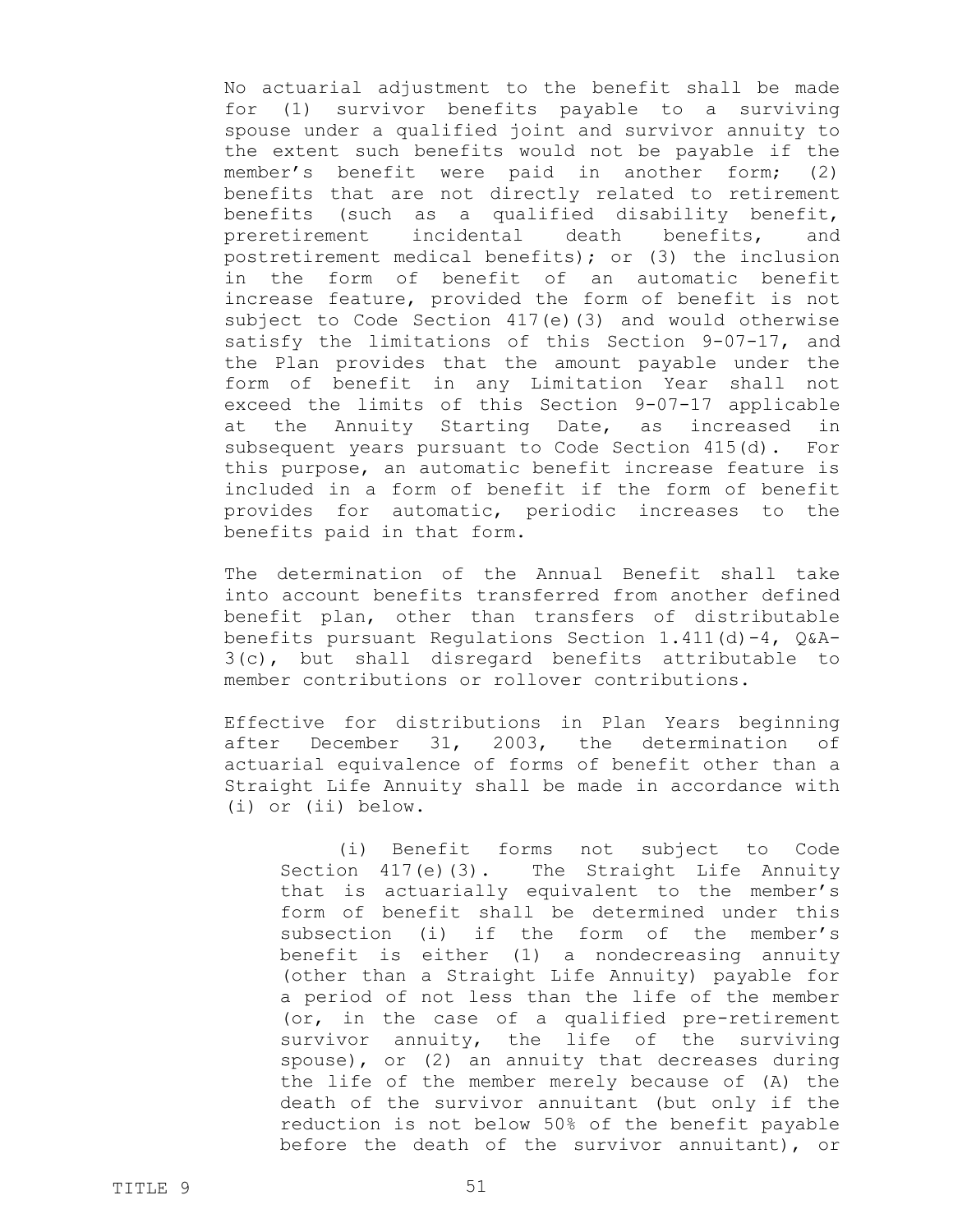No actuarial adjustment to the benefit shall be made for (1) survivor benefits payable to a surviving spouse under a qualified joint and survivor annuity to the extent such benefits would not be payable if the member's benefit were paid in another form; (2) benefits that are not directly related to retirement benefits (such as a qualified disability benefit, preretirement incidental death benefits, and postretirement medical benefits); or (3) the inclusion in the form of benefit of an automatic benefit increase feature, provided the form of benefit is not subject to Code Section 417(e)(3) and would otherwise satisfy the limitations of this Section 9-07-17, and the Plan provides that the amount payable under the form of benefit in any Limitation Year shall not exceed the limits of this Section 9-07-17 applicable at the Annuity Starting Date, as increased in subsequent years pursuant to Code Section 415(d). For this purpose, an automatic benefit increase feature is included in a form of benefit if the form of benefit provides for automatic, periodic increases to the benefits paid in that form.

The determination of the Annual Benefit shall take into account benefits transferred from another defined benefit plan, other than transfers of distributable benefits pursuant Regulations Section 1.411(d)-4, Q&A-3(c), but shall disregard benefits attributable to member contributions or rollover contributions.

Effective for distributions in Plan Years beginning after December 31, 2003, the determination of actuarial equivalence of forms of benefit other than a Straight Life Annuity shall be made in accordance with (i) or (ii) below.

(i) Benefit forms not subject to Code Section 417(e)(3). The Straight Life Annuity that is actuarially equivalent to the member's form of benefit shall be determined under this subsection (i) if the form of the member's benefit is either (1) a nondecreasing annuity (other than a Straight Life Annuity) payable for a period of not less than the life of the member (or, in the case of a qualified pre-retirement survivor annuity, the life of the surviving spouse), or (2) an annuity that decreases during the life of the member merely because of (A) the death of the survivor annuitant (but only if the reduction is not below 50% of the benefit payable before the death of the survivor annuitant), or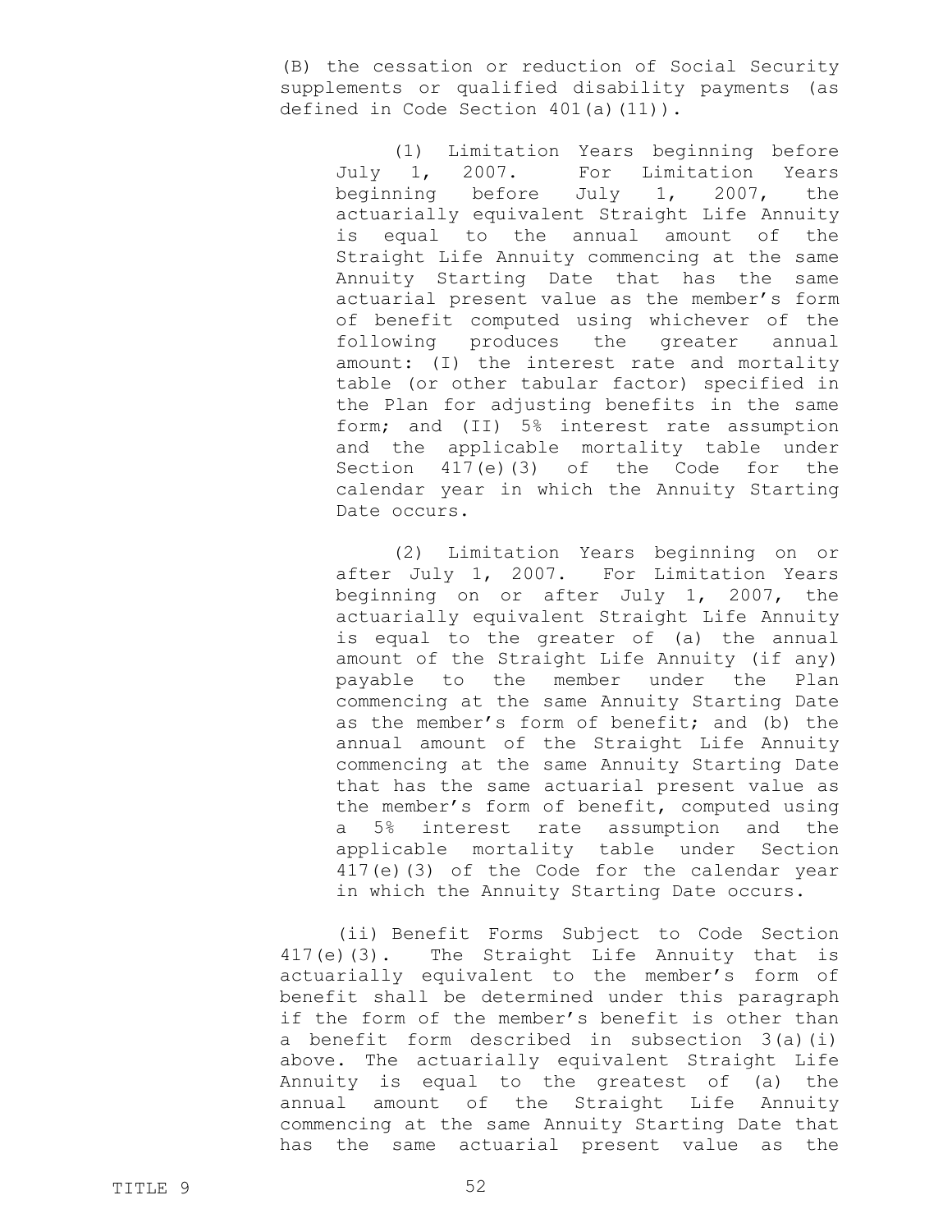(B) the cessation or reduction of Social Security supplements or qualified disability payments (as defined in Code Section 401(a)(11)).

(1) Limitation Years beginning before July 1, 2007. For Limitation Years beginning before July 1, 2007, the actuarially equivalent Straight Life Annuity is equal to the annual amount of the Straight Life Annuity commencing at the same Annuity Starting Date that has the same actuarial present value as the member's form of benefit computed using whichever of the following produces the greater annual amount: (I) the interest rate and mortality table (or other tabular factor) specified in the Plan for adjusting benefits in the same form; and (II) 5% interest rate assumption and the applicable mortality table under Section 417(e)(3) of the Code for the calendar year in which the Annuity Starting Date occurs.

(2) Limitation Years beginning on or after July 1, 2007. For Limitation Years beginning on or after July 1, 2007, the actuarially equivalent Straight Life Annuity is equal to the greater of (a) the annual amount of the Straight Life Annuity (if any) payable to the member under the Plan commencing at the same Annuity Starting Date as the member's form of benefit; and (b) the annual amount of the Straight Life Annuity commencing at the same Annuity Starting Date that has the same actuarial present value as the member's form of benefit, computed using a 5% interest rate assumption and the applicable mortality table under Section 417(e)(3) of the Code for the calendar year in which the Annuity Starting Date occurs.

(ii) Benefit Forms Subject to Code Section 417(e)(3). The Straight Life Annuity that is actuarially equivalent to the member's form of benefit shall be determined under this paragraph if the form of the member's benefit is other than a benefit form described in subsection 3(a)(i) above. The actuarially equivalent Straight Life Annuity is equal to the greatest of (a) the annual amount of the Straight Life Annuity commencing at the same Annuity Starting Date that has the same actuarial present value as the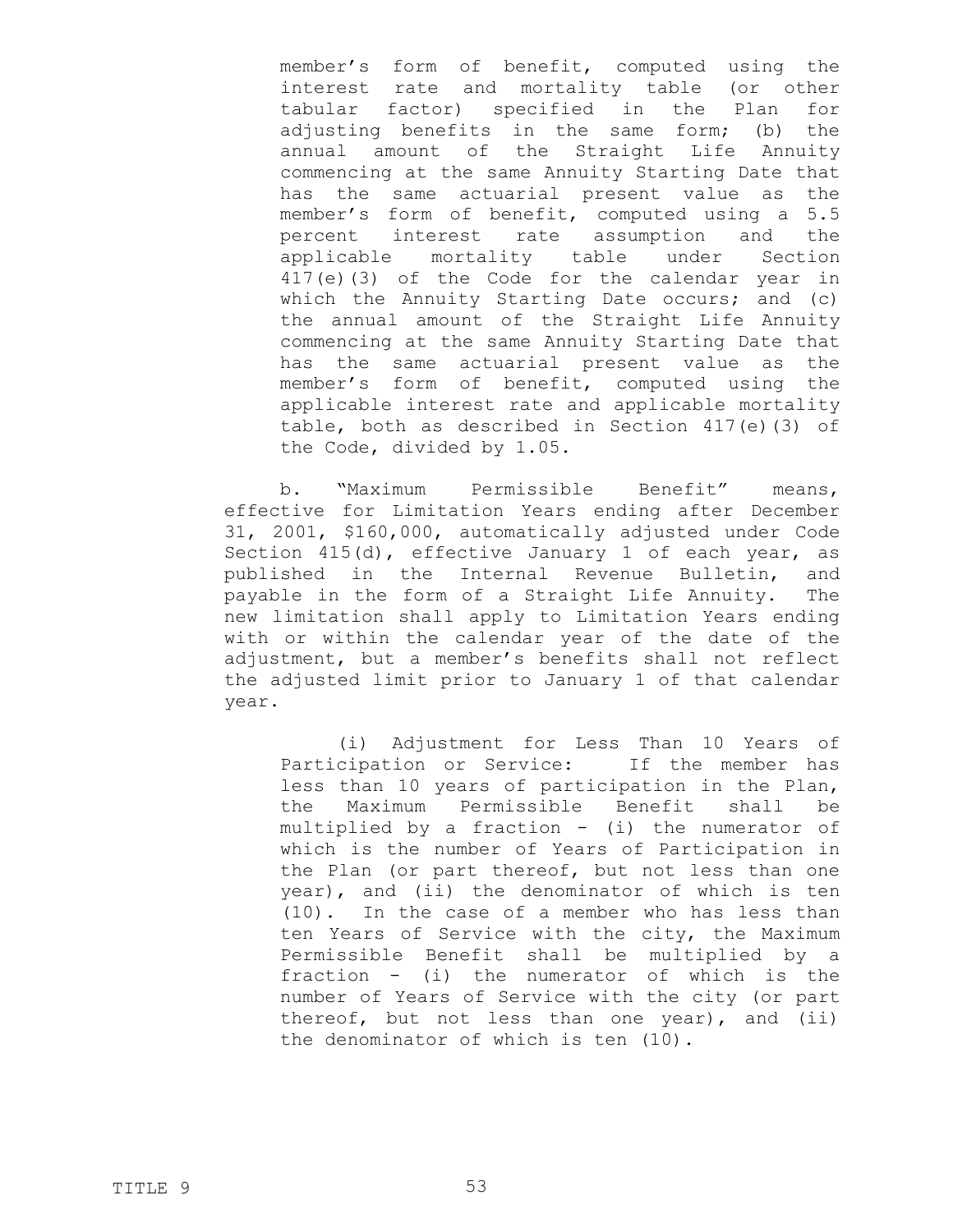member's form of benefit, computed using the interest rate and mortality table (or other tabular factor) specified in the Plan for adjusting benefits in the same form; (b) the annual amount of the Straight Life Annuity commencing at the same Annuity Starting Date that has the same actuarial present value as the member's form of benefit, computed using a 5.5 percent interest rate assumption and the applicable mortality table under Section 417(e)(3) of the Code for the calendar year in which the Annuity Starting Date occurs; and (c) the annual amount of the Straight Life Annuity commencing at the same Annuity Starting Date that has the same actuarial present value as the member's form of benefit, computed using the applicable interest rate and applicable mortality table, both as described in Section 417(e)(3) of the Code, divided by 1.05.

b. "Maximum Permissible Benefit" means, effective for Limitation Years ending after December 31, 2001, $160,000, automatically adjusted under Code Section 415(d), effective January 1 of each year, as published in the Internal Revenue Bulletin, and payable in the form of a Straight Life Annuity. The new limitation shall apply to Limitation Years ending with or within the calendar year of the date of the adjustment, but a member's benefits shall not reflect the adjusted limit prior to January 1 of that calendar year.

(i) Adjustment for Less Than 10 Years of Participation or Service: If the member has less than 10 years of participation in the Plan, the Maximum Permissible Benefit shall be multiplied by a fraction - (i) the numerator of which is the number of Years of Participation in the Plan (or part thereof, but not less than one year), and (ii) the denominator of which is ten (10). In the case of a member who has less than ten Years of Service with the city, the Maximum Permissible Benefit shall be multiplied by a fraction - (i) the numerator of which is the number of Years of Service with the city (or part thereof, but not less than one year), and (ii) the denominator of which is ten (10).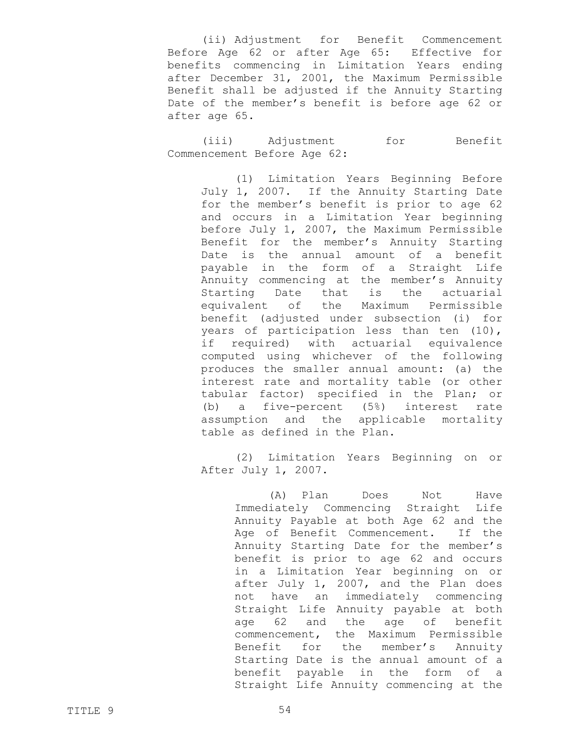(ii) Adjustment for Benefit Commencement Before Age 62 or after Age 65: Effective for benefits commencing in Limitation Years ending after December 31, 2001, the Maximum Permissible Benefit shall be adjusted if the Annuity Starting Date of the member's benefit is before age 62 or after age 65.

(iii) Adjustment for Benefit Commencement Before Age 62:

(1) Limitation Years Beginning Before July 1, 2007. If the Annuity Starting Date for the member's benefit is prior to age 62 and occurs in a Limitation Year beginning before July 1, 2007, the Maximum Permissible Benefit for the member's Annuity Starting Date is the annual amount of a benefit payable in the form of a Straight Life Annuity commencing at the member's Annuity Starting Date that is the actuarial equivalent of the Maximum Permissible benefit (adjusted under subsection (i) for years of participation less than ten (10), if required) with actuarial equivalence computed using whichever of the following produces the smaller annual amount: (a) the interest rate and mortality table (or other tabular factor) specified in the Plan; or (b) a five-percent (5%) interest rate assumption and the applicable mortality table as defined in the Plan.

(2) Limitation Years Beginning on or After July 1, 2007.

(A) Plan Does Not Have Immediately Commencing Straight Life Annuity Payable at both Age 62 and the Age of Benefit Commencement. If the Annuity Starting Date for the member's benefit is prior to age 62 and occurs in a Limitation Year beginning on or after July 1, 2007, and the Plan does not have an immediately commencing Straight Life Annuity payable at both age 62 and the age of benefit commencement, the Maximum Permissible Benefit for the member's Annuity Starting Date is the annual amount of a benefit payable in the form of a Straight Life Annuity commencing at the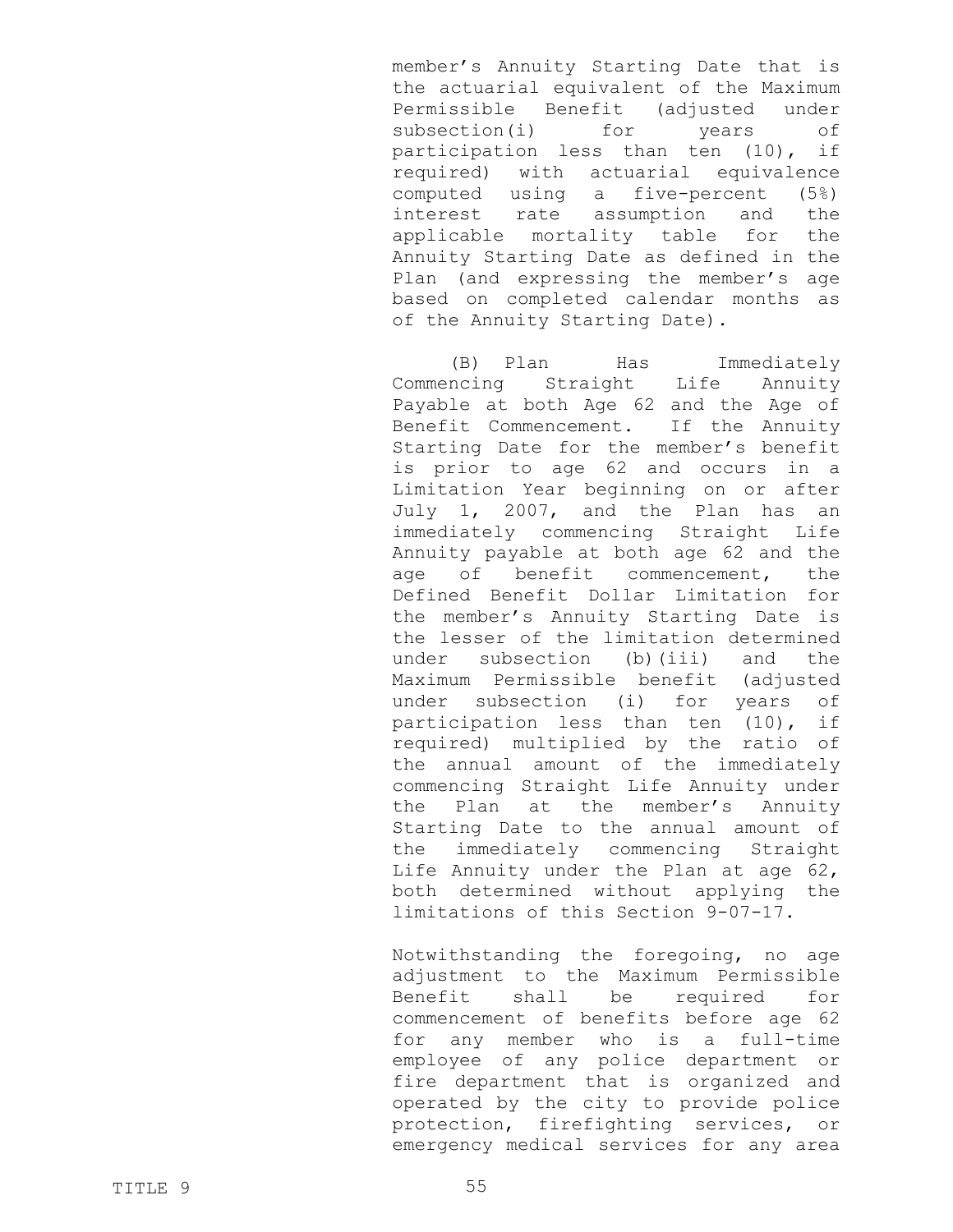member's Annuity Starting Date that is the actuarial equivalent of the Maximum Permissible Benefit (adjusted under subsection(i) for years of participation less than ten (10), if required) with actuarial equivalence computed using a five-percent (5%) interest rate assumption and the applicable mortality table for the Annuity Starting Date as defined in the Plan (and expressing the member's age based on completed calendar months as of the Annuity Starting Date).

(B) Plan Has Immediately Commencing Straight Life Annuity Payable at both Age 62 and the Age of Benefit Commencement. If the Annuity Starting Date for the member's benefit is prior to age 62 and occurs in a Limitation Year beginning on or after July 1, 2007, and the Plan has an immediately commencing Straight Life Annuity payable at both age 62 and the age of benefit commencement, the Defined Benefit Dollar Limitation for the member's Annuity Starting Date is the lesser of the limitation determined under subsection (b)(iii) and the Maximum Permissible benefit (adjusted under subsection (i) for years of participation less than ten (10), if required) multiplied by the ratio of the annual amount of the immediately commencing Straight Life Annuity under the Plan at the member's Annuity Starting Date to the annual amount of the immediately commencing Straight Life Annuity under the Plan at age 62, both determined without applying the limitations of this Section 9-07-17.

Notwithstanding the foregoing, no age adjustment to the Maximum Permissible Benefit shall be required for commencement of benefits before age 62 for any member who is a full-time employee of any police department or fire department that is organized and operated by the city to provide police protection, firefighting services, or emergency medical services for any area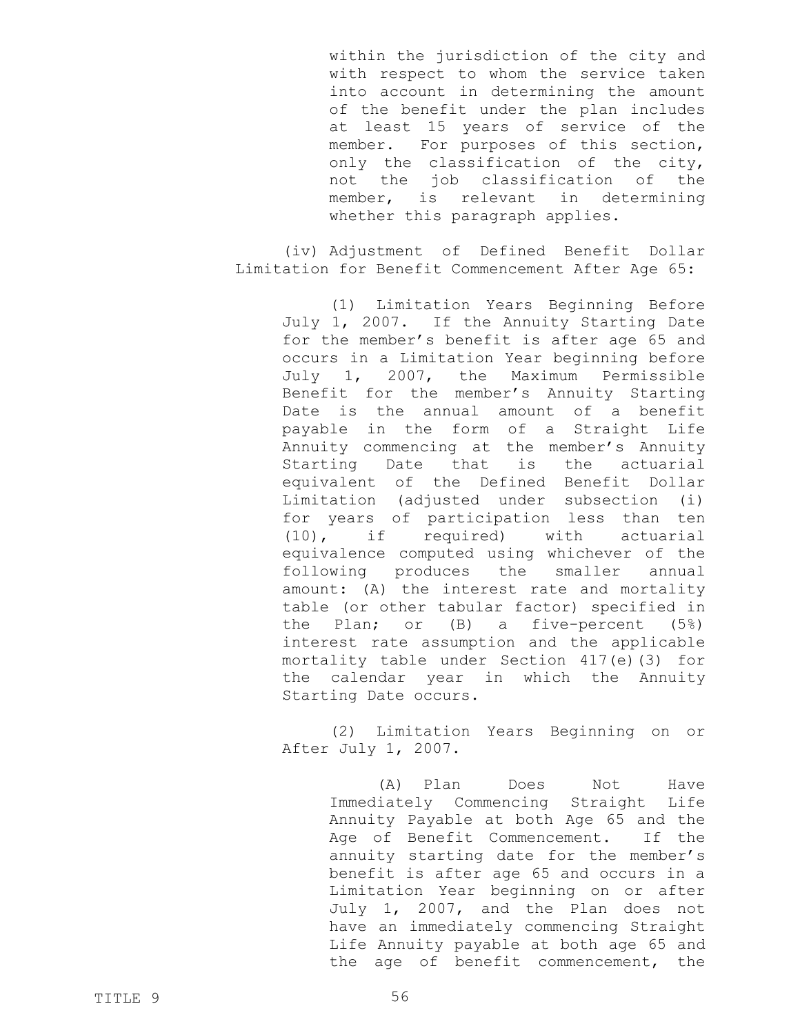within the jurisdiction of the city and with respect to whom the service taken into account in determining the amount of the benefit under the plan includes at least 15 years of service of the member. For purposes of this section, only the classification of the city, not the job classification of the member, is relevant in determining whether this paragraph applies.

(iv) Adjustment of Defined Benefit Dollar Limitation for Benefit Commencement After Age 65:

(1) Limitation Years Beginning Before July 1, 2007. If the Annuity Starting Date for the member's benefit is after age 65 and occurs in a Limitation Year beginning before July 1, 2007, the Maximum Permissible Benefit for the member's Annuity Starting Date is the annual amount of a benefit payable in the form of a Straight Life Annuity commencing at the member's Annuity Starting Date that is the actuarial equivalent of the Defined Benefit Dollar Limitation (adjusted under subsection (i) for years of participation less than ten (10), if required) with actuarial equivalence computed using whichever of the following produces the smaller annual amount: (A) the interest rate and mortality table (or other tabular factor) specified in the Plan; or (B) a five-percent (5%) interest rate assumption and the applicable mortality table under Section 417(e)(3) for the calendar year in which the Annuity Starting Date occurs.

(2) Limitation Years Beginning on or After July 1, 2007.

(A) Plan Does Not Have Immediately Commencing Straight Life Annuity Payable at both Age 65 and the Age of Benefit Commencement. If the annuity starting date for the member's benefit is after age 65 and occurs in a Limitation Year beginning on or after July 1, 2007, and the Plan does not have an immediately commencing Straight Life Annuity payable at both age 65 and the age of benefit commencement, the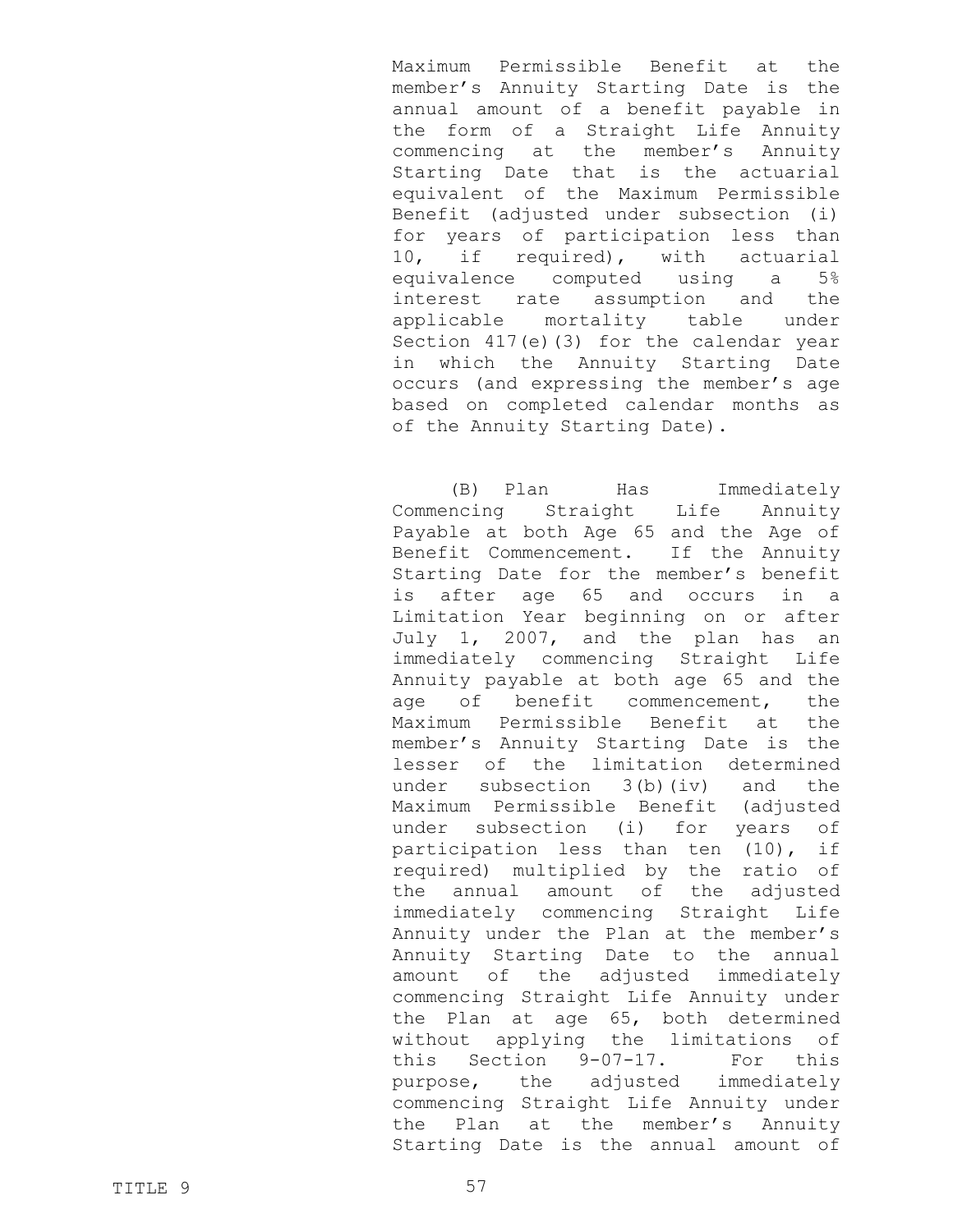Maximum Permissible Benefit at the member's Annuity Starting Date is the annual amount of a benefit payable in the form of a Straight Life Annuity commencing at the member's Annuity Starting Date that is the actuarial equivalent of the Maximum Permissible Benefit (adjusted under subsection (i) for years of participation less than 10, if required), with actuarial equivalence computed using a 5% interest rate assumption and the applicable mortality table under Section 417(e)(3) for the calendar year in which the Annuity Starting Date occurs (and expressing the member's age based on completed calendar months as of the Annuity Starting Date).

(B) Plan Has Immediately Commencing Straight Life Annuity Payable at both Age 65 and the Age of Benefit Commencement. If the Annuity Starting Date for the member's benefit is after age 65 and occurs in a Limitation Year beginning on or after July 1, 2007, and the plan has an immediately commencing Straight Life Annuity payable at both age 65 and the age of benefit commencement, the Maximum Permissible Benefit at the member's Annuity Starting Date is the lesser of the limitation determined under subsection 3(b)(iv) and the Maximum Permissible Benefit (adjusted under subsection (i) for years of participation less than ten (10), if required) multiplied by the ratio of the annual amount of the adjusted immediately commencing Straight Life Annuity under the Plan at the member's Annuity Starting Date to the annual amount of the adjusted immediately commencing Straight Life Annuity under the Plan at age 65, both determined without applying the limitations of this Section 9-07-17. For this purpose, the adjusted immediately commencing Straight Life Annuity under the Plan at the member's Annuity Starting Date is the annual amount of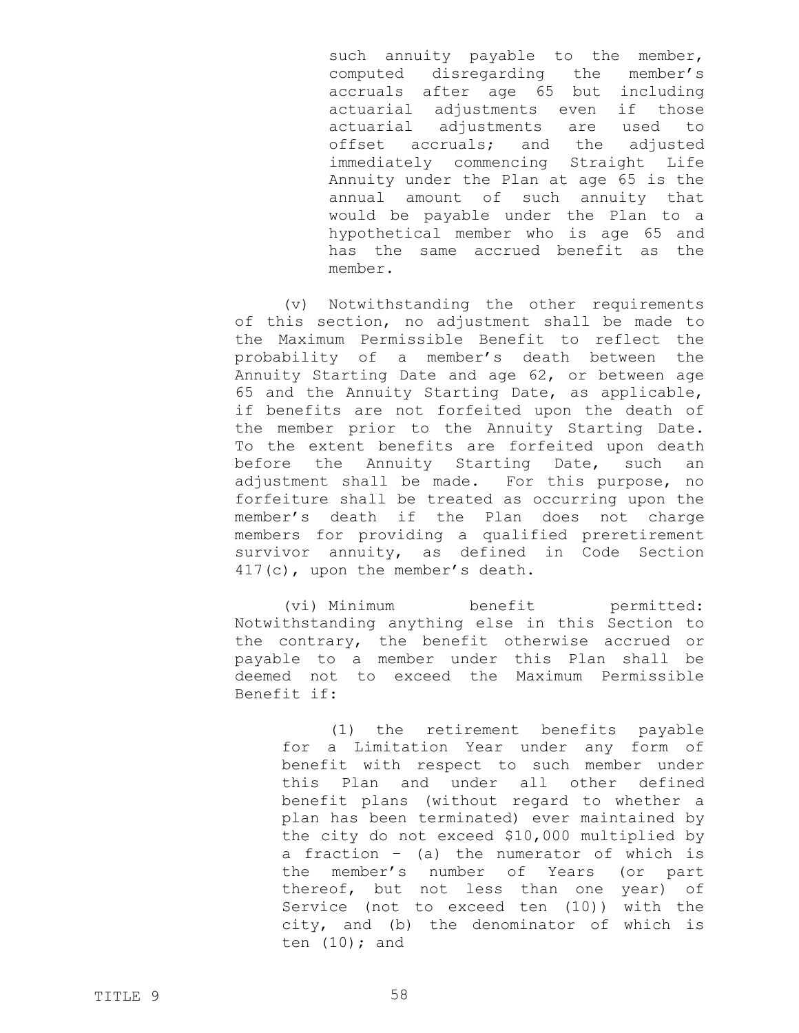such annuity payable to the member, computed disregarding the member's accruals after age 65 but including actuarial adjustments even if those actuarial adjustments are used to offset accruals; and the adjusted immediately commencing Straight Life Annuity under the Plan at age 65 is the annual amount of such annuity that would be payable under the Plan to a hypothetical member who is age 65 and has the same accrued benefit as the member.

(v) Notwithstanding the other requirements of this section, no adjustment shall be made to the Maximum Permissible Benefit to reflect the probability of a member's death between the Annuity Starting Date and age 62, or between age 65 and the Annuity Starting Date, as applicable, if benefits are not forfeited upon the death of the member prior to the Annuity Starting Date. To the extent benefits are forfeited upon death before the Annuity Starting Date, such an adjustment shall be made. For this purpose, no forfeiture shall be treated as occurring upon the member's death if the Plan does not charge members for providing a qualified preretirement survivor annuity, as defined in Code Section 417(c), upon the member's death.

(vi) Minimum benefit permitted: Notwithstanding anything else in this Section to the contrary, the benefit otherwise accrued or payable to a member under this Plan shall be deemed not to exceed the Maximum Permissible Benefit if:

(1) the retirement benefits payable for a Limitation Year under any form of benefit with respect to such member under this Plan and under all other defined benefit plans (without regard to whether a plan has been terminated) ever maintained by the city do not exceed $10,000 multiplied by a fraction – (a) the numerator of which is the member's number of Years (or part thereof, but not less than one year) of Service (not to exceed ten (10)) with the city, and (b) the denominator of which is ten (10); and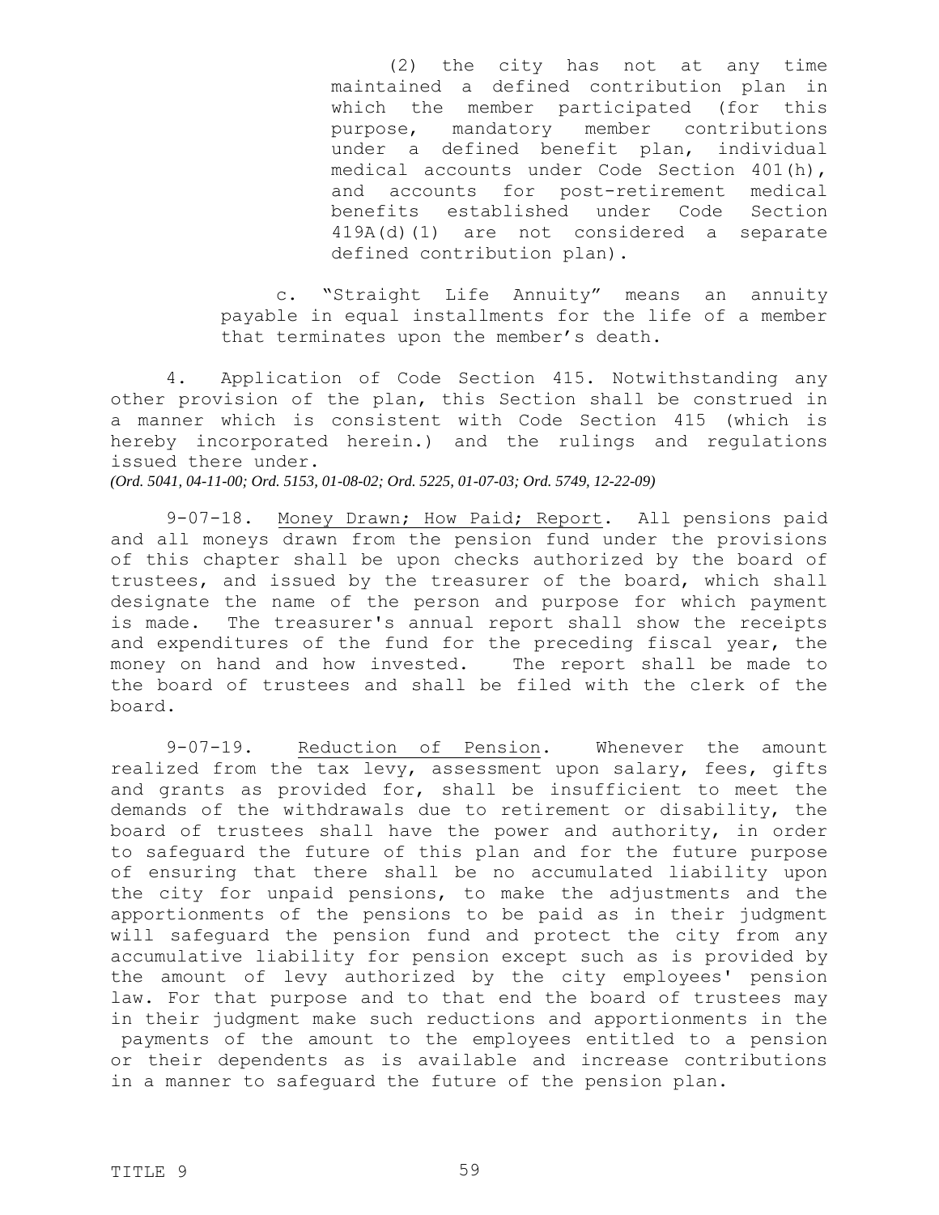(2) the city has not at any time maintained a defined contribution plan in which the member participated (for this purpose, mandatory member contributions under a defined benefit plan, individual medical accounts under Code Section 401(h), and accounts for post-retirement medical benefits established under Code Section 419A(d)(1) are not considered a separate defined contribution plan).

c. "Straight Life Annuity" means an annuity payable in equal installments for the life of a member that terminates upon the member's death.

4. Application of Code Section 415. Notwithstanding any other provision of the plan, this Section shall be construed in a manner which is consistent with Code Section 415 (which is hereby incorporated herein.) and the rulings and regulations issued there under.

*(Ord. 5041, 04-11-00; Ord. 5153, 01-08-02; Ord. 5225, 01-07-03; Ord. 5749, 12-22-09)*

9-07-18. Money Drawn; How Paid; Report. All pensions paid and all moneys drawn from the pension fund under the provisions of this chapter shall be upon checks authorized by the board of trustees, and issued by the treasurer of the board, which shall designate the name of the person and purpose for which payment is made. The treasurer's annual report shall show the receipts and expenditures of the fund for the preceding fiscal year, the money on hand and how invested. The report shall be made to the board of trustees and shall be filed with the clerk of the board.

9-07-19. Reduction of Pension. Whenever the amount realized from the tax levy, assessment upon salary, fees, gifts and grants as provided for, shall be insufficient to meet the demands of the withdrawals due to retirement or disability, the board of trustees shall have the power and authority, in order to safeguard the future of this plan and for the future purpose of ensuring that there shall be no accumulated liability upon the city for unpaid pensions, to make the adjustments and the apportionments of the pensions to be paid as in their judgment will safeguard the pension fund and protect the city from any accumulative liability for pension except such as is provided by the amount of levy authorized by the city employees' pension law. For that purpose and to that end the board of trustees may in their judgment make such reductions and apportionments in the payments of the amount to the employees entitled to a pension or their dependents as is available and increase contributions in a manner to safeguard the future of the pension plan.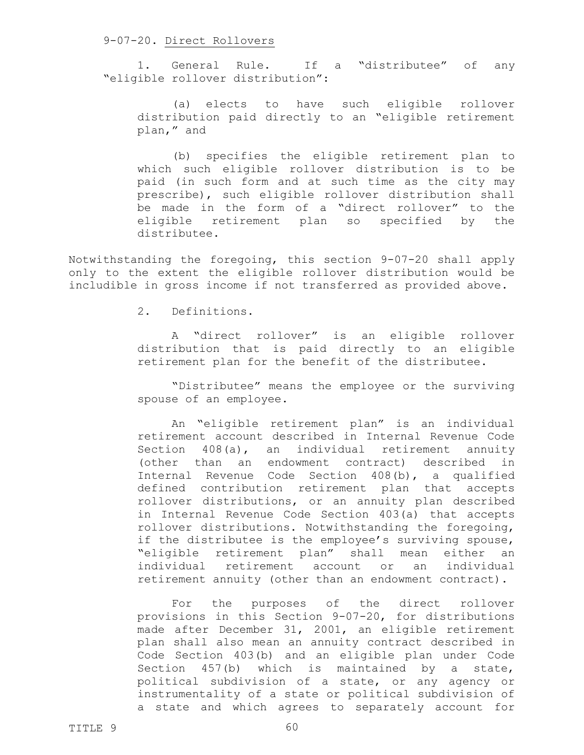9-07-20. Direct Rollovers

1. General Rule. If a "distributee" of any "eligible rollover distribution":

(a) elects to have such eligible rollover distribution paid directly to an "eligible retirement plan," and

(b) specifies the eligible retirement plan to which such eligible rollover distribution is to be paid (in such form and at such time as the city may prescribe), such eligible rollover distribution shall be made in the form of a "direct rollover" to the eligible retirement plan so specified by the distributee.

Notwithstanding the foregoing, this section 9-07-20 shall apply only to the extent the eligible rollover distribution would be includible in gross income if not transferred as provided above.

2. Definitions.

A "direct rollover" is an eligible rollover distribution that is paid directly to an eligible retirement plan for the benefit of the distributee.

"Distributee" means the employee or the surviving spouse of an employee.

An "eligible retirement plan" is an individual retirement account described in Internal Revenue Code Section 408(a), an individual retirement annuity (other than an endowment contract) described in Internal Revenue Code Section 408(b), a qualified defined contribution retirement plan that accepts rollover distributions, or an annuity plan described in Internal Revenue Code Section 403(a) that accepts rollover distributions. Notwithstanding the foregoing, if the distributee is the employee's surviving spouse, "eligible retirement plan" shall mean either an individual retirement account or an individual retirement annuity (other than an endowment contract).

For the purposes of the direct rollover provisions in this Section 9-07-20, for distributions made after December 31, 2001, an eligible retirement plan shall also mean an annuity contract described in Code Section 403(b) and an eligible plan under Code Section 457(b) which is maintained by a state, political subdivision of a state, or any agency or instrumentality of a state or political subdivision of a state and which agrees to separately account for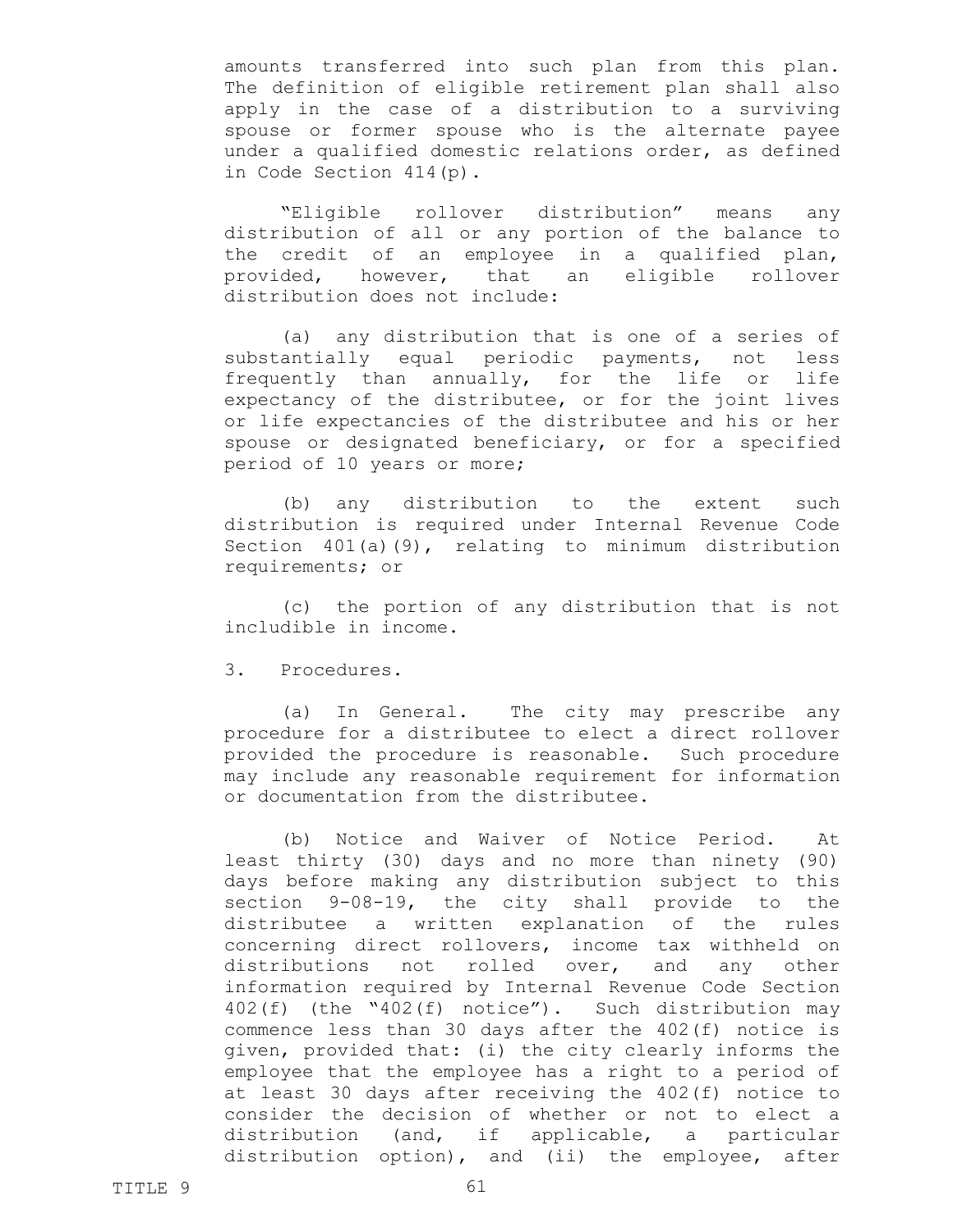amounts transferred into such plan from this plan. The definition of eligible retirement plan shall also apply in the case of a distribution to a surviving spouse or former spouse who is the alternate payee under a qualified domestic relations order, as defined in Code Section 414(p).

"Eligible rollover distribution" means any distribution of all or any portion of the balance to the credit of an employee in a qualified plan, provided, however, that an eligible rollover distribution does not include:

(a) any distribution that is one of a series of substantially equal periodic payments, not less frequently than annually, for the life or life expectancy of the distributee, or for the joint lives or life expectancies of the distributee and his or her spouse or designated beneficiary, or for a specified period of 10 years or more;

(b) any distribution to the extent such distribution is required under Internal Revenue Code Section 401(a)(9), relating to minimum distribution requirements; or

(c) the portion of any distribution that is not includible in income.

3. Procedures.

(a) In General. The city may prescribe any procedure for a distributee to elect a direct rollover provided the procedure is reasonable. Such procedure may include any reasonable requirement for information or documentation from the distributee.

(b) Notice and Waiver of Notice Period. At least thirty (30) days and no more than ninety (90) days before making any distribution subject to this section 9-08-19, the city shall provide to the distributee a written explanation of the rules concerning direct rollovers, income tax withheld on distributions not rolled over, and any other information required by Internal Revenue Code Section 402(f) (the "402(f) notice"). Such distribution may commence less than 30 days after the 402(f) notice is given, provided that: (i) the city clearly informs the employee that the employee has a right to a period of at least 30 days after receiving the 402(f) notice to consider the decision of whether or not to elect a distribution (and, if applicable, a particular distribution option), and (ii) the employee, after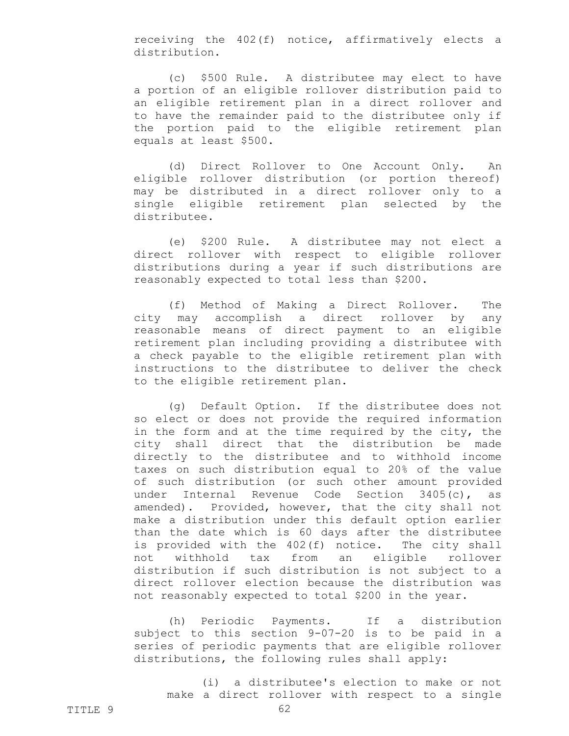receiving the 402(f) notice, affirmatively elects a distribution.

(c) $500 Rule. A distributee may elect to have a portion of an eligible rollover distribution paid to an eligible retirement plan in a direct rollover and to have the remainder paid to the distributee only if the portion paid to the eligible retirement plan equals at least $500.

(d) Direct Rollover to One Account Only. An eligible rollover distribution (or portion thereof) may be distributed in a direct rollover only to a single eligible retirement plan selected by the distributee.

(e) $200 Rule. A distributee may not elect a direct rollover with respect to eligible rollover distributions during a year if such distributions are reasonably expected to total less than $200.

(f) Method of Making a Direct Rollover. The city may accomplish a direct rollover by any reasonable means of direct payment to an eligible retirement plan including providing a distributee with a check payable to the eligible retirement plan with instructions to the distributee to deliver the check to the eligible retirement plan.

(g) Default Option. If the distributee does not so elect or does not provide the required information in the form and at the time required by the city, the city shall direct that the distribution be made directly to the distributee and to withhold income taxes on such distribution equal to 20% of the value of such distribution (or such other amount provided under Internal Revenue Code Section 3405(c), as amended). Provided, however, that the city shall not make a distribution under this default option earlier than the date which is 60 days after the distributee is provided with the 402(f) notice. The city shall not withhold tax from an eligible rollover distribution if such distribution is not subject to a direct rollover election because the distribution was not reasonably expected to total $200 in the year.

(h) Periodic Payments. If a distribution subject to this section 9-07-20 is to be paid in a series of periodic payments that are eligible rollover distributions, the following rules shall apply:

(i) a distributee's election to make or not make a direct rollover with respect to a single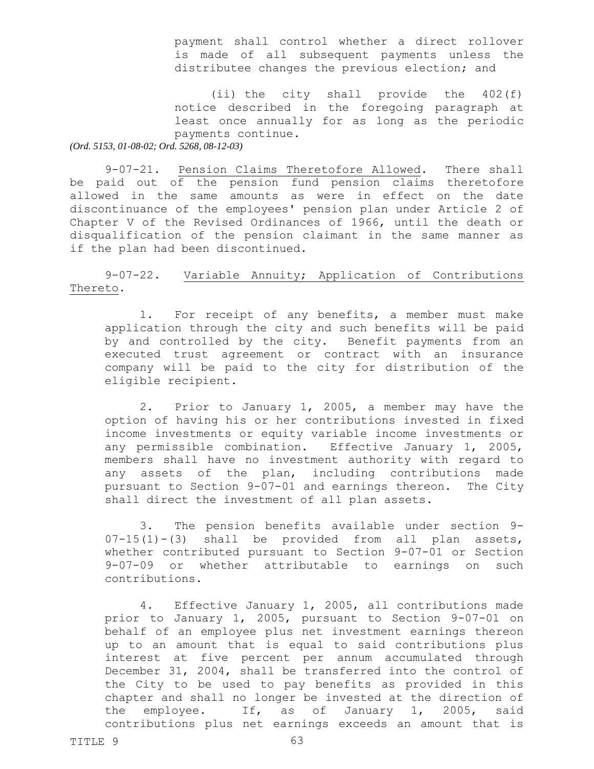payment shall control whether a direct rollover is made of all subsequent payments unless the distributee changes the previous election; and

(ii) the city shall provide the 402(f) notice described in the foregoing paragraph at least once annually for as long as the periodic payments continue.

*(Ord. 5153, 01-08-02; Ord. 5268, 08-12-03)*

9-07-21. Pension Claims Theretofore Allowed. There shall be paid out of the pension fund pension claims theretofore allowed in the same amounts as were in effect on the date discontinuance of the employees' pension plan under Article 2 of Chapter V of the Revised Ordinances of 1966, until the death or disqualification of the pension claimant in the same manner as if the plan had been discontinued.

9-07-22. Variable Annuity; Application of Contributions Thereto.

1. For receipt of any benefits, a member must make application through the city and such benefits will be paid by and controlled by the city. Benefit payments from an executed trust agreement or contract with an insurance company will be paid to the city for distribution of the eligible recipient.

2. Prior to January 1, 2005, a member may have the option of having his or her contributions invested in fixed income investments or equity variable income investments or any permissible combination. Effective January 1, 2005, members shall have no investment authority with regard to any assets of the plan, including contributions made pursuant to Section 9-07-01 and earnings thereon. The City shall direct the investment of all plan assets.

3. The pension benefits available under section 9-07-15(1)-(3) shall be provided from all plan assets, whether contributed pursuant to Section 9-07-01 or Section 9-07-09 or whether attributable to earnings on such contributions.

4. Effective January 1, 2005, all contributions made prior to January 1, 2005, pursuant to Section 9-07-01 on behalf of an employee plus net investment earnings thereon up to an amount that is equal to said contributions plus interest at five percent per annum accumulated through December 31, 2004, shall be transferred into the control of the City to be used to pay benefits as provided in this chapter and shall no longer be invested at the direction of the employee. If, as of January 1, 2005, said contributions plus net earnings exceeds an amount that is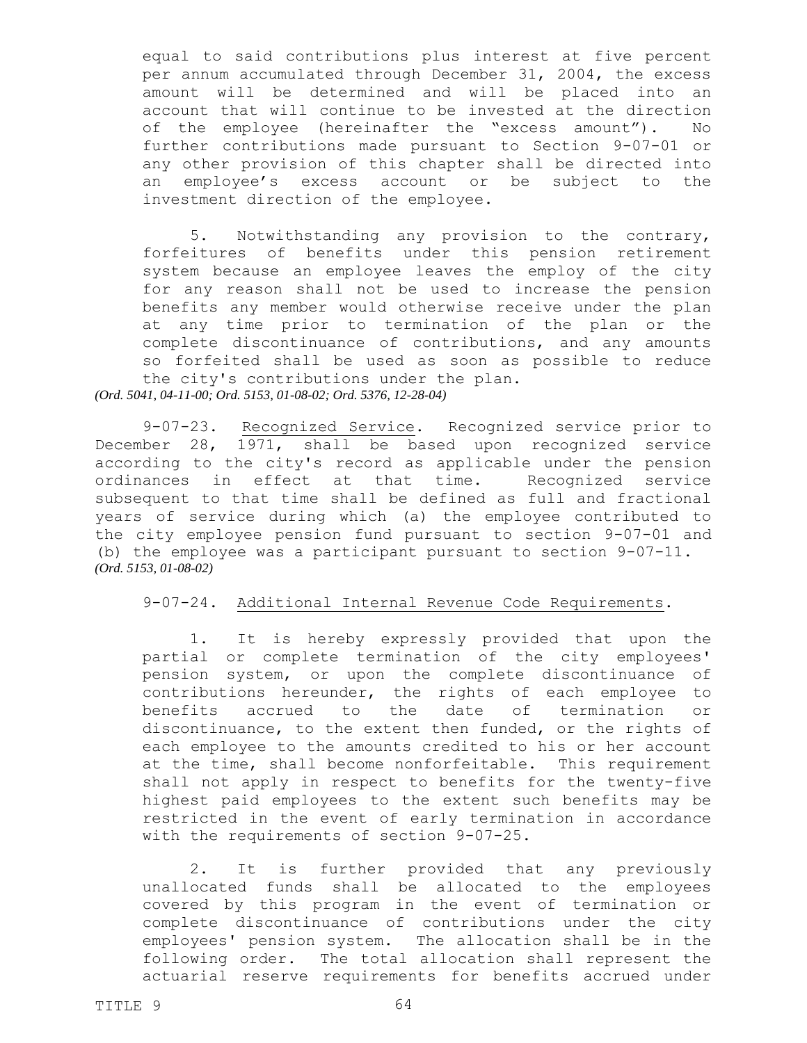equal to said contributions plus interest at five percent per annum accumulated through December 31, 2004, the excess amount will be determined and will be placed into an account that will continue to be invested at the direction of the employee (hereinafter the “excess amount”). No further contributions made pursuant to Section 9-07-01 or any other provision of this chapter shall be directed into an employee’s excess account or be subject to the investment direction of the employee.

5. Notwithstanding any provision to the contrary, forfeitures of benefits under this pension retirement system because an employee leaves the employ of the city for any reason shall not be used to increase the pension benefits any member would otherwise receive under the plan at any time prior to termination of the plan or the complete discontinuance of contributions, and any amounts so forfeited shall be used as soon as possible to reduce the city's contributions under the plan.

*(Ord. 5041, 04-11-00; Ord. 5153, 01-08-02; Ord. 5376, 12-28-04)*

9-07-23. Recognized Service. Recognized service prior to December 28, 1971, shall be based upon recognized service according to the city's record as applicable under the pension ordinances in effect at that time. Recognized service subsequent to that time shall be defined as full and fractional years of service during which (a) the employee contributed to the city employee pension fund pursuant to section 9-07-01 and (b) the employee was a participant pursuant to section 9-07-11.

*(Ord. 5153, 01-08-02)*

9-07-24. Additional Internal Revenue Code Requirements.

1. It is hereby expressly provided that upon the partial or complete termination of the city employees' pension system, or upon the complete discontinuance of contributions hereunder, the rights of each employee to benefits accrued to the date of termination or discontinuance, to the extent then funded, or the rights of each employee to the amounts credited to his or her account at the time, shall become nonforfeitable. This requirement shall not apply in respect to benefits for the twenty-five highest paid employees to the extent such benefits may be restricted in the event of early termination in accordance with the requirements of section 9-07-25.

2. It is further provided that any previously unallocated funds shall be allocated to the employees covered by this program in the event of termination or complete discontinuance of contributions under the city employees' pension system. The allocation shall be in the following order. The total allocation shall represent the actuarial reserve requirements for benefits accrued under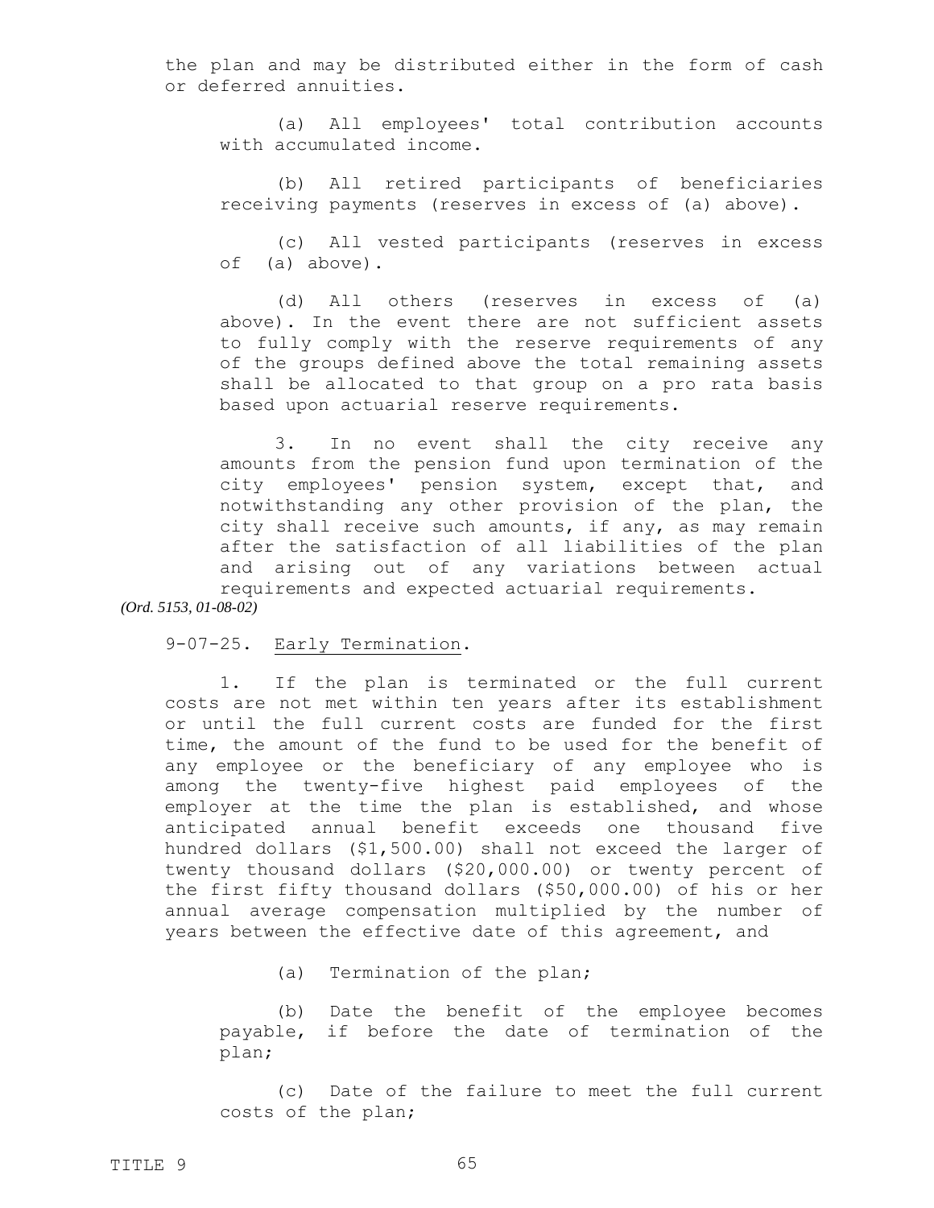the plan and may be distributed either in the form of cash or deferred annuities.

(a) All employees' total contribution accounts with accumulated income.

(b) All retired participants of beneficiaries receiving payments (reserves in excess of (a) above).

(c) All vested participants (reserves in excess of (a) above).

(d) All others (reserves in excess of (a) above). In the event there are not sufficient assets to fully comply with the reserve requirements of any of the groups defined above the total remaining assets shall be allocated to that group on a pro rata basis based upon actuarial reserve requirements.

3. In no event shall the city receive any amounts from the pension fund upon termination of the city employees' pension system, except that, and notwithstanding any other provision of the plan, the city shall receive such amounts, if any, as may remain after the satisfaction of all liabilities of the plan and arising out of any variations between actual requirements and expected actuarial requirements.

*(Ord. 5153, 01-08-02)*

9-07-25. Early Termination.

1. If the plan is terminated or the full current costs are not met within ten years after its establishment or until the full current costs are funded for the first time, the amount of the fund to be used for the benefit of any employee or the beneficiary of any employee who is among the twenty-five highest paid employees of the employer at the time the plan is established, and whose anticipated annual benefit exceeds one thousand five hundred dollars ($1,500.00) shall not exceed the larger of twenty thousand dollars ($20,000.00) or twenty percent of the first fifty thousand dollars ($50,000.00) of his or her annual average compensation multiplied by the number of years between the effective date of this agreement, and

(a) Termination of the plan;

(b) Date the benefit of the employee becomes payable, if before the date of termination of the plan;

(c) Date of the failure to meet the full current costs of the plan;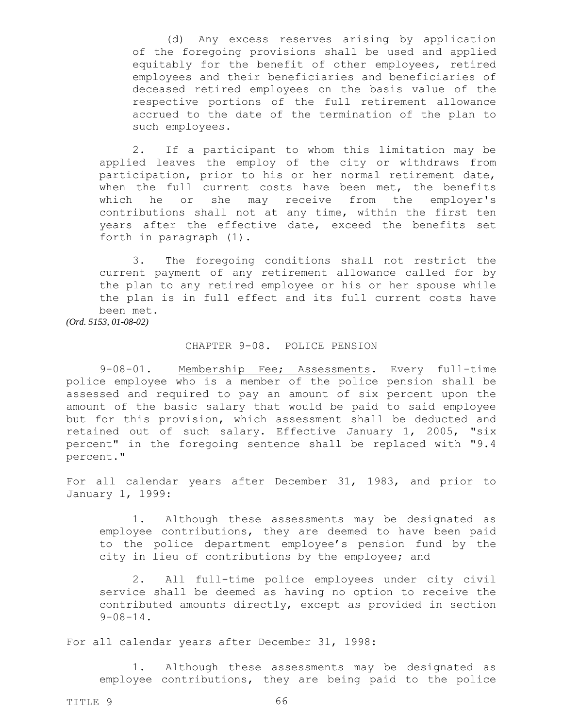(d) Any excess reserves arising by application of the foregoing provisions shall be used and applied equitably for the benefit of other employees, retired employees and their beneficiaries and beneficiaries of deceased retired employees on the basis value of the respective portions of the full retirement allowance accrued to the date of the termination of the plan to such employees.

2. If a participant to whom this limitation may be applied leaves the employ of the city or withdraws from participation, prior to his or her normal retirement date, when the full current costs have been met, the benefits which he or she may receive from the employer's contributions shall not at any time, within the first ten years after the effective date, exceed the benefits set forth in paragraph (1).

3. The foregoing conditions shall not restrict the current payment of any retirement allowance called for by the plan to any retired employee or his or her spouse while the plan is in full effect and its full current costs have been met.

*(Ord. 5153, 01-08-02)*

## CHAPTER 9-08. POLICE PENSION

9-08-01. Membership Fee; Assessments. Every full-time police employee who is a member of the police pension shall be assessed and required to pay an amount of six percent upon the amount of the basic salary that would be paid to said employee but for this provision, which assessment shall be deducted and retained out of such salary. Effective January 1, 2005, "six percent" in the foregoing sentence shall be replaced with "9.4 percent."

For all calendar years after December 31, 1983, and prior to January 1, 1999:

1. Although these assessments may be designated as employee contributions, they are deemed to have been paid to the police department employee’s pension fund by the city in lieu of contributions by the employee; and

2. All full-time police employees under city civil service shall be deemed as having no option to receive the contributed amounts directly, except as provided in section 9-08-14.

For all calendar years after December 31, 1998:

1. Although these assessments may be designated as employee contributions, they are being paid to the police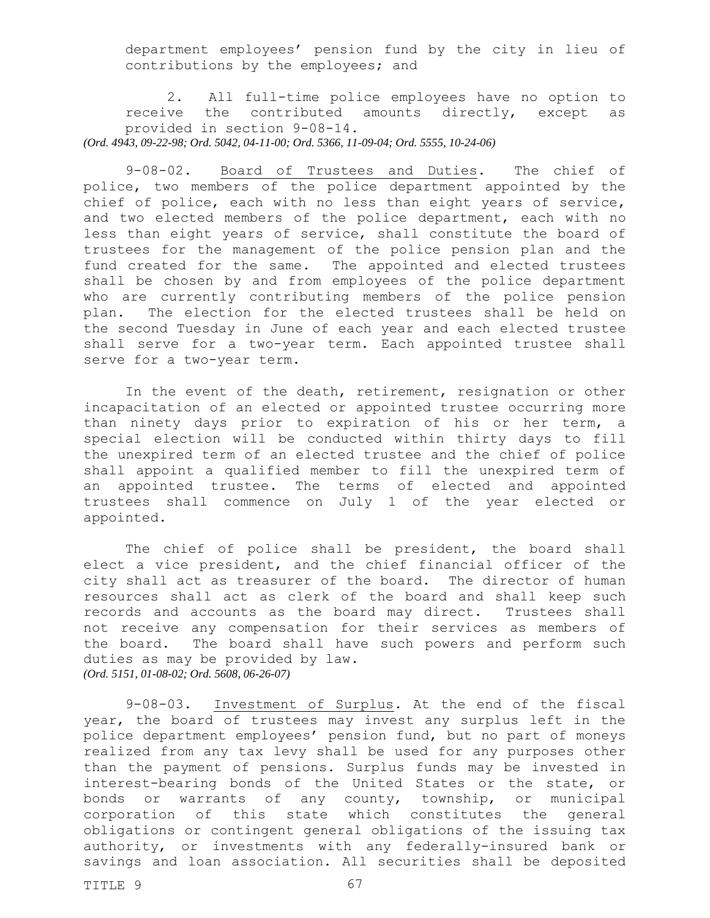department employees' pension fund by the city in lieu of contributions by the employees; and

2. All full-time police employees have no option to receive the contributed amounts directly, except as provided in section 9-08-14.

*(Ord. 4943, 09-22-98; Ord. 5042, 04-11-00; Ord. 5366, 11-09-04; Ord. 5555, 10-24-06)*

9-08-02. Board of Trustees and Duties. The chief of police, two members of the police department appointed by the chief of police, each with no less than eight years of service, and two elected members of the police department, each with no less than eight years of service, shall constitute the board of trustees for the management of the police pension plan and the fund created for the same. The appointed and elected trustees shall be chosen by and from employees of the police department who are currently contributing members of the police pension plan. The election for the elected trustees shall be held on the second Tuesday in June of each year and each elected trustee shall serve for a two-year term. Each appointed trustee shall serve for a two-year term.

In the event of the death, retirement, resignation or other incapacitation of an elected or appointed trustee occurring more than ninety days prior to expiration of his or her term, a special election will be conducted within thirty days to fill the unexpired term of an elected trustee and the chief of police shall appoint a qualified member to fill the unexpired term of an appointed trustee. The terms of elected and appointed trustees shall commence on July 1 of the year elected or appointed.

The chief of police shall be president, the board shall elect a vice president, and the chief financial officer of the city shall act as treasurer of the board. The director of human resources shall act as clerk of the board and shall keep such records and accounts as the board may direct. Trustees shall not receive any compensation for their services as members of the board. The board shall have such powers and perform such duties as may be provided by law.

*(Ord. 5151, 01-08-02; Ord. 5608, 06-26-07)*

9-08-03. Investment of Surplus. At the end of the fiscal year, the board of trustees may invest any surplus left in the police department employees' pension fund, but no part of moneys realized from any tax levy shall be used for any purposes other than the payment of pensions. Surplus funds may be invested in interest-bearing bonds of the United States or the state, or bonds or warrants of any county, township, or municipal corporation of this state which constitutes the general obligations or contingent general obligations of the issuing tax authority, or investments with any federally-insured bank or savings and loan association. All securities shall be deposited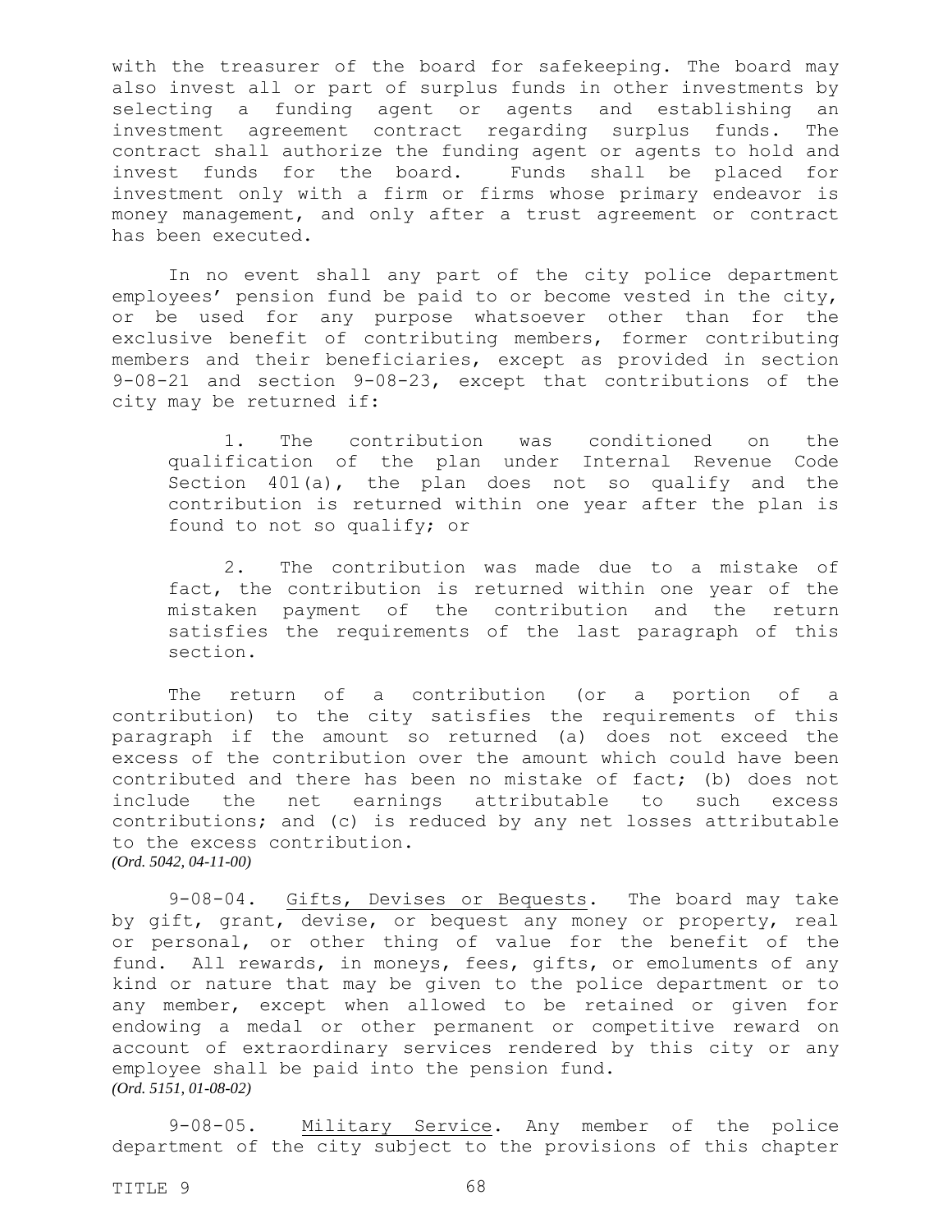with the treasurer of the board for safekeeping. The board may also invest all or part of surplus funds in other investments by selecting a funding agent or agents and establishing an investment agreement contract regarding surplus funds. The contract shall authorize the funding agent or agents to hold and invest funds for the board. Funds shall be placed for investment only with a firm or firms whose primary endeavor is money management, and only after a trust agreement or contract has been executed.

In no event shall any part of the city police department employees' pension fund be paid to or become vested in the city, or be used for any purpose whatsoever other than for the exclusive benefit of contributing members, former contributing members and their beneficiaries, except as provided in section 9-08-21 and section 9-08-23, except that contributions of the city may be returned if:

1. The contribution was conditioned on the qualification of the plan under Internal Revenue Code Section 401(a), the plan does not so qualify and the contribution is returned within one year after the plan is found to not so qualify; or

2. The contribution was made due to a mistake of fact, the contribution is returned within one year of the mistaken payment of the contribution and the return satisfies the requirements of the last paragraph of this section.

The return of a contribution (or a portion of a contribution) to the city satisfies the requirements of this paragraph if the amount so returned (a) does not exceed the excess of the contribution over the amount which could have been contributed and there has been no mistake of fact; (b) does not include the net earnings attributable to such excess contributions; and (c) is reduced by any net losses attributable to the excess contribution.
*(Ord. 5042, 04-11-00)*

9-08-04. Gifts, Devises or Bequests. The board may take by gift, grant, devise, or bequest any money or property, real or personal, or other thing of value for the benefit of the fund. All rewards, in moneys, fees, gifts, or emoluments of any kind or nature that may be given to the police department or to any member, except when allowed to be retained or given for endowing a medal or other permanent or competitive reward on account of extraordinary services rendered by this city or any employee shall be paid into the pension fund.
*(Ord. 5151, 01-08-02)*

9-08-05. Military Service. Any member of the police department of the city subject to the provisions of this chapter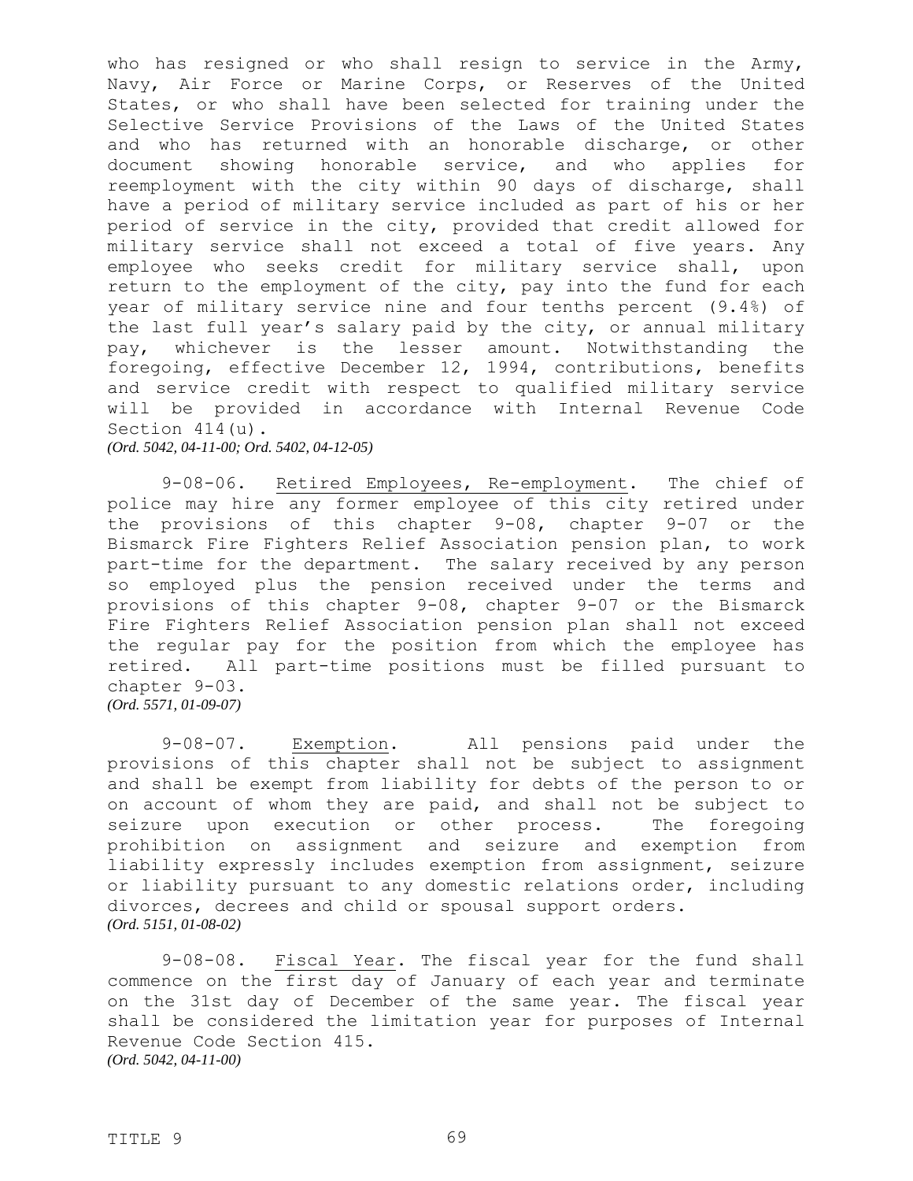who has resigned or who shall resign to service in the Army, Navy, Air Force or Marine Corps, or Reserves of the United States, or who shall have been selected for training under the Selective Service Provisions of the Laws of the United States and who has returned with an honorable discharge, or other document showing honorable service, and who applies for reemployment with the city within 90 days of discharge, shall have a period of military service included as part of his or her period of service in the city, provided that credit allowed for military service shall not exceed a total of five years. Any employee who seeks credit for military service shall, upon return to the employment of the city, pay into the fund for each year of military service nine and four tenths percent (9.4%) of the last full year's salary paid by the city, or annual military pay, whichever is the lesser amount. Notwithstanding the foregoing, effective December 12, 1994, contributions, benefits and service credit with respect to qualified military service will be provided in accordance with Internal Revenue Code Section 414(u).
*(Ord. 5042, 04-11-00; Ord. 5402, 04-12-05)*

9-08-06. Retired Employees, Re-employment. The chief of police may hire any former employee of this city retired under the provisions of this chapter 9-08, chapter 9-07 or the Bismarck Fire Fighters Relief Association pension plan, to work part-time for the department. The salary received by any person so employed plus the pension received under the terms and provisions of this chapter 9-08, chapter 9-07 or the Bismarck Fire Fighters Relief Association pension plan shall not exceed the regular pay for the position from which the employee has retired. All part-time positions must be filled pursuant to chapter 9-03.
*(Ord. 5571, 01-09-07)*

9-08-07. Exemption. All pensions paid under the provisions of this chapter shall not be subject to assignment and shall be exempt from liability for debts of the person to or on account of whom they are paid, and shall not be subject to seizure upon execution or other process. The foregoing prohibition on assignment and seizure and exemption from liability expressly includes exemption from assignment, seizure or liability pursuant to any domestic relations order, including divorces, decrees and child or spousal support orders.
*(Ord. 5151, 01-08-02)*

9-08-08. Fiscal Year. The fiscal year for the fund shall commence on the first day of January of each year and terminate on the 31st day of December of the same year. The fiscal year shall be considered the limitation year for purposes of Internal Revenue Code Section 415.
*(Ord. 5042, 04-11-00)*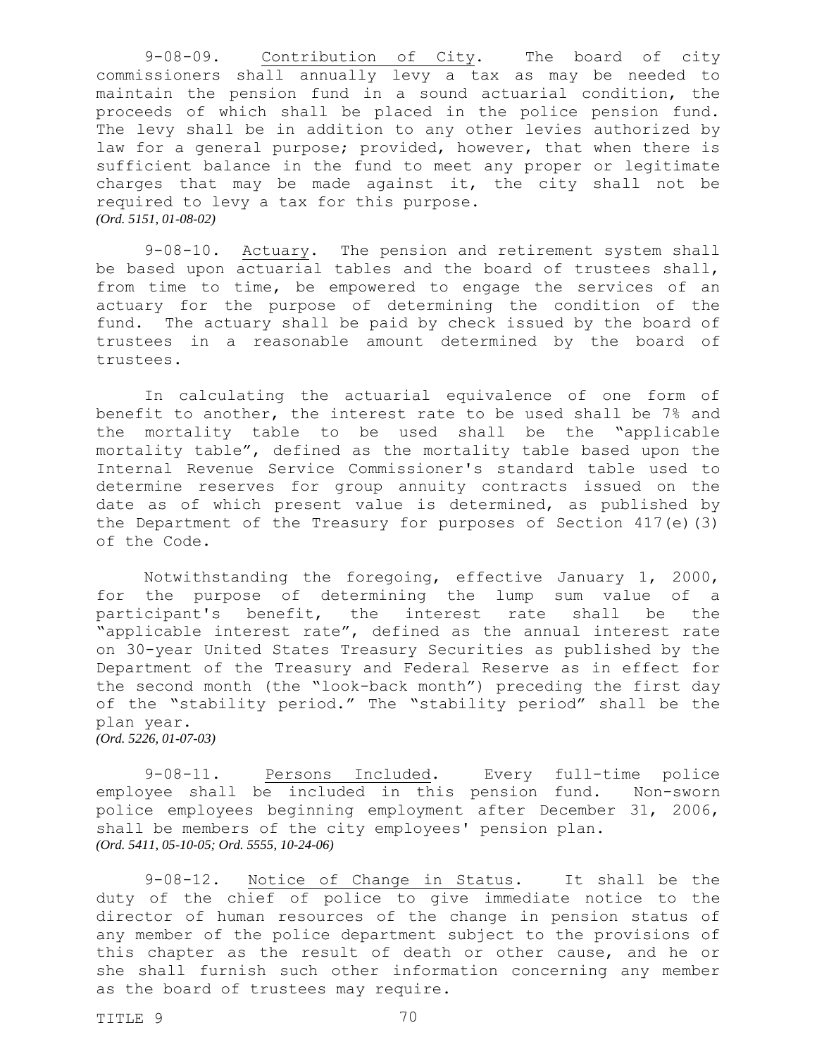9-08-09. Contribution of City. The board of city commissioners shall annually levy a tax as may be needed to maintain the pension fund in a sound actuarial condition, the proceeds of which shall be placed in the police pension fund. The levy shall be in addition to any other levies authorized by law for a general purpose; provided, however, that when there is sufficient balance in the fund to meet any proper or legitimate charges that may be made against it, the city shall not be required to levy a tax for this purpose.
*(Ord. 5151, 01-08-02)*

9-08-10. Actuary. The pension and retirement system shall be based upon actuarial tables and the board of trustees shall, from time to time, be empowered to engage the services of an actuary for the purpose of determining the condition of the fund. The actuary shall be paid by check issued by the board of trustees in a reasonable amount determined by the board of trustees.

In calculating the actuarial equivalence of one form of benefit to another, the interest rate to be used shall be 7% and the mortality table to be used shall be the "applicable mortality table", defined as the mortality table based upon the Internal Revenue Service Commissioner's standard table used to determine reserves for group annuity contracts issued on the date as of which present value is determined, as published by the Department of the Treasury for purposes of Section 417(e)(3) of the Code.

Notwithstanding the foregoing, effective January 1, 2000, for the purpose of determining the lump sum value of a participant's benefit, the interest rate shall be the "applicable interest rate", defined as the annual interest rate on 30-year United States Treasury Securities as published by the Department of the Treasury and Federal Reserve as in effect for the second month (the "look-back month") preceding the first day of the "stability period." The "stability period" shall be the plan year.
*(Ord. 5226, 01-07-03)*

9-08-11. Persons Included. Every full-time police employee shall be included in this pension fund. Non-sworn police employees beginning employment after December 31, 2006, shall be members of the city employees' pension plan.
*(Ord. 5411, 05-10-05; Ord. 5555, 10-24-06)*

9-08-12. Notice of Change in Status. It shall be the duty of the chief of police to give immediate notice to the director of human resources of the change in pension status of any member of the police department subject to the provisions of this chapter as the result of death or other cause, and he or she shall furnish such other information concerning any member as the board of trustees may require.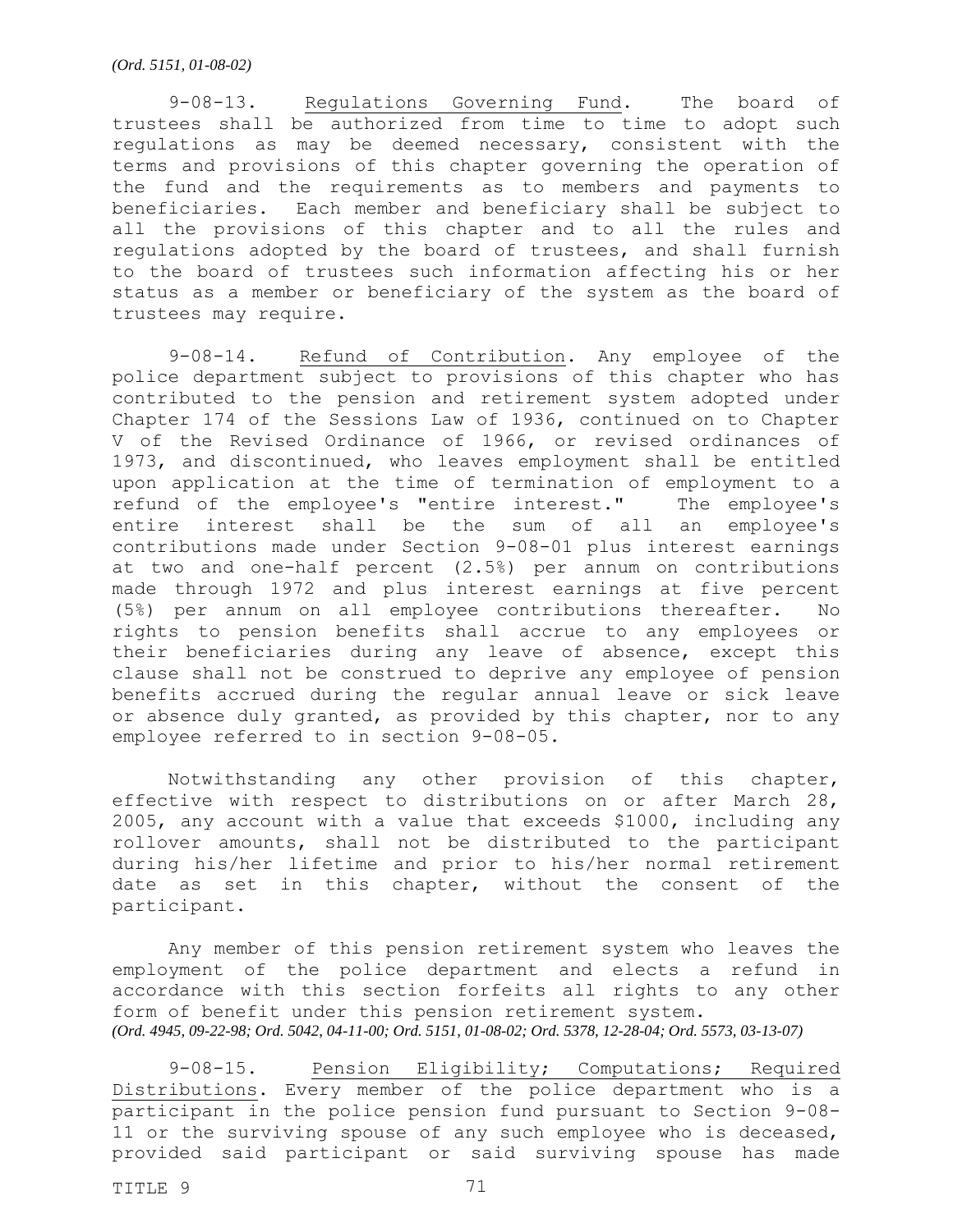*(Ord. 5151, 01-08-02)*

9-08-13. Regulations Governing Fund. The board of trustees shall be authorized from time to time to adopt such regulations as may be deemed necessary, consistent with the terms and provisions of this chapter governing the operation of the fund and the requirements as to members and payments to beneficiaries. Each member and beneficiary shall be subject to all the provisions of this chapter and to all the rules and regulations adopted by the board of trustees, and shall furnish to the board of trustees such information affecting his or her status as a member or beneficiary of the system as the board of trustees may require.

9-08-14. Refund of Contribution. Any employee of the police department subject to provisions of this chapter who has contributed to the pension and retirement system adopted under Chapter 174 of the Sessions Law of 1936, continued on to Chapter V of the Revised Ordinance of 1966, or revised ordinances of 1973, and discontinued, who leaves employment shall be entitled upon application at the time of termination of employment to a refund of the employee's "entire interest." The employee's entire interest shall be the sum of all an employee's contributions made under Section 9-08-01 plus interest earnings at two and one-half percent (2.5%) per annum on contributions made through 1972 and plus interest earnings at five percent (5%) per annum on all employee contributions thereafter. No rights to pension benefits shall accrue to any employees or their beneficiaries during any leave of absence, except this clause shall not be construed to deprive any employee of pension benefits accrued during the regular annual leave or sick leave or absence duly granted, as provided by this chapter, nor to any employee referred to in section 9-08-05.

Notwithstanding any other provision of this chapter, effective with respect to distributions on or after March 28, 2005, any account with a value that exceeds $1000, including any rollover amounts, shall not be distributed to the participant during his/her lifetime and prior to his/her normal retirement date as set in this chapter, without the consent of the participant.

Any member of this pension retirement system who leaves the employment of the police department and elects a refund in accordance with this section forfeits all rights to any other form of benefit under this pension retirement system.
*(Ord. 4945, 09-22-98; Ord. 5042, 04-11-00; Ord. 5151, 01-08-02; Ord. 5378, 12-28-04; Ord. 5573, 03-13-07)*

9-08-15. Pension Eligibility; Computations; Required Distributions. Every member of the police department who is a participant in the police pension fund pursuant to Section 9-08-11 or the surviving spouse of any such employee who is deceased, provided said participant or said surviving spouse has made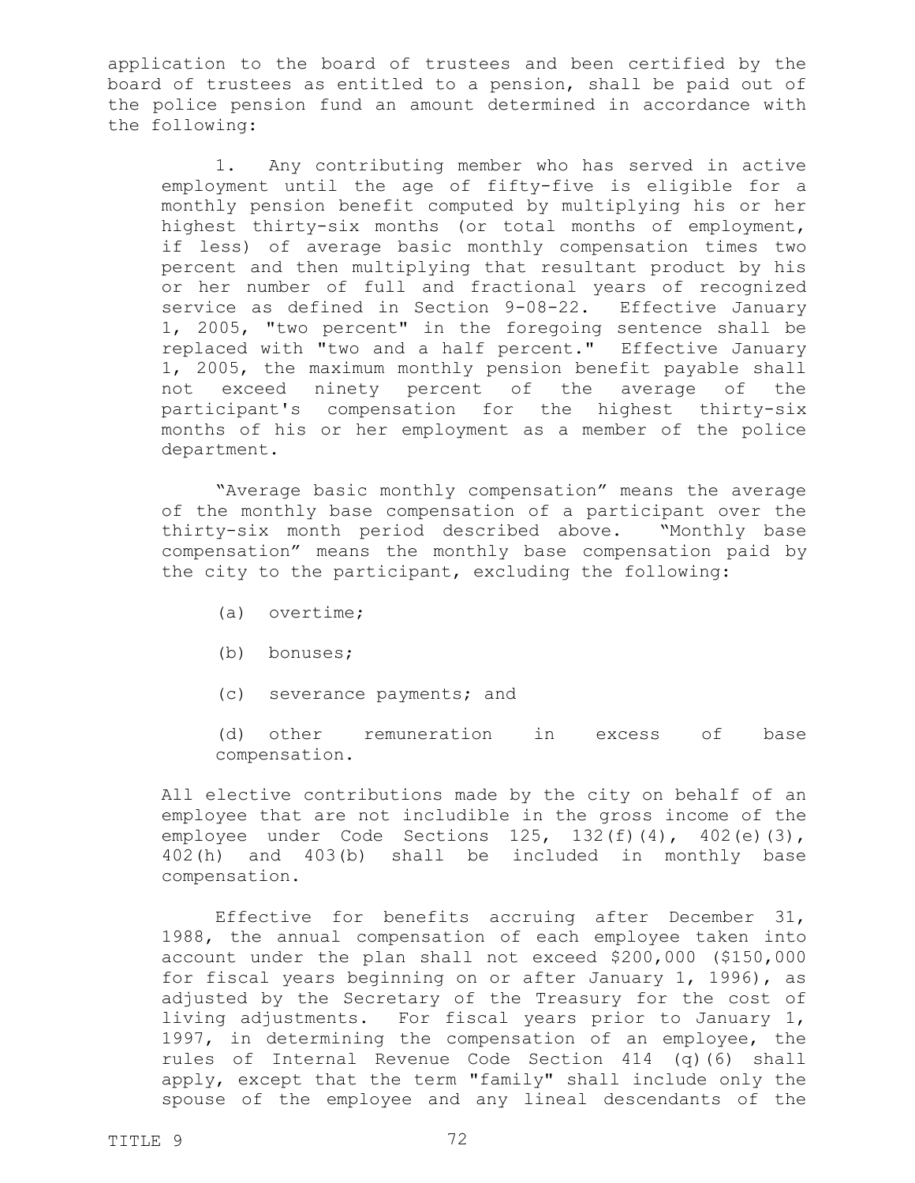application to the board of trustees and been certified by the board of trustees as entitled to a pension, shall be paid out of the police pension fund an amount determined in accordance with the following:

1. Any contributing member who has served in active employment until the age of fifty-five is eligible for a monthly pension benefit computed by multiplying his or her highest thirty-six months (or total months of employment, if less) of average basic monthly compensation times two percent and then multiplying that resultant product by his or her number of full and fractional years of recognized service as defined in Section 9-08-22. Effective January 1, 2005, "two percent" in the foregoing sentence shall be replaced with "two and a half percent." Effective January 1, 2005, the maximum monthly pension benefit payable shall not exceed ninety percent of the average of the participant's compensation for the highest thirty-six months of his or her employment as a member of the police department.

   "Average basic monthly compensation" means the average of the monthly base compensation of a participant over the thirty-six month period described above. "Monthly base compensation" means the monthly base compensation paid by the city to the participant, excluding the following:

   (a) overtime;

   (b) bonuses;

   (c) severance payments; and

   (d) other remuneration in excess of base compensation.

   All elective contributions made by the city on behalf of an employee that are not includible in the gross income of the employee under Code Sections 125, 132(f)(4), 402(e)(3), 402(h) and 403(b) shall be included in monthly base compensation.

   Effective for benefits accruing after December 31, 1988, the annual compensation of each employee taken into account under the plan shall not exceed $200,000 ($150,000 for fiscal years beginning on or after January 1, 1996), as adjusted by the Secretary of the Treasury for the cost of living adjustments. For fiscal years prior to January 1, 1997, in determining the compensation of an employee, the rules of Internal Revenue Code Section 414 (q)(6) shall apply, except that the term "family" shall include only the spouse of the employee and any lineal descendants of the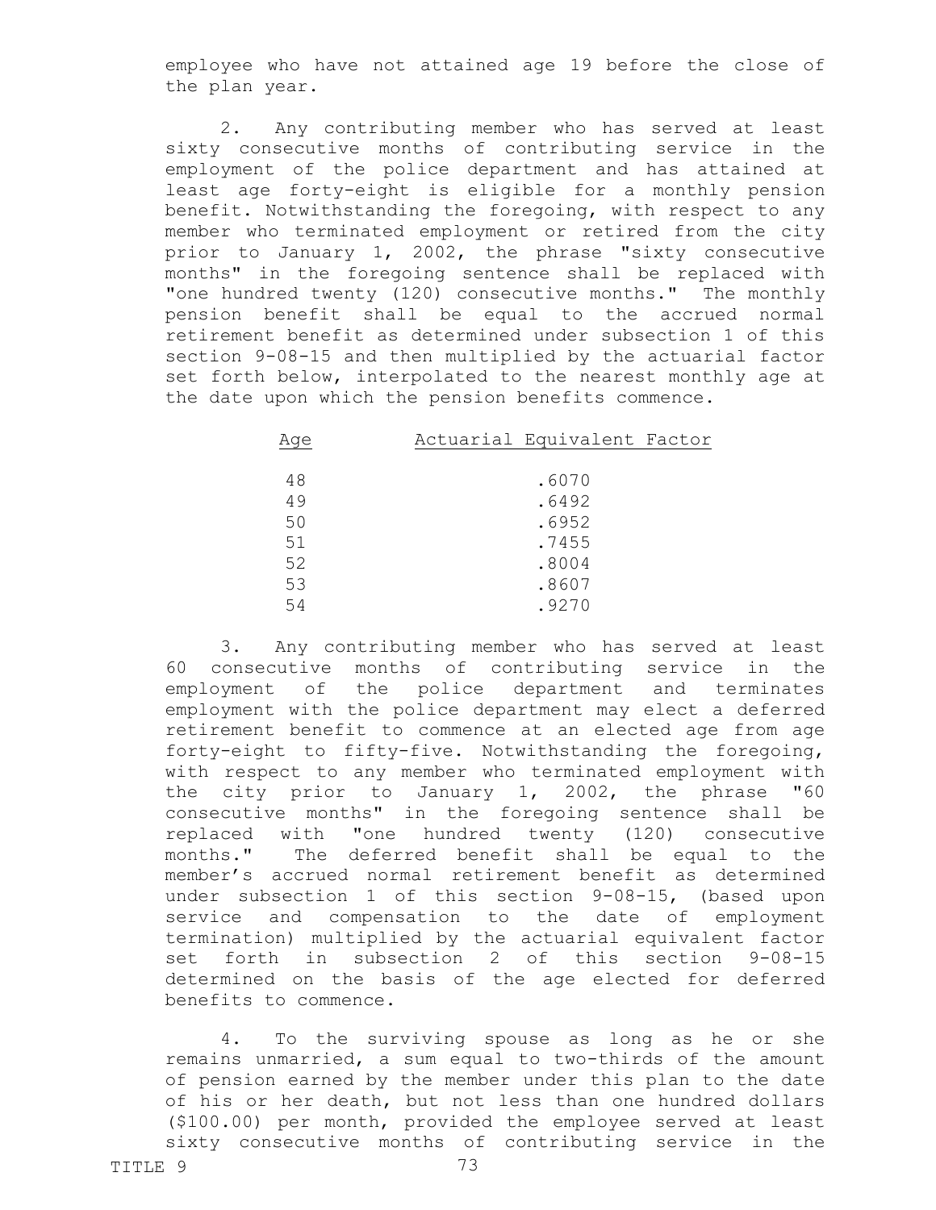employee who have not attained age 19 before the close of the plan year.

2. Any contributing member who has served at least sixty consecutive months of contributing service in the employment of the police department and has attained at least age forty-eight is eligible for a monthly pension benefit. Notwithstanding the foregoing, with respect to any member who terminated employment or retired from the city prior to January 1, 2002, the phrase "sixty consecutive months" in the foregoing sentence shall be replaced with "one hundred twenty (120) consecutive months." The monthly pension benefit shall be equal to the accrued normal retirement benefit as determined under subsection 1 of this section 9-08-15 and then multiplied by the actuarial factor set forth below, interpolated to the nearest monthly age at the date upon which the pension benefits commence.

| Age | Actuarial Equivalent Factor |
|---|---|
| 48 | .6070 |
| 49 | .6492 |
| 50 | .6952 |
| 51 | .7455 |
| 52 | .8004 |
| 53 | .8607 |
| 54 | .9270 |

3. Any contributing member who has served at least 60 consecutive months of contributing service in the employment of the police department and terminates employment with the police department may elect a deferred retirement benefit to commence at an elected age from age forty-eight to fifty-five. Notwithstanding the foregoing, with respect to any member who terminated employment with the city prior to January 1, 2002, the phrase "60 consecutive months" in the foregoing sentence shall be replaced with "one hundred twenty (120) consecutive months." The deferred benefit shall be equal to the member's accrued normal retirement benefit as determined under subsection 1 of this section 9-08-15, (based upon service and compensation to the date of employment termination) multiplied by the actuarial equivalent factor set forth in subsection 2 of this section 9-08-15 determined on the basis of the age elected for deferred benefits to commence.

4. To the surviving spouse as long as he or she remains unmarried, a sum equal to two-thirds of the amount of pension earned by the member under this plan to the date of his or her death, but not less than one hundred dollars ($100.00) per month, provided the employee served at least sixty consecutive months of contributing service in the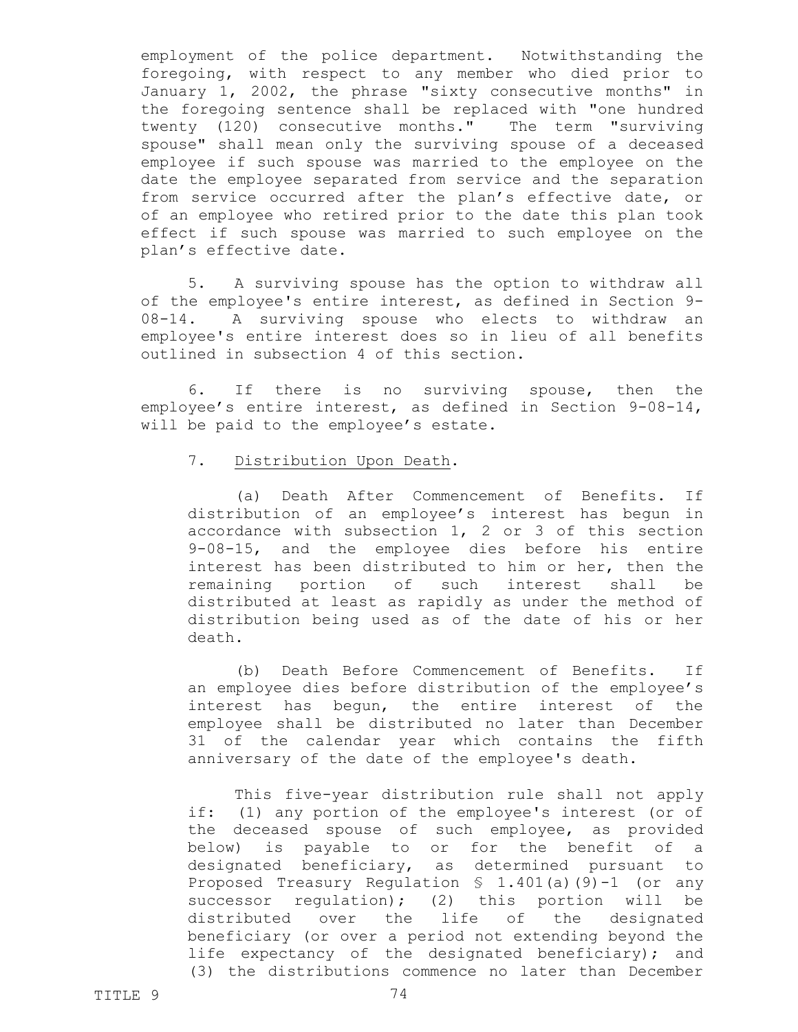employment of the police department. Notwithstanding the foregoing, with respect to any member who died prior to January 1, 2002, the phrase "sixty consecutive months" in the foregoing sentence shall be replaced with "one hundred twenty (120) consecutive months." The term "surviving spouse" shall mean only the surviving spouse of a deceased employee if such spouse was married to the employee on the date the employee separated from service and the separation from service occurred after the plan's effective date, or of an employee who retired prior to the date this plan took effect if such spouse was married to such employee on the plan's effective date.

5. A surviving spouse has the option to withdraw all of the employee's entire interest, as defined in Section 9-08-14. A surviving spouse who elects to withdraw an employee's entire interest does so in lieu of all benefits outlined in subsection 4 of this section.

6. If there is no surviving spouse, then the employee's entire interest, as defined in Section 9-08-14, will be paid to the employee's estate.

7. Distribution Upon Death.

(a) Death After Commencement of Benefits. If distribution of an employee's interest has begun in accordance with subsection 1, 2 or 3 of this section 9-08-15, and the employee dies before his entire interest has been distributed to him or her, then the remaining portion of such interest shall be distributed at least as rapidly as under the method of distribution being used as of the date of his or her death.

(b) Death Before Commencement of Benefits. If an employee dies before distribution of the employee's interest has begun, the entire interest of the employee shall be distributed no later than December 31 of the calendar year which contains the fifth anniversary of the date of the employee's death.

This five-year distribution rule shall not apply if: (1) any portion of the employee's interest (or of the deceased spouse of such employee, as provided below) is payable to or for the benefit of a designated beneficiary, as determined pursuant to Proposed Treasury Regulation § 1.401(a)(9)-1 (or any successor regulation); (2) this portion will be distributed over the life of the designated beneficiary (or over a period not extending beyond the life expectancy of the designated beneficiary); and (3) the distributions commence no later than December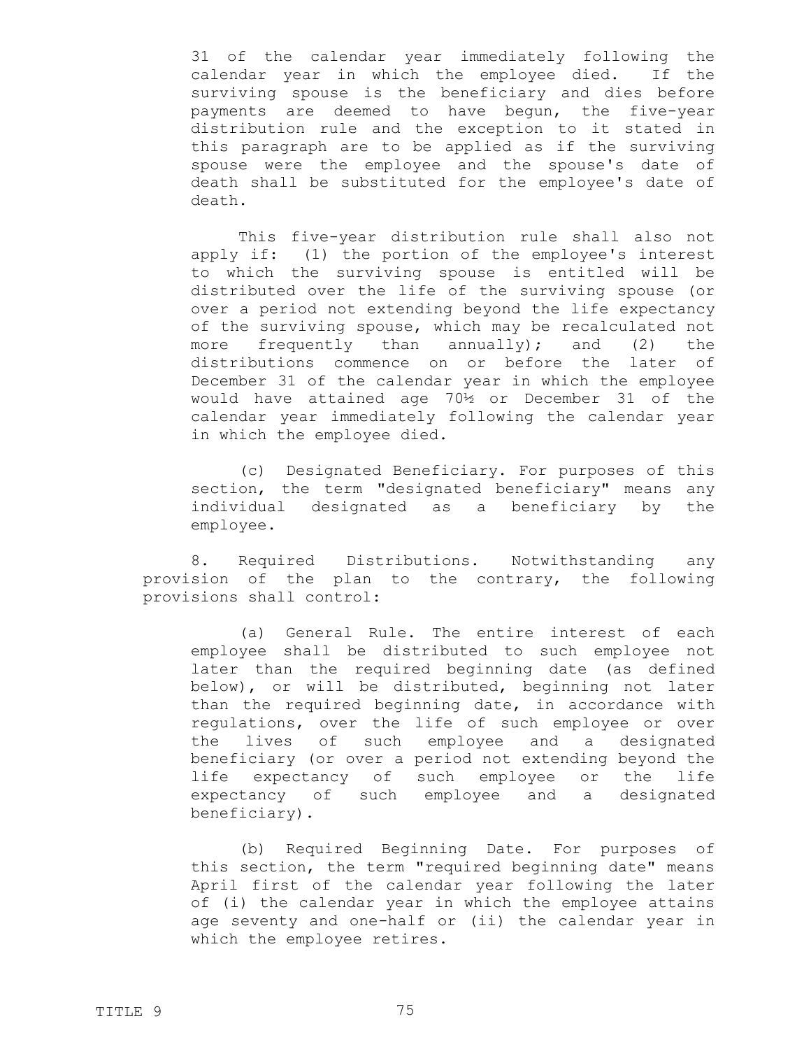31 of the calendar year immediately following the calendar year in which the employee died. If the surviving spouse is the beneficiary and dies before payments are deemed to have begun, the five-year distribution rule and the exception to it stated in this paragraph are to be applied as if the surviving spouse were the employee and the spouse's date of death shall be substituted for the employee's date of death.

This five-year distribution rule shall also not apply if: (1) the portion of the employee's interest to which the surviving spouse is entitled will be distributed over the life of the surviving spouse (or over a period not extending beyond the life expectancy of the surviving spouse, which may be recalculated not more frequently than annually); and (2) the distributions commence on or before the later of December 31 of the calendar year in which the employee would have attained age 70½ or December 31 of the calendar year immediately following the calendar year in which the employee died.

(c) Designated Beneficiary. For purposes of this section, the term "designated beneficiary" means any individual designated as a beneficiary by the employee.

8. Required Distributions. Notwithstanding any provision of the plan to the contrary, the following provisions shall control:

(a) General Rule. The entire interest of each employee shall be distributed to such employee not later than the required beginning date (as defined below), or will be distributed, beginning not later than the required beginning date, in accordance with regulations, over the life of such employee or over the lives of such employee and a designated beneficiary (or over a period not extending beyond the life expectancy of such employee or the life expectancy of such employee and a designated beneficiary).

(b) Required Beginning Date. For purposes of this section, the term "required beginning date" means April first of the calendar year following the later of (i) the calendar year in which the employee attains age seventy and one-half or (ii) the calendar year in which the employee retires.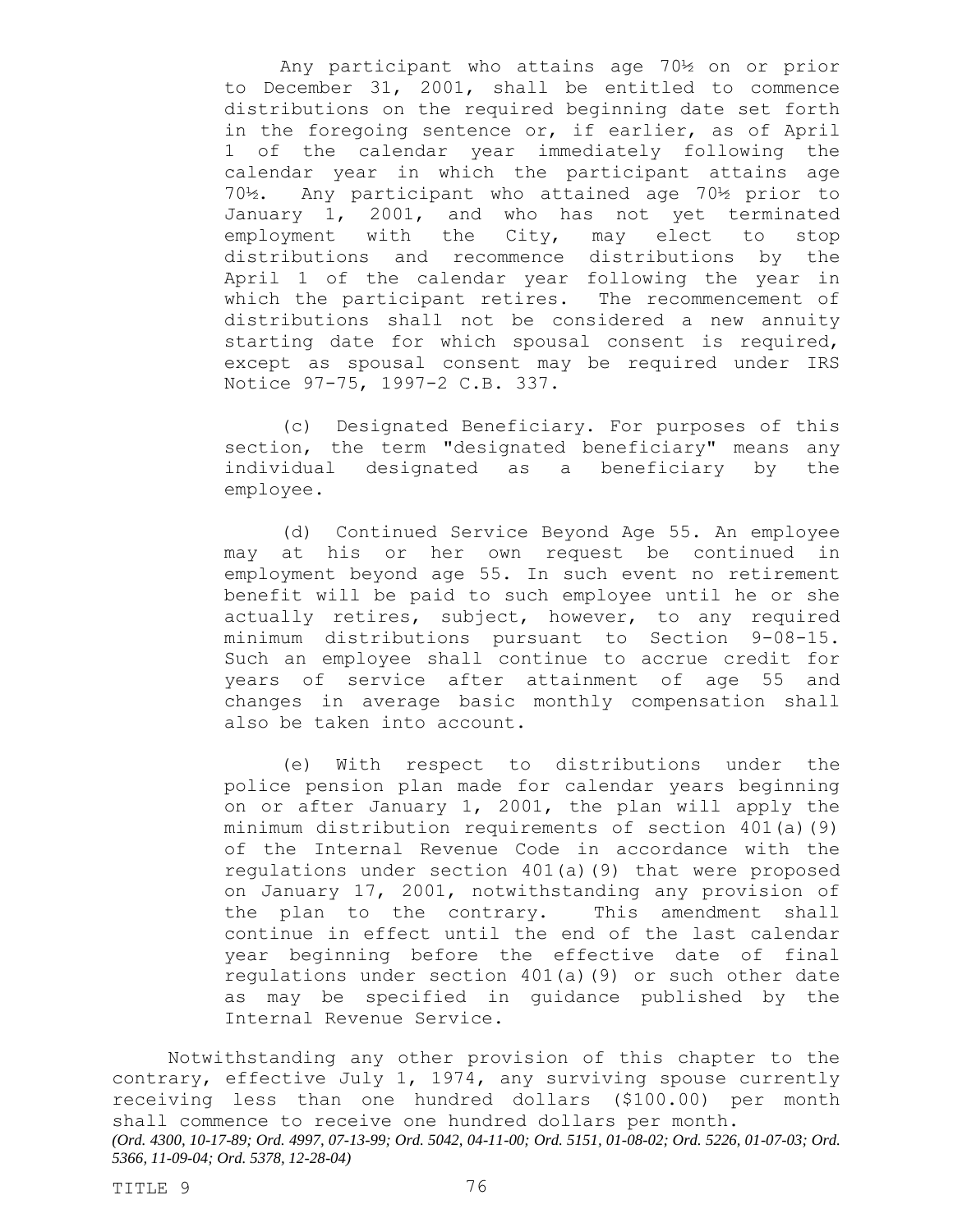Any participant who attains age 70½ on or prior to December 31, 2001, shall be entitled to commence distributions on the required beginning date set forth in the foregoing sentence or, if earlier, as of April 1 of the calendar year immediately following the calendar year in which the participant attains age 70½. Any participant who attained age 70½ prior to January 1, 2001, and who has not yet terminated employment with the City, may elect to stop distributions and recommence distributions by the April 1 of the calendar year following the year in which the participant retires. The recommencement of distributions shall not be considered a new annuity starting date for which spousal consent is required, except as spousal consent may be required under IRS Notice 97-75, 1997-2 C.B. 337.

(c) Designated Beneficiary. For purposes of this section, the term "designated beneficiary" means any individual designated as a beneficiary by the employee.

(d) Continued Service Beyond Age 55. An employee may at his or her own request be continued in employment beyond age 55. In such event no retirement benefit will be paid to such employee until he or she actually retires, subject, however, to any required minimum distributions pursuant to Section 9-08-15. Such an employee shall continue to accrue credit for years of service after attainment of age 55 and changes in average basic monthly compensation shall also be taken into account.

(e) With respect to distributions under the police pension plan made for calendar years beginning on or after January 1, 2001, the plan will apply the minimum distribution requirements of section 401(a)(9) of the Internal Revenue Code in accordance with the regulations under section 401(a)(9) that were proposed on January 17, 2001, notwithstanding any provision of the plan to the contrary. This amendment shall continue in effect until the end of the last calendar year beginning before the effective date of final regulations under section 401(a)(9) or such other date as may be specified in guidance published by the Internal Revenue Service.

Notwithstanding any other provision of this chapter to the contrary, effective July 1, 1974, any surviving spouse currently receiving less than one hundred dollars ($100.00) per month shall commence to receive one hundred dollars per month.
*(Ord. 4300, 10-17-89; Ord. 4997, 07-13-99; Ord. 5042, 04-11-00; Ord. 5151, 01-08-02; Ord. 5226, 01-07-03; Ord. 5366, 11-09-04; Ord. 5378, 12-28-04)*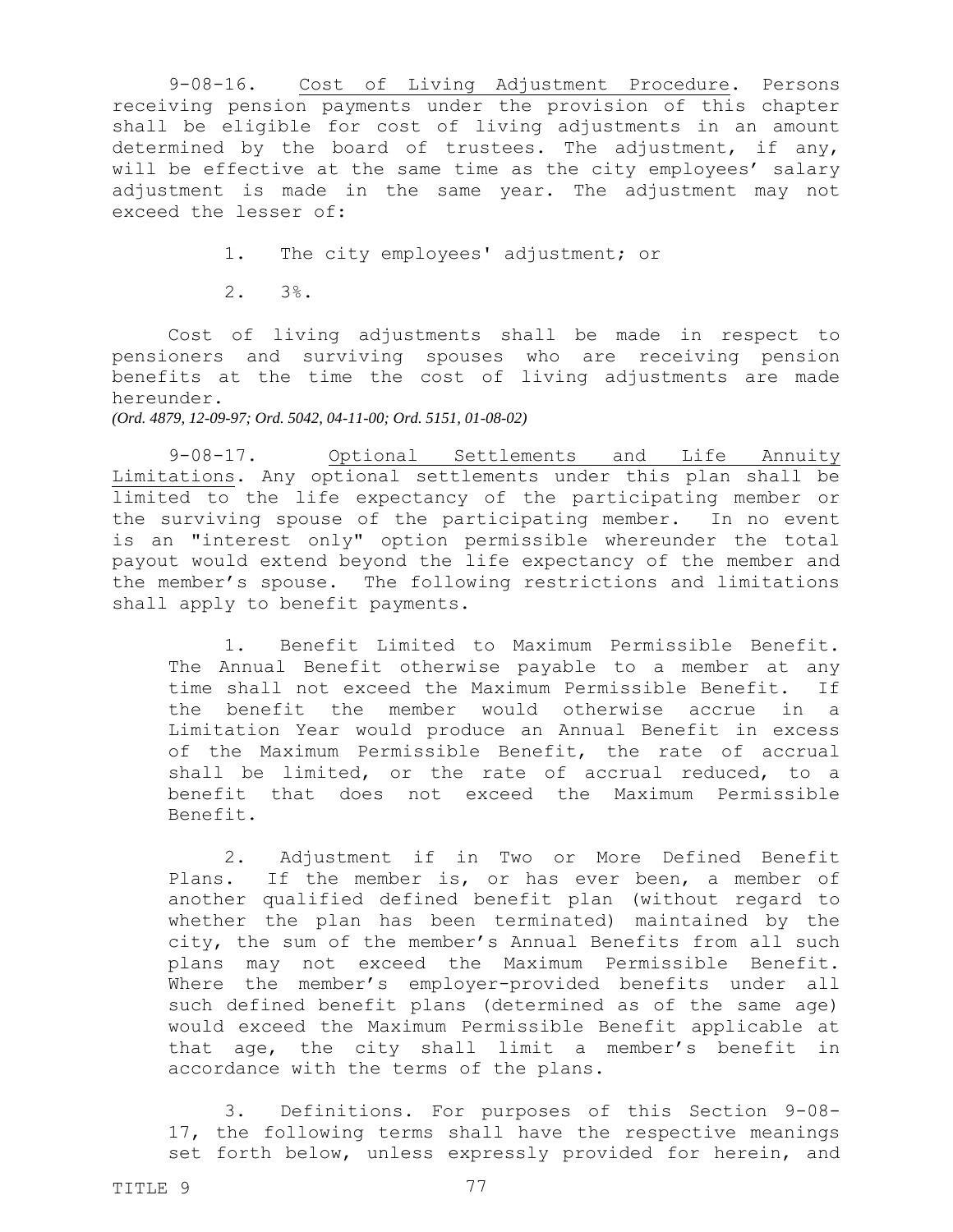9-08-16. Cost of Living Adjustment Procedure. Persons receiving pension payments under the provision of this chapter shall be eligible for cost of living adjustments in an amount determined by the board of trustees. The adjustment, if any, will be effective at the same time as the city employees' salary adjustment is made in the same year. The adjustment may not exceed the lesser of:

1. The city employees' adjustment; or

2. 3%.

Cost of living adjustments shall be made in respect to pensioners and surviving spouses who are receiving pension benefits at the time the cost of living adjustments are made hereunder.

*(Ord. 4879, 12-09-97; Ord. 5042, 04-11-00; Ord. 5151, 01-08-02)*

9-08-17. Optional Settlements and Life Annuity Limitations. Any optional settlements under this plan shall be limited to the life expectancy of the participating member or the surviving spouse of the participating member. In no event is an "interest only" option permissible whereunder the total payout would extend beyond the life expectancy of the member and the member's spouse. The following restrictions and limitations shall apply to benefit payments.

1. Benefit Limited to Maximum Permissible Benefit. The Annual Benefit otherwise payable to a member at any time shall not exceed the Maximum Permissible Benefit. If the benefit the member would otherwise accrue in a Limitation Year would produce an Annual Benefit in excess of the Maximum Permissible Benefit, the rate of accrual shall be limited, or the rate of accrual reduced, to a benefit that does not exceed the Maximum Permissible Benefit.

2. Adjustment if in Two or More Defined Benefit Plans. If the member is, or has ever been, a member of another qualified defined benefit plan (without regard to whether the plan has been terminated) maintained by the city, the sum of the member's Annual Benefits from all such plans may not exceed the Maximum Permissible Benefit. Where the member's employer-provided benefits under all such defined benefit plans (determined as of the same age) would exceed the Maximum Permissible Benefit applicable at that age, the city shall limit a member's benefit in accordance with the terms of the plans.

3. Definitions. For purposes of this Section 9-08-17, the following terms shall have the respective meanings set forth below, unless expressly provided for herein, and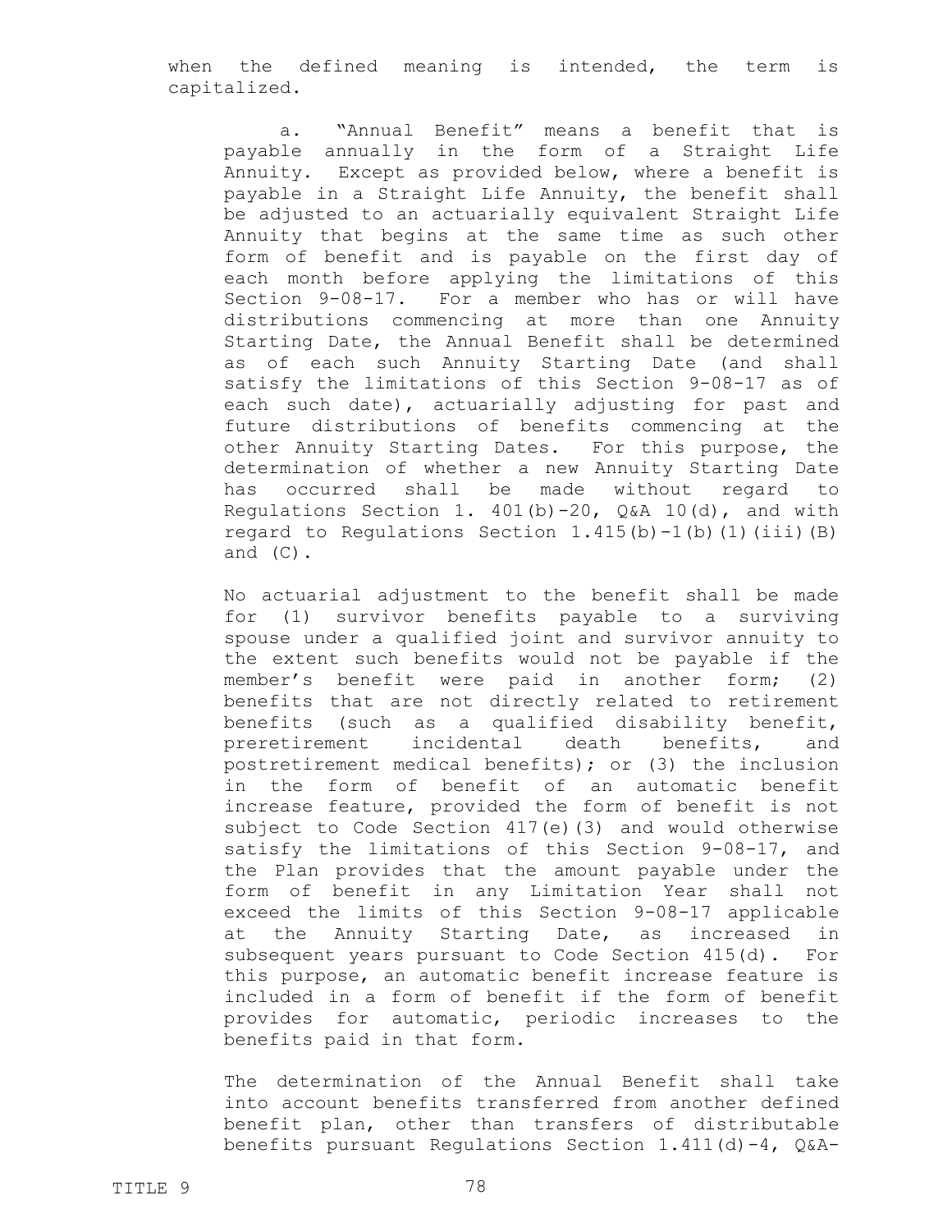when the defined meaning is intended, the term is capitalized.

a. "Annual Benefit" means a benefit that is payable annually in the form of a Straight Life Annuity. Except as provided below, where a benefit is payable in a Straight Life Annuity, the benefit shall be adjusted to an actuarially equivalent Straight Life Annuity that begins at the same time as such other form of benefit and is payable on the first day of each month before applying the limitations of this Section 9-08-17. For a member who has or will have distributions commencing at more than one Annuity Starting Date, the Annual Benefit shall be determined as of each such Annuity Starting Date (and shall satisfy the limitations of this Section 9-08-17 as of each such date), actuarially adjusting for past and future distributions of benefits commencing at the other Annuity Starting Dates. For this purpose, the determination of whether a new Annuity Starting Date has occurred shall be made without regard to Regulations Section 1. 401(b)-20, Q&A 10(d), and with regard to Regulations Section 1.415(b)-1(b)(1)(iii)(B) and (C).

No actuarial adjustment to the benefit shall be made for (1) survivor benefits payable to a surviving spouse under a qualified joint and survivor annuity to the extent such benefits would not be payable if the member's benefit were paid in another form; (2) benefits that are not directly related to retirement benefits (such as a qualified disability benefit, preretirement incidental death benefits, and postretirement medical benefits); or (3) the inclusion in the form of benefit of an automatic benefit increase feature, provided the form of benefit is not subject to Code Section 417(e)(3) and would otherwise satisfy the limitations of this Section 9-08-17, and the Plan provides that the amount payable under the form of benefit in any Limitation Year shall not exceed the limits of this Section 9-08-17 applicable at the Annuity Starting Date, as increased in subsequent years pursuant to Code Section 415(d). For this purpose, an automatic benefit increase feature is included in a form of benefit if the form of benefit provides for automatic, periodic increases to the benefits paid in that form.

The determination of the Annual Benefit shall take into account benefits transferred from another defined benefit plan, other than transfers of distributable benefits pursuant Regulations Section 1.411(d)-4, Q&A-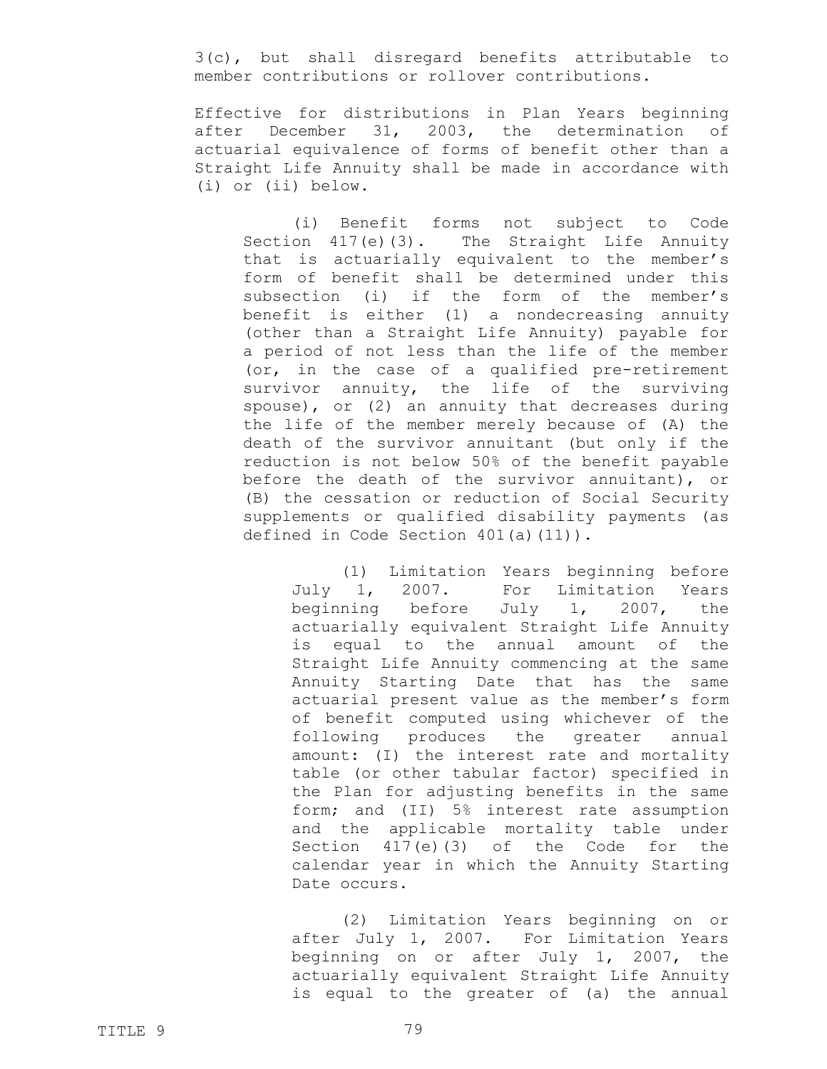3(c), but shall disregard benefits attributable to member contributions or rollover contributions.

Effective for distributions in Plan Years beginning after December 31, 2003, the determination of actuarial equivalence of forms of benefit other than a Straight Life Annuity shall be made in accordance with (i) or (ii) below.

(i) Benefit forms not subject to Code Section 417(e)(3). The Straight Life Annuity that is actuarially equivalent to the member's form of benefit shall be determined under this subsection (i) if the form of the member's benefit is either (1) a nondecreasing annuity (other than a Straight Life Annuity) payable for a period of not less than the life of the member (or, in the case of a qualified pre-retirement survivor annuity, the life of the surviving spouse), or (2) an annuity that decreases during the life of the member merely because of (A) the death of the survivor annuitant (but only if the reduction is not below 50% of the benefit payable before the death of the survivor annuitant), or (B) the cessation or reduction of Social Security supplements or qualified disability payments (as defined in Code Section 401(a)(11)).

(1) Limitation Years beginning before July 1, 2007. For Limitation Years beginning before July 1, 2007, the actuarially equivalent Straight Life Annuity is equal to the annual amount of the Straight Life Annuity commencing at the same Annuity Starting Date that has the same actuarial present value as the member's form of benefit computed using whichever of the following produces the greater annual amount: (I) the interest rate and mortality table (or other tabular factor) specified in the Plan for adjusting benefits in the same form; and (II) 5% interest rate assumption and the applicable mortality table under Section 417(e)(3) of the Code for the calendar year in which the Annuity Starting Date occurs.

(2) Limitation Years beginning on or after July 1, 2007. For Limitation Years beginning on or after July 1, 2007, the actuarially equivalent Straight Life Annuity is equal to the greater of (a) the annual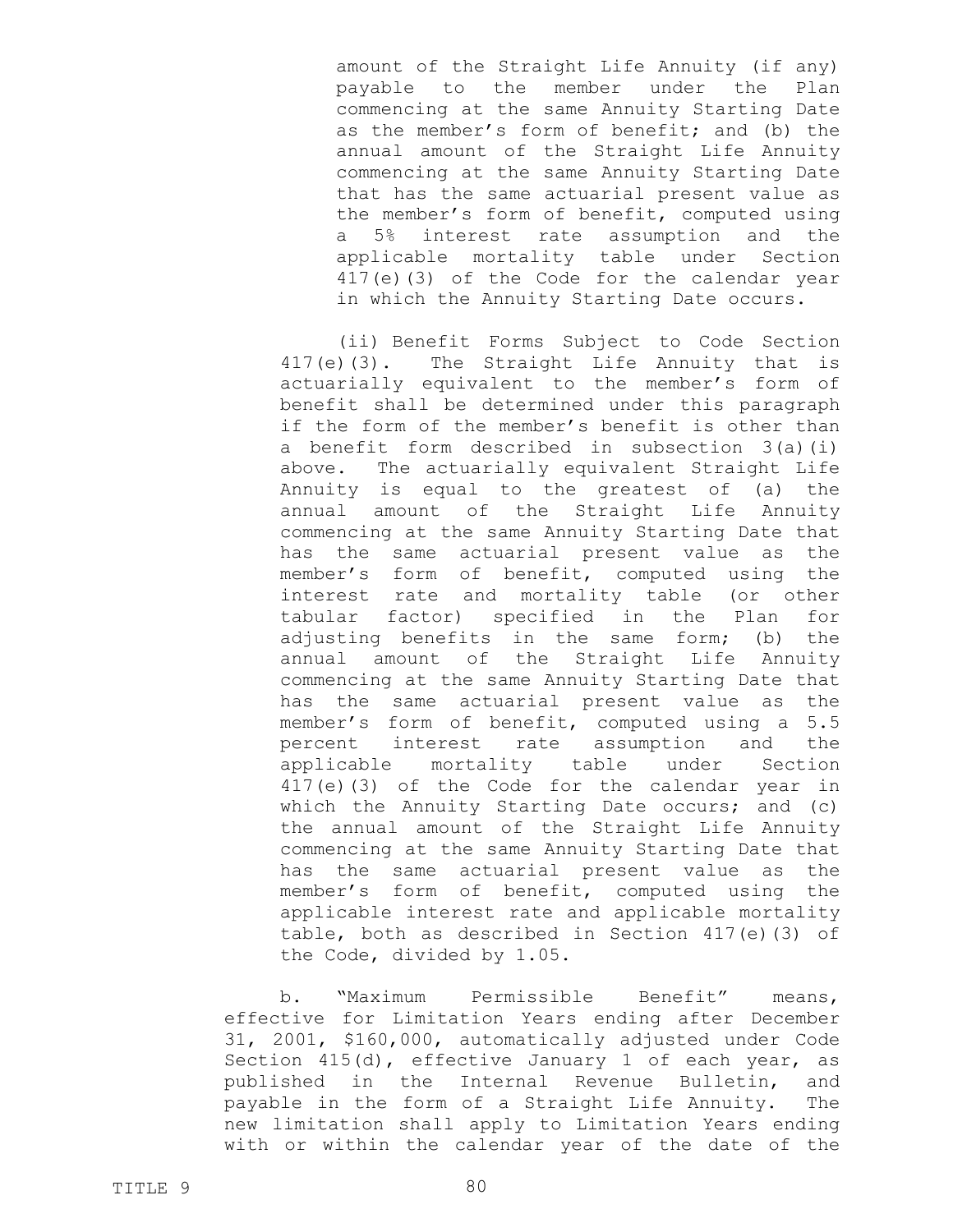amount of the Straight Life Annuity (if any) payable to the member under the Plan commencing at the same Annuity Starting Date as the member's form of benefit; and (b) the annual amount of the Straight Life Annuity commencing at the same Annuity Starting Date that has the same actuarial present value as the member's form of benefit, computed using a 5% interest rate assumption and the applicable mortality table under Section 417(e)(3) of the Code for the calendar year in which the Annuity Starting Date occurs.

(ii) Benefit Forms Subject to Code Section 417(e)(3). The Straight Life Annuity that is actuarially equivalent to the member's form of benefit shall be determined under this paragraph if the form of the member's benefit is other than a benefit form described in subsection 3(a)(i) above. The actuarially equivalent Straight Life Annuity is equal to the greatest of (a) the annual amount of the Straight Life Annuity commencing at the same Annuity Starting Date that has the same actuarial present value as the member's form of benefit, computed using the interest rate and mortality table (or other tabular factor) specified in the Plan for adjusting benefits in the same form; (b) the annual amount of the Straight Life Annuity commencing at the same Annuity Starting Date that has the same actuarial present value as the member's form of benefit, computed using a 5.5 percent interest rate assumption and the applicable mortality table under Section 417(e)(3) of the Code for the calendar year in which the Annuity Starting Date occurs; and (c) the annual amount of the Straight Life Annuity commencing at the same Annuity Starting Date that has the same actuarial present value as the member's form of benefit, computed using the applicable interest rate and applicable mortality table, both as described in Section 417(e)(3) of the Code, divided by 1.05.

b. "Maximum Permissible Benefit" means, effective for Limitation Years ending after December 31, 2001, $160,000, automatically adjusted under Code Section 415(d), effective January 1 of each year, as published in the Internal Revenue Bulletin, and payable in the form of a Straight Life Annuity. The new limitation shall apply to Limitation Years ending with or within the calendar year of the date of the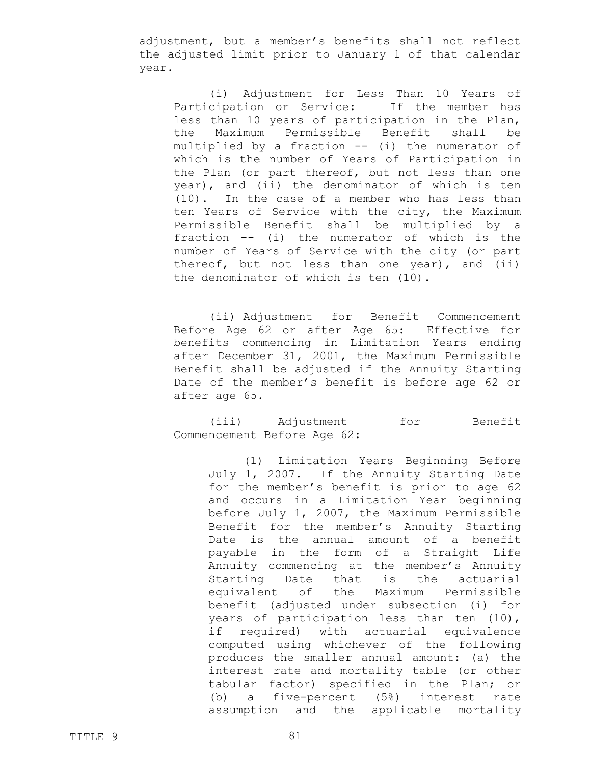adjustment, but a member's benefits shall not reflect the adjusted limit prior to January 1 of that calendar year.

(i) Adjustment for Less Than 10 Years of Participation or Service: If the member has less than 10 years of participation in the Plan, the Maximum Permissible Benefit shall be multiplied by a fraction -- (i) the numerator of which is the number of Years of Participation in the Plan (or part thereof, but not less than one year), and (ii) the denominator of which is ten (10). In the case of a member who has less than ten Years of Service with the city, the Maximum Permissible Benefit shall be multiplied by a fraction -- (i) the numerator of which is the number of Years of Service with the city (or part thereof, but not less than one year), and (ii) the denominator of which is ten (10).

(ii) Adjustment for Benefit Commencement Before Age 62 or after Age 65: Effective for benefits commencing in Limitation Years ending after December 31, 2001, the Maximum Permissible Benefit shall be adjusted if the Annuity Starting Date of the member's benefit is before age 62 or after age 65.

(iii) Adjustment for Benefit Commencement Before Age 62:

(1) Limitation Years Beginning Before July 1, 2007. If the Annuity Starting Date for the member's benefit is prior to age 62 and occurs in a Limitation Year beginning before July 1, 2007, the Maximum Permissible Benefit for the member's Annuity Starting Date is the annual amount of a benefit payable in the form of a Straight Life Annuity commencing at the member's Annuity Starting Date that is the actuarial equivalent of the Maximum Permissible benefit (adjusted under subsection (i) for years of participation less than ten (10), if required) with actuarial equivalence computed using whichever of the following produces the smaller annual amount: (a) the interest rate and mortality table (or other tabular factor) specified in the Plan; or (b) a five-percent (5%) interest rate assumption and the applicable mortality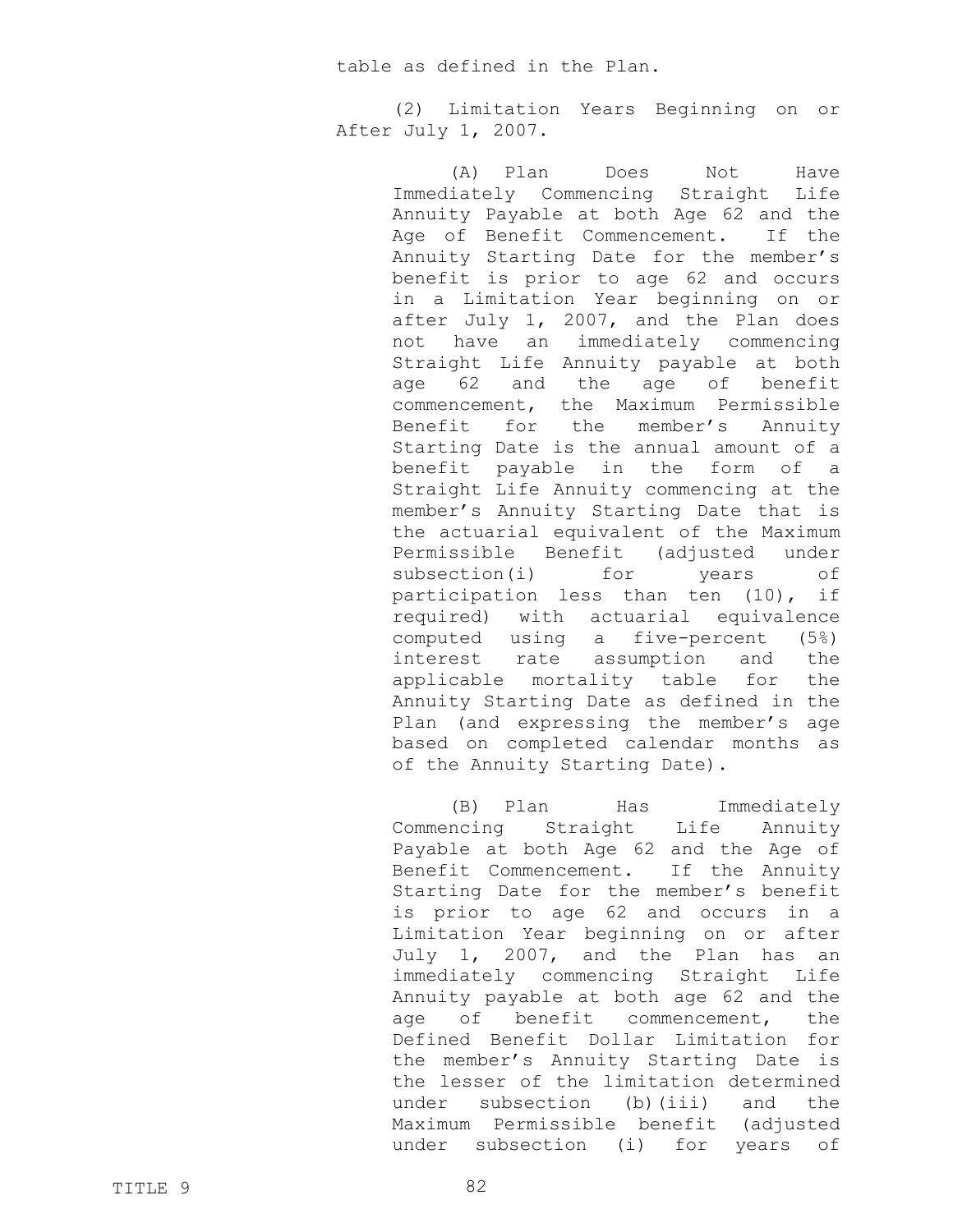table as defined in the Plan.

(2) Limitation Years Beginning on or After July 1, 2007.

(A) Plan Does Not Have Immediately Commencing Straight Life Annuity Payable at both Age 62 and the Age of Benefit Commencement. If the Annuity Starting Date for the member's benefit is prior to age 62 and occurs in a Limitation Year beginning on or after July 1, 2007, and the Plan does not have an immediately commencing Straight Life Annuity payable at both age 62 and the age of benefit commencement, the Maximum Permissible Benefit for the member's Annuity Starting Date is the annual amount of a benefit payable in the form of a Straight Life Annuity commencing at the member's Annuity Starting Date that is the actuarial equivalent of the Maximum Permissible Benefit (adjusted under subsection(i) for years of participation less than ten (10), if required) with actuarial equivalence computed using a five-percent (5%) interest rate assumption and the applicable mortality table for the Annuity Starting Date as defined in the Plan (and expressing the member's age based on completed calendar months as of the Annuity Starting Date).

(B) Plan Has Immediately Commencing Straight Life Annuity Payable at both Age 62 and the Age of Benefit Commencement. If the Annuity Starting Date for the member's benefit is prior to age 62 and occurs in a Limitation Year beginning on or after July 1, 2007, and the Plan has an immediately commencing Straight Life Annuity payable at both age 62 and the age of benefit commencement, the Defined Benefit Dollar Limitation for the member's Annuity Starting Date is the lesser of the limitation determined under subsection (b)(iii) and the Maximum Permissible benefit (adjusted under subsection (i) for years of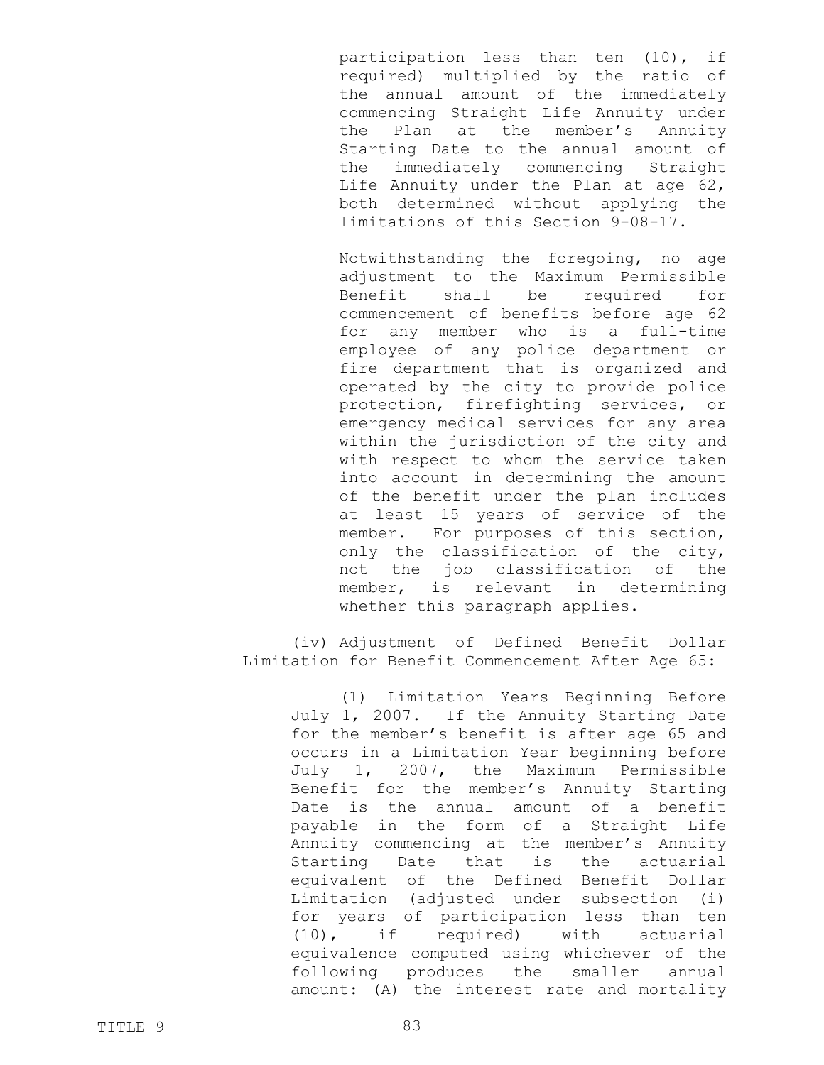participation less than ten (10), if required) multiplied by the ratio of the annual amount of the immediately commencing Straight Life Annuity under the Plan at the member's Annuity Starting Date to the annual amount of the immediately commencing Straight Life Annuity under the Plan at age 62, both determined without applying the limitations of this Section 9-08-17.

Notwithstanding the foregoing, no age adjustment to the Maximum Permissible Benefit shall be required for commencement of benefits before age 62 for any member who is a full-time employee of any police department or fire department that is organized and operated by the city to provide police protection, firefighting services, or emergency medical services for any area within the jurisdiction of the city and with respect to whom the service taken into account in determining the amount of the benefit under the plan includes at least 15 years of service of the member. For purposes of this section, only the classification of the city, not the job classification of the member, is relevant in determining whether this paragraph applies.

(iv) Adjustment of Defined Benefit Dollar Limitation for Benefit Commencement After Age 65:

(1) Limitation Years Beginning Before July 1, 2007. If the Annuity Starting Date for the member's benefit is after age 65 and occurs in a Limitation Year beginning before July 1, 2007, the Maximum Permissible Benefit for the member's Annuity Starting Date is the annual amount of a benefit payable in the form of a Straight Life Annuity commencing at the member's Annuity Starting Date that is the actuarial equivalent of the Defined Benefit Dollar Limitation (adjusted under subsection (i) for years of participation less than ten (10), if required) with actuarial equivalence computed using whichever of the following produces the smaller annual amount: (A) the interest rate and mortality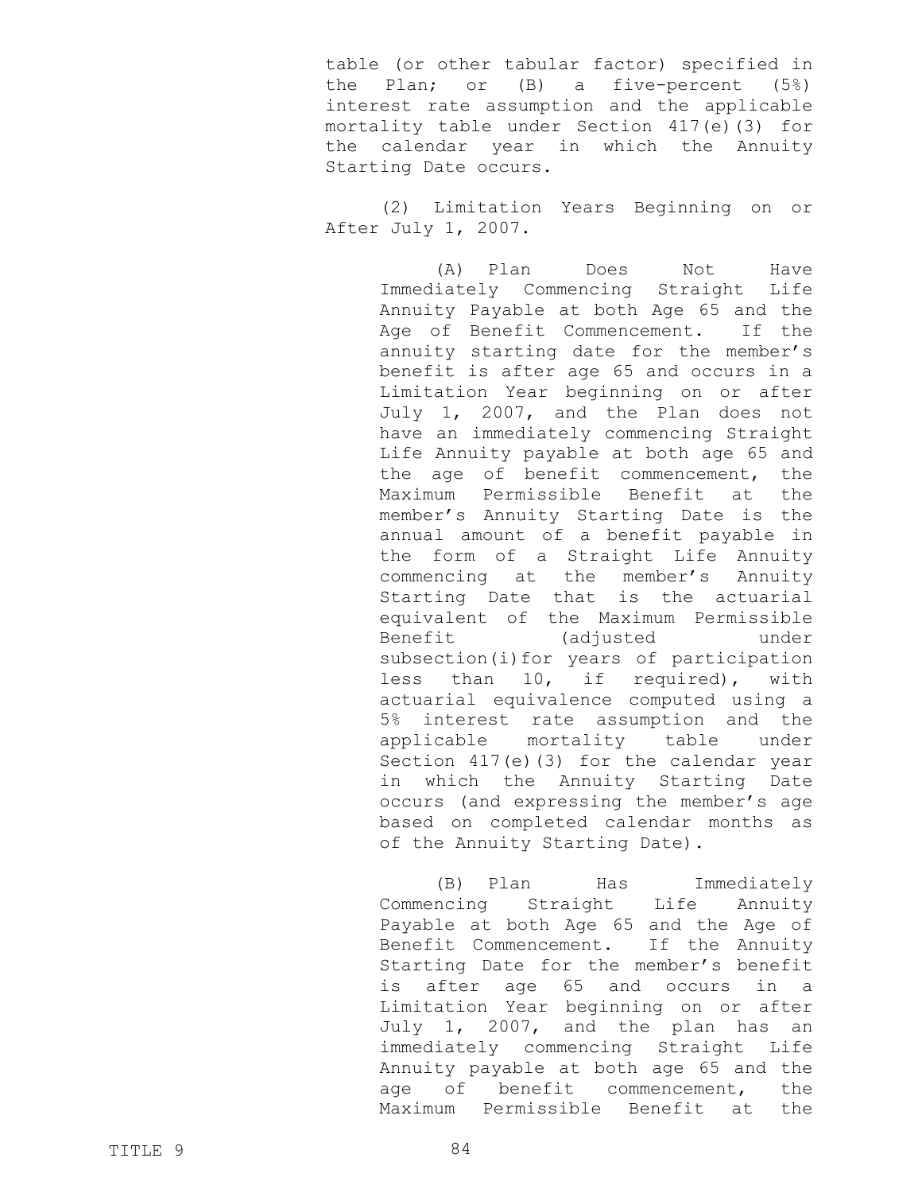table (or other tabular factor) specified in the Plan; or (B) a five-percent (5%) interest rate assumption and the applicable mortality table under Section 417(e)(3) for the calendar year in which the Annuity Starting Date occurs.

(2) Limitation Years Beginning on or After July 1, 2007.

(A) Plan Does Not Have Immediately Commencing Straight Life Annuity Payable at both Age 65 and the Age of Benefit Commencement. If the annuity starting date for the member's benefit is after age 65 and occurs in a Limitation Year beginning on or after July 1, 2007, and the Plan does not have an immediately commencing Straight Life Annuity payable at both age 65 and the age of benefit commencement, the Maximum Permissible Benefit at the member's Annuity Starting Date is the annual amount of a benefit payable in the form of a Straight Life Annuity commencing at the member's Annuity Starting Date that is the actuarial equivalent of the Maximum Permissible Benefit (adjusted under subsection(i)for years of participation less than 10, if required), with actuarial equivalence computed using a 5% interest rate assumption and the applicable mortality table under Section 417(e)(3) for the calendar year in which the Annuity Starting Date occurs (and expressing the member's age based on completed calendar months as of the Annuity Starting Date).

(B) Plan Has Immediately Commencing Straight Life Annuity Payable at both Age 65 and the Age of Benefit Commencement. If the Annuity Starting Date for the member's benefit is after age 65 and occurs in a Limitation Year beginning on or after July 1, 2007, and the plan has an immediately commencing Straight Life Annuity payable at both age 65 and the age of benefit commencement, the Maximum Permissible Benefit at the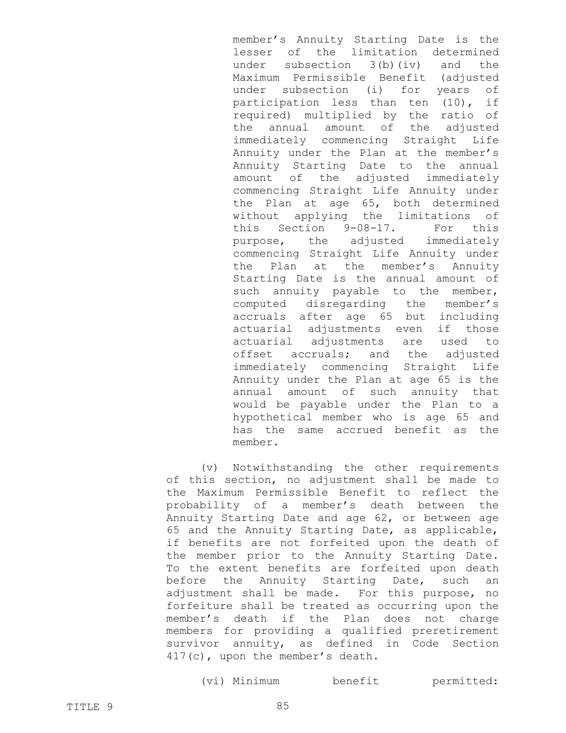member's Annuity Starting Date is the lesser of the limitation determined under subsection 3(b)(iv) and the Maximum Permissible Benefit (adjusted under subsection (i) for years of participation less than ten (10), if required) multiplied by the ratio of the annual amount of the adjusted immediately commencing Straight Life Annuity under the Plan at the member's Annuity Starting Date to the annual amount of the adjusted immediately commencing Straight Life Annuity under the Plan at age 65, both determined without applying the limitations of this Section 9-08-17. For this purpose, the adjusted immediately commencing Straight Life Annuity under the Plan at the member's Annuity Starting Date is the annual amount of such annuity payable to the member, computed disregarding the member's accruals after age 65 but including actuarial adjustments even if those actuarial adjustments are used to offset accruals; and the adjusted immediately commencing Straight Life Annuity under the Plan at age 65 is the annual amount of such annuity that would be payable under the Plan to a hypothetical member who is age 65 and has the same accrued benefit as the member.

(v) Notwithstanding the other requirements of this section, no adjustment shall be made to the Maximum Permissible Benefit to reflect the probability of a member's death between the Annuity Starting Date and age 62, or between age 65 and the Annuity Starting Date, as applicable, if benefits are not forfeited upon the death of the member prior to the Annuity Starting Date. To the extent benefits are forfeited upon death before the Annuity Starting Date, such an adjustment shall be made. For this purpose, no forfeiture shall be treated as occurring upon the member's death if the Plan does not charge members for providing a qualified preretirement survivor annuity, as defined in Code Section 417(c), upon the member's death.

(vi) Minimum benefit permitted: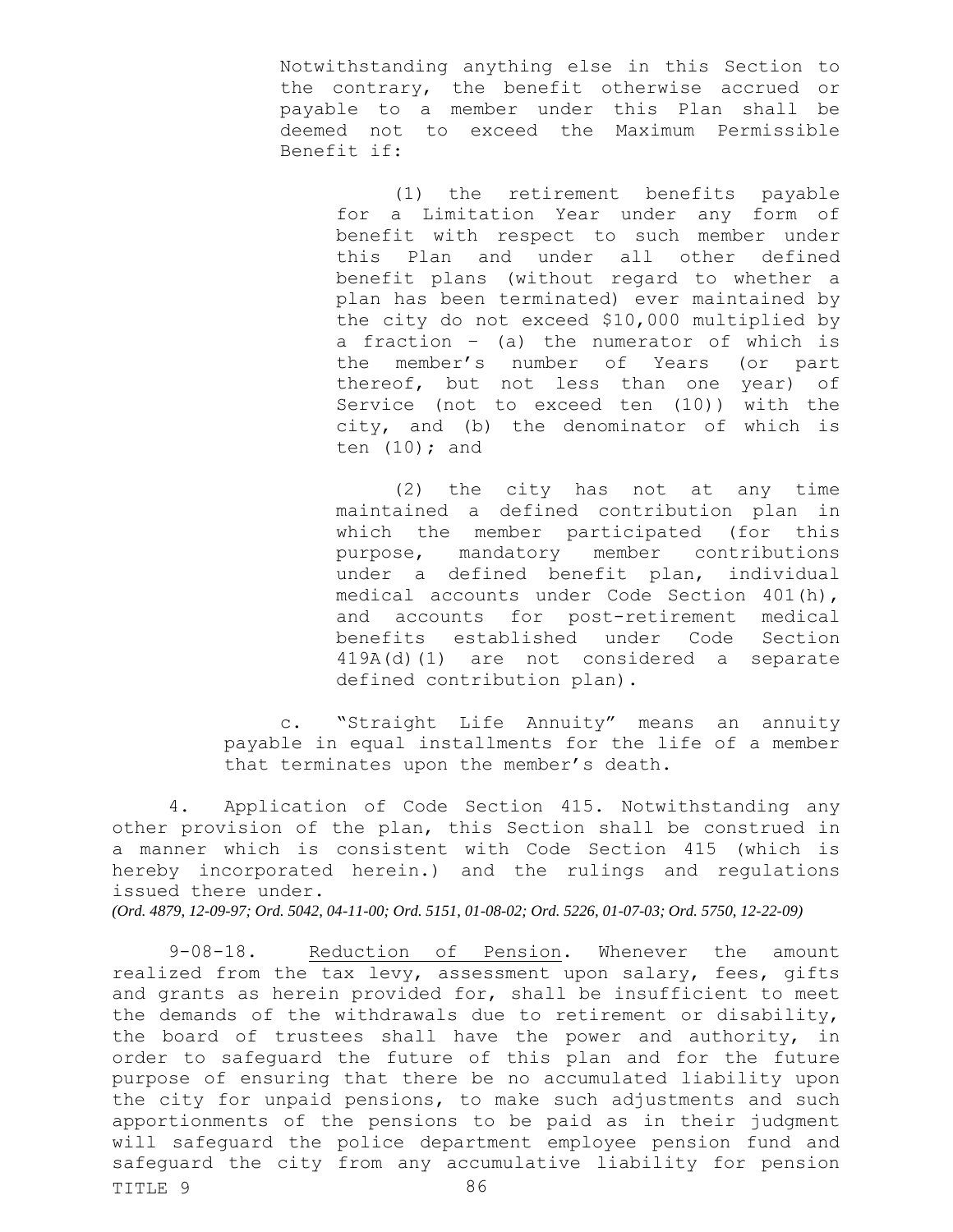Notwithstanding anything else in this Section to the contrary, the benefit otherwise accrued or payable to a member under this Plan shall be deemed not to exceed the Maximum Permissible Benefit if:

(1) the retirement benefits payable for a Limitation Year under any form of benefit with respect to such member under this Plan and under all other defined benefit plans (without regard to whether a plan has been terminated) ever maintained by the city do not exceed $10,000 multiplied by a fraction – (a) the numerator of which is the member's number of Years (or part thereof, but not less than one year) of Service (not to exceed ten (10)) with the city, and (b) the denominator of which is ten (10); and

(2) the city has not at any time maintained a defined contribution plan in which the member participated (for this purpose, mandatory member contributions under a defined benefit plan, individual medical accounts under Code Section 401(h), and accounts for post-retirement medical benefits established under Code Section 419A(d)(1) are not considered a separate defined contribution plan).

c. "Straight Life Annuity" means an annuity payable in equal installments for the life of a member that terminates upon the member's death.

4. Application of Code Section 415. Notwithstanding any other provision of the plan, this Section shall be construed in a manner which is consistent with Code Section 415 (which is hereby incorporated herein.) and the rulings and regulations issued there under.

*(Ord. 4879, 12-09-97; Ord. 5042, 04-11-00; Ord. 5151, 01-08-02; Ord. 5226, 01-07-03; Ord. 5750, 12-22-09)*

9-08-18. Reduction of Pension. Whenever the amount realized from the tax levy, assessment upon salary, fees, gifts and grants as herein provided for, shall be insufficient to meet the demands of the withdrawals due to retirement or disability, the board of trustees shall have the power and authority, in order to safeguard the future of this plan and for the future purpose of ensuring that there be no accumulated liability upon the city for unpaid pensions, to make such adjustments and such apportionments of the pensions to be paid as in their judgment will safeguard the police department employee pension fund and safeguard the city from any accumulative liability for pension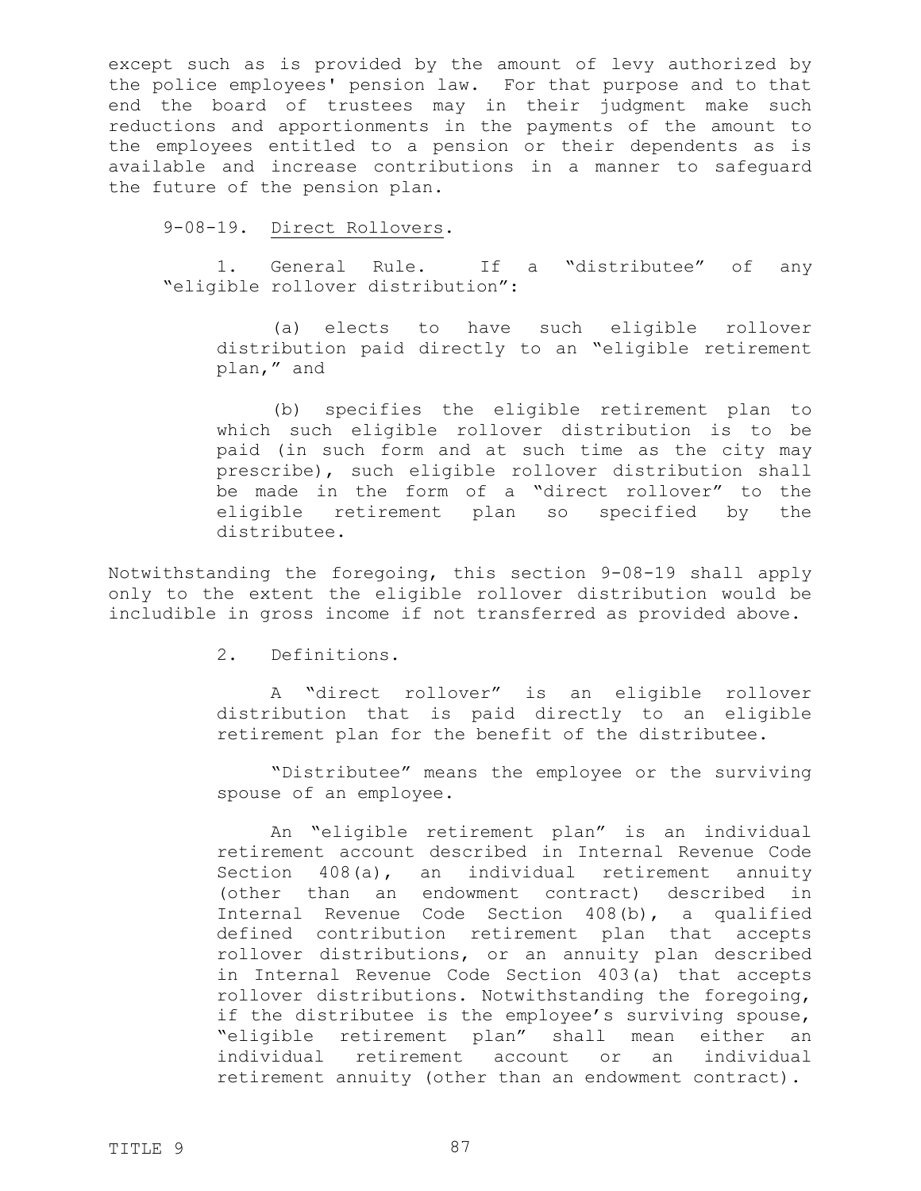except such as is provided by the amount of levy authorized by the police employees' pension law. For that purpose and to that end the board of trustees may in their judgment make such reductions and apportionments in the payments of the amount to the employees entitled to a pension or their dependents as is available and increase contributions in a manner to safeguard the future of the pension plan.

9-08-19. <u>Direct Rollovers</u>.

1. General Rule. If a "distributee" of any "eligible rollover distribution":

(a) elects to have such eligible rollover distribution paid directly to an "eligible retirement plan," and

(b) specifies the eligible retirement plan to which such eligible rollover distribution is to be paid (in such form and at such time as the city may prescribe), such eligible rollover distribution shall be made in the form of a "direct rollover" to the eligible retirement plan so specified by the distributee.

Notwithstanding the foregoing, this section 9-08-19 shall apply only to the extent the eligible rollover distribution would be includible in gross income if not transferred as provided above.

2. Definitions.

A "direct rollover" is an eligible rollover distribution that is paid directly to an eligible retirement plan for the benefit of the distributee.

"Distributee" means the employee or the surviving spouse of an employee.

An "eligible retirement plan" is an individual retirement account described in Internal Revenue Code Section 408(a), an individual retirement annuity (other than an endowment contract) described in Internal Revenue Code Section 408(b), a qualified defined contribution retirement plan that accepts rollover distributions, or an annuity plan described in Internal Revenue Code Section 403(a) that accepts rollover distributions. Notwithstanding the foregoing, if the distributee is the employee's surviving spouse, "eligible retirement plan" shall mean either an individual retirement account or an individual retirement annuity (other than an endowment contract).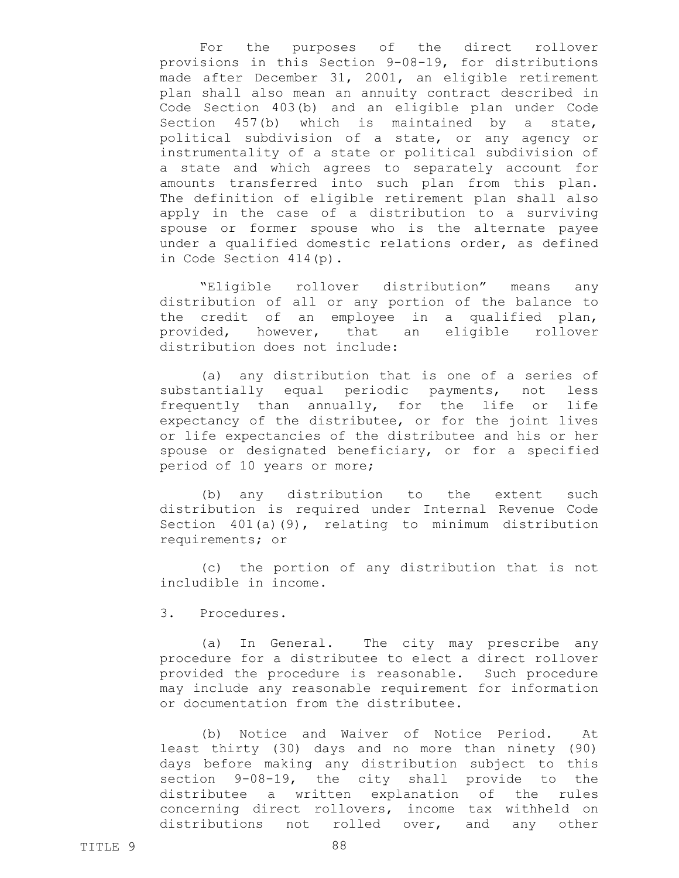For the purposes of the direct rollover provisions in this Section 9-08-19, for distributions made after December 31, 2001, an eligible retirement plan shall also mean an annuity contract described in Code Section 403(b) and an eligible plan under Code Section 457(b) which is maintained by a state, political subdivision of a state, or any agency or instrumentality of a state or political subdivision of a state and which agrees to separately account for amounts transferred into such plan from this plan. The definition of eligible retirement plan shall also apply in the case of a distribution to a surviving spouse or former spouse who is the alternate payee under a qualified domestic relations order, as defined in Code Section 414(p).

"Eligible rollover distribution" means any distribution of all or any portion of the balance to the credit of an employee in a qualified plan, provided, however, that an eligible rollover distribution does not include:

(a) any distribution that is one of a series of substantially equal periodic payments, not less frequently than annually, for the life or life expectancy of the distributee, or for the joint lives or life expectancies of the distributee and his or her spouse or designated beneficiary, or for a specified period of 10 years or more;

(b) any distribution to the extent such distribution is required under Internal Revenue Code Section 401(a)(9), relating to minimum distribution requirements; or

(c) the portion of any distribution that is not includible in income.

3. Procedures.

(a) In General. The city may prescribe any procedure for a distributee to elect a direct rollover provided the procedure is reasonable. Such procedure may include any reasonable requirement for information or documentation from the distributee.

(b) Notice and Waiver of Notice Period. At least thirty (30) days and no more than ninety (90) days before making any distribution subject to this section 9-08-19, the city shall provide to the distributee a written explanation of the rules concerning direct rollovers, income tax withheld on distributions not rolled over, and any other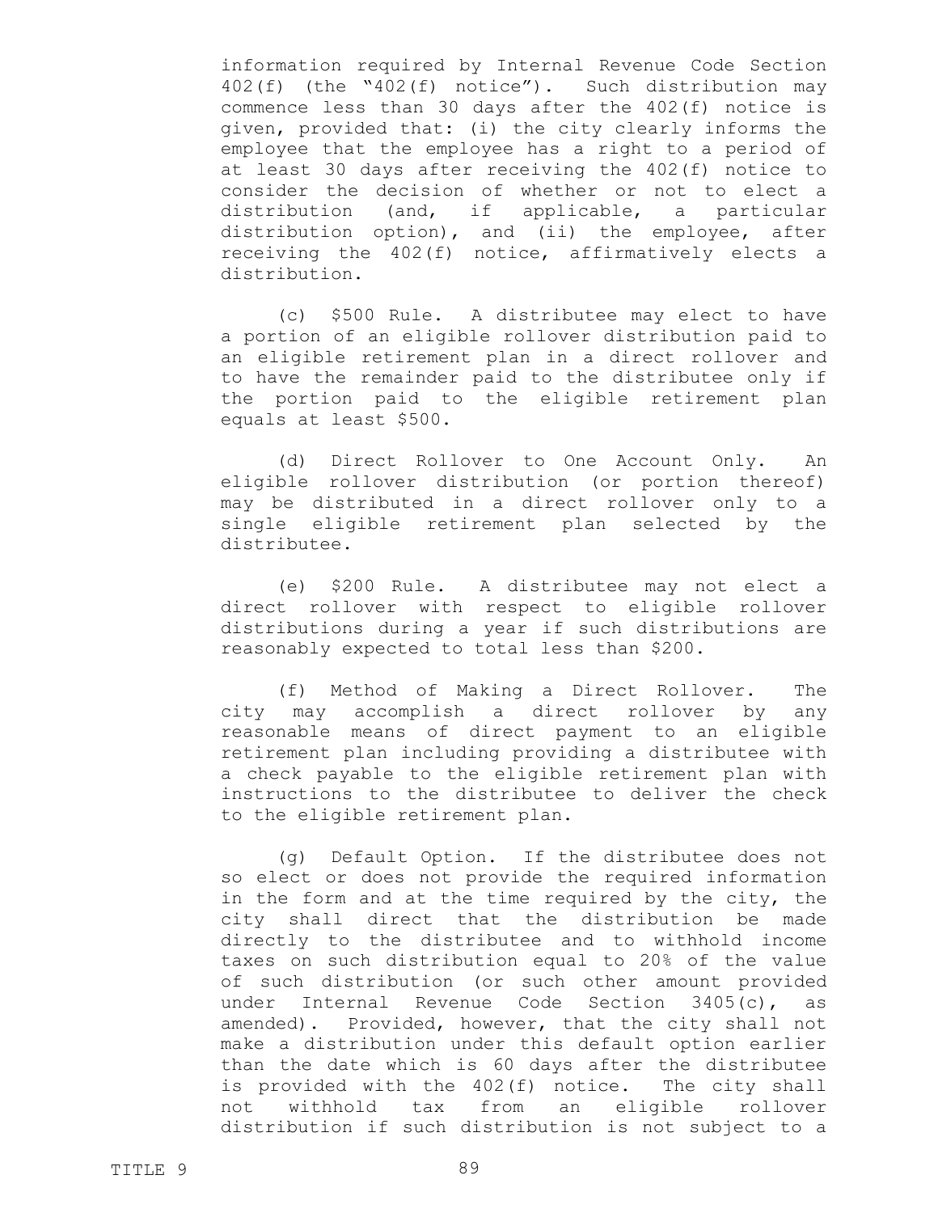information required by Internal Revenue Code Section 402(f) (the "402(f) notice"). Such distribution may commence less than 30 days after the 402(f) notice is given, provided that: (i) the city clearly informs the employee that the employee has a right to a period of at least 30 days after receiving the 402(f) notice to consider the decision of whether or not to elect a distribution (and, if applicable, a particular distribution option), and (ii) the employee, after receiving the 402(f) notice, affirmatively elects a distribution.

(c) $500 Rule. A distributee may elect to have a portion of an eligible rollover distribution paid to an eligible retirement plan in a direct rollover and to have the remainder paid to the distributee only if the portion paid to the eligible retirement plan equals at least $500.

(d) Direct Rollover to One Account Only. An eligible rollover distribution (or portion thereof) may be distributed in a direct rollover only to a single eligible retirement plan selected by the distributee.

(e) $200 Rule. A distributee may not elect a direct rollover with respect to eligible rollover distributions during a year if such distributions are reasonably expected to total less than $200.

(f) Method of Making a Direct Rollover. The city may accomplish a direct rollover by any reasonable means of direct payment to an eligible retirement plan including providing a distributee with a check payable to the eligible retirement plan with instructions to the distributee to deliver the check to the eligible retirement plan.

(g) Default Option. If the distributee does not so elect or does not provide the required information in the form and at the time required by the city, the city shall direct that the distribution be made directly to the distributee and to withhold income taxes on such distribution equal to 20% of the value of such distribution (or such other amount provided under Internal Revenue Code Section 3405(c), as amended). Provided, however, that the city shall not make a distribution under this default option earlier than the date which is 60 days after the distributee is provided with the 402(f) notice. The city shall not withhold tax from an eligible rollover distribution if such distribution is not subject to a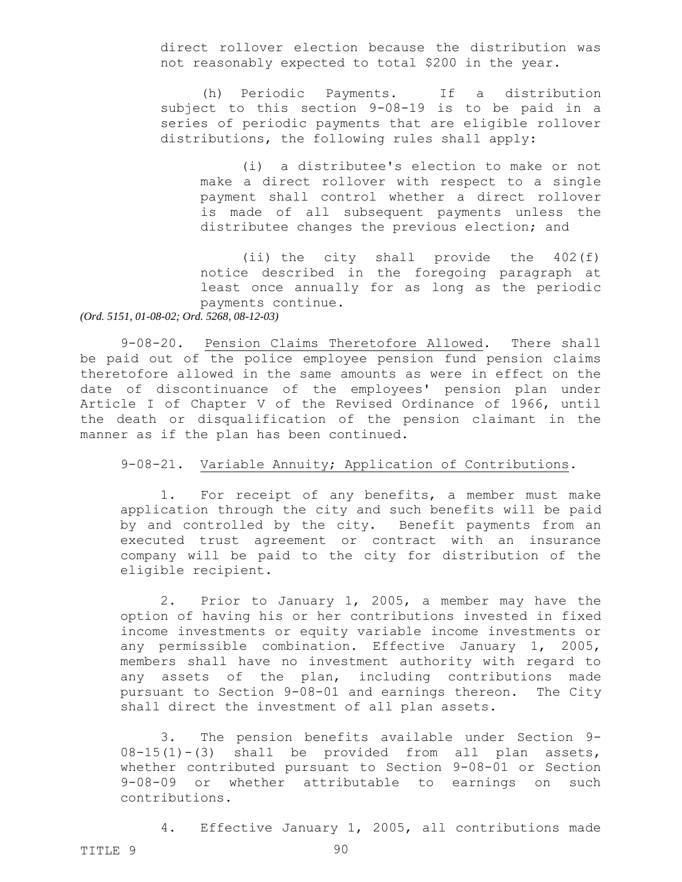direct rollover election because the distribution was not reasonably expected to total $200 in the year.

(h) Periodic Payments. If a distribution subject to this section 9-08-19 is to be paid in a series of periodic payments that are eligible rollover distributions, the following rules shall apply:

(i) a distributee's election to make or not make a direct rollover with respect to a single payment shall control whether a direct rollover is made of all subsequent payments unless the distributee changes the previous election; and

(ii) the city shall provide the 402(f) notice described in the foregoing paragraph at least once annually for as long as the periodic payments continue.

*(Ord. 5151, 01-08-02; Ord. 5268, 08-12-03)*

9-08-20. Pension Claims Theretofore Allowed. There shall be paid out of the police employee pension fund pension claims theretofore allowed in the same amounts as were in effect on the date of discontinuance of the employees' pension plan under Article I of Chapter V of the Revised Ordinance of 1966, until the death or disqualification of the pension claimant in the manner as if the plan has been continued.

9-08-21. Variable Annuity; Application of Contributions.

1. For receipt of any benefits, a member must make application through the city and such benefits will be paid by and controlled by the city. Benefit payments from an executed trust agreement or contract with an insurance company will be paid to the city for distribution of the eligible recipient.

2. Prior to January 1, 2005, a member may have the option of having his or her contributions invested in fixed income investments or equity variable income investments or any permissible combination. Effective January 1, 2005, members shall have no investment authority with regard to any assets of the plan, including contributions made pursuant to Section 9-08-01 and earnings thereon. The City shall direct the investment of all plan assets.

3. The pension benefits available under Section 9-08-15(1)-(3) shall be provided from all plan assets, whether contributed pursuant to Section 9-08-01 or Section 9-08-09 or whether attributable to earnings on such contributions.

4. Effective January 1, 2005, all contributions made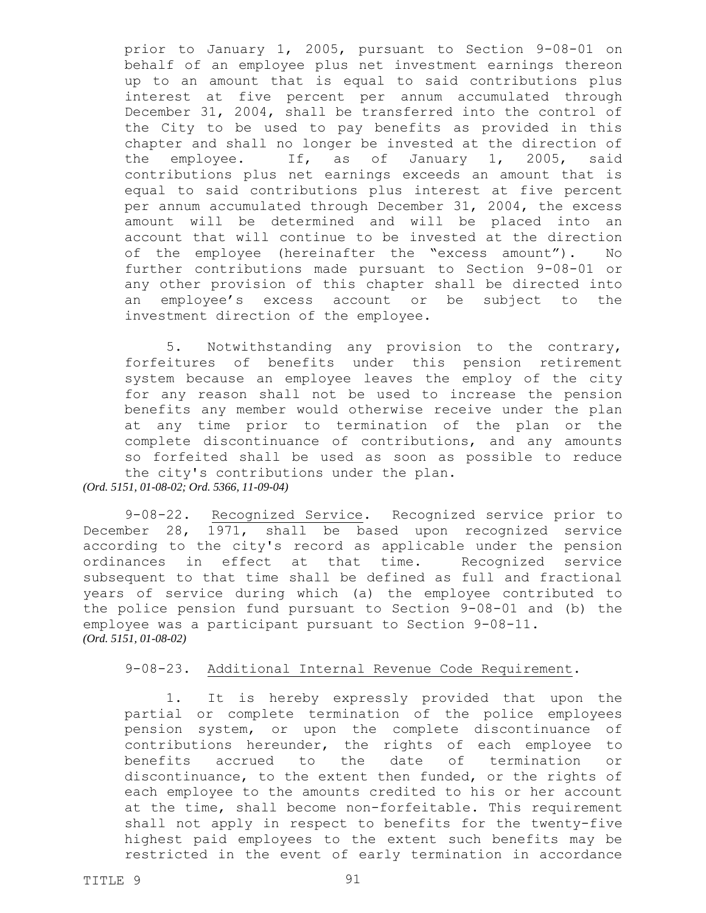prior to January 1, 2005, pursuant to Section 9-08-01 on behalf of an employee plus net investment earnings thereon up to an amount that is equal to said contributions plus interest at five percent per annum accumulated through December 31, 2004, shall be transferred into the control of the City to be used to pay benefits as provided in this chapter and shall no longer be invested at the direction of the employee. If, as of January 1, 2005, said contributions plus net earnings exceeds an amount that is equal to said contributions plus interest at five percent per annum accumulated through December 31, 2004, the excess amount will be determined and will be placed into an account that will continue to be invested at the direction of the employee (hereinafter the "excess amount"). No further contributions made pursuant to Section 9-08-01 or any other provision of this chapter shall be directed into an employee's excess account or be subject to the investment direction of the employee.

5. Notwithstanding any provision to the contrary, forfeitures of benefits under this pension retirement system because an employee leaves the employ of the city for any reason shall not be used to increase the pension benefits any member would otherwise receive under the plan at any time prior to termination of the plan or the complete discontinuance of contributions, and any amounts so forfeited shall be used as soon as possible to reduce the city's contributions under the plan.

*(Ord. 5151, 01-08-02; Ord. 5366, 11-09-04)*

9-08-22. Recognized Service. Recognized service prior to December 28, 1971, shall be based upon recognized service according to the city's record as applicable under the pension ordinances in effect at that time. Recognized service subsequent to that time shall be defined as full and fractional years of service during which (a) the employee contributed to the police pension fund pursuant to Section 9-08-01 and (b) the employee was a participant pursuant to Section 9-08-11.

*(Ord. 5151, 01-08-02)*

9-08-23. Additional Internal Revenue Code Requirement.

1. It is hereby expressly provided that upon the partial or complete termination of the police employees pension system, or upon the complete discontinuance of contributions hereunder, the rights of each employee to benefits accrued to the date of termination or discontinuance, to the extent then funded, or the rights of each employee to the amounts credited to his or her account at the time, shall become non-forfeitable. This requirement shall not apply in respect to benefits for the twenty-five highest paid employees to the extent such benefits may be restricted in the event of early termination in accordance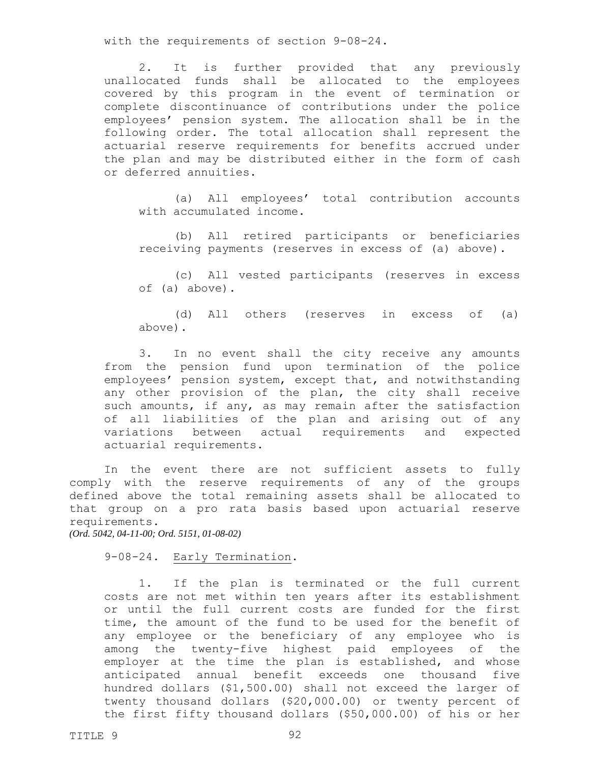with the requirements of section 9-08-24.

2. It is further provided that any previously unallocated funds shall be allocated to the employees covered by this program in the event of termination or complete discontinuance of contributions under the police employees' pension system. The allocation shall be in the following order. The total allocation shall represent the actuarial reserve requirements for benefits accrued under the plan and may be distributed either in the form of cash or deferred annuities.

(a) All employees' total contribution accounts with accumulated income.

(b) All retired participants or beneficiaries receiving payments (reserves in excess of (a) above).

(c) All vested participants (reserves in excess of (a) above).

(d) All others (reserves in excess of (a) above).

3. In no event shall the city receive any amounts from the pension fund upon termination of the police employees' pension system, except that, and notwithstanding any other provision of the plan, the city shall receive such amounts, if any, as may remain after the satisfaction of all liabilities of the plan and arising out of any variations between actual requirements and expected actuarial requirements.

In the event there are not sufficient assets to fully comply with the reserve requirements of any of the groups defined above the total remaining assets shall be allocated to that group on a pro rata basis based upon actuarial reserve requirements.

*(Ord. 5042, 04-11-00; Ord. 5151, 01-08-02)*

9-08-24. Early Termination.

1. If the plan is terminated or the full current costs are not met within ten years after its establishment or until the full current costs are funded for the first time, the amount of the fund to be used for the benefit of any employee or the beneficiary of any employee who is among the twenty-five highest paid employees of the employer at the time the plan is established, and whose anticipated annual benefit exceeds one thousand five hundred dollars ($1,500.00) shall not exceed the larger of twenty thousand dollars ($20,000.00) or twenty percent of the first fifty thousand dollars ($50,000.00) of his or her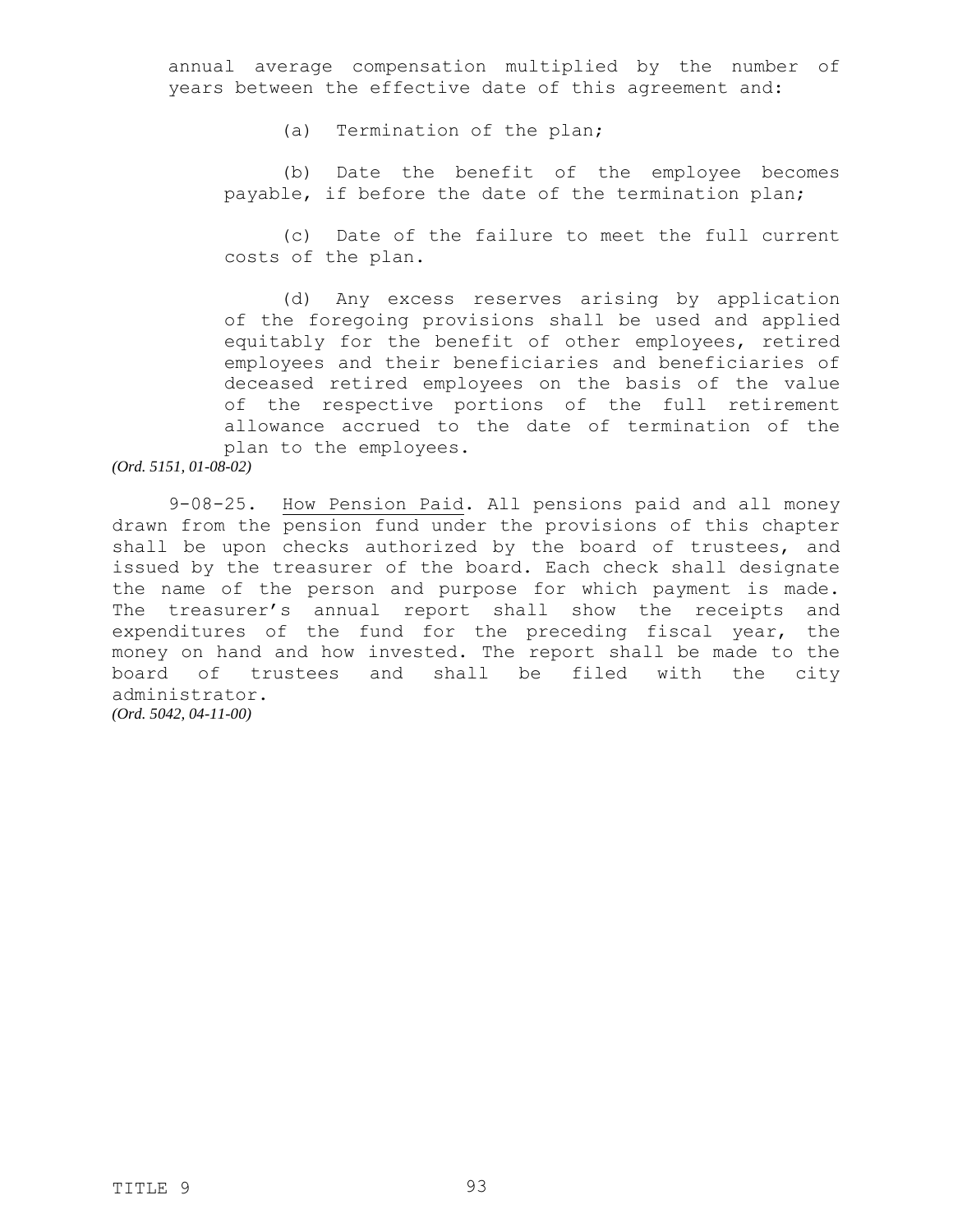annual average compensation multiplied by the number of years between the effective date of this agreement and:

(a) Termination of the plan;

(b) Date the benefit of the employee becomes payable, if before the date of the termination plan;

(c) Date of the failure to meet the full current costs of the plan.

(d) Any excess reserves arising by application of the foregoing provisions shall be used and applied equitably for the benefit of other employees, retired employees and their beneficiaries and beneficiaries of deceased retired employees on the basis of the value of the respective portions of the full retirement allowance accrued to the date of termination of the plan to the employees.

*(Ord. 5151, 01-08-02)*

9-08-25. How Pension Paid. All pensions paid and all money drawn from the pension fund under the provisions of this chapter shall be upon checks authorized by the board of trustees, and issued by the treasurer of the board. Each check shall designate the name of the person and purpose for which payment is made. The treasurer's annual report shall show the receipts and expenditures of the fund for the preceding fiscal year, the money on hand and how invested. The report shall be made to the board of trustees and shall be filed with the city administrator.

*(Ord. 5042, 04-11-00)*